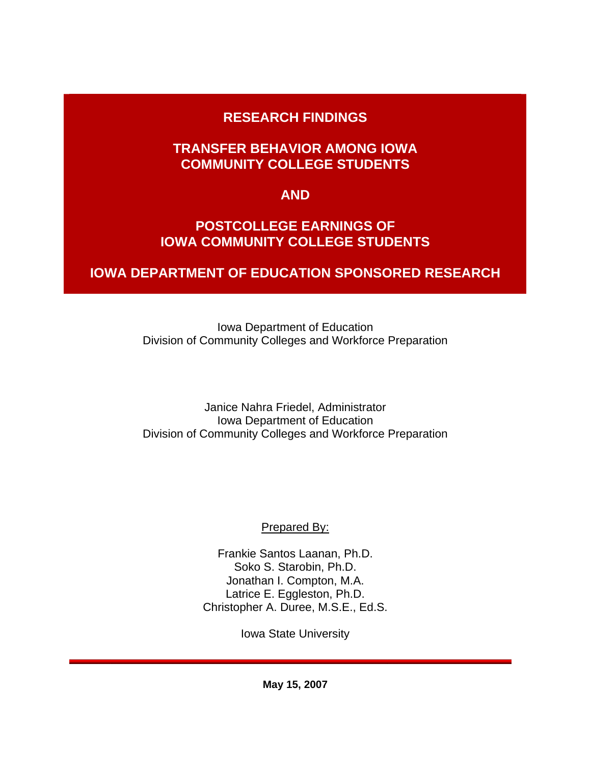# RESEARCH FINDINGS

## TRANSFER BEHAVIOR AMONG IOWA COMMUNITY COLLEGE STUDENTS

## AND

## POSTCOLLEGE EARNINGS OF IOWA COMMUNITY COLLEGE STUDENTS

## IOWA DEPARTMENT OF EDUCATION SPONSORED RESEARCH

Iowa Department of Education
Division of Community Colleges and Workforce Preparation

Janice Nahra Friedel, Administrator
Iowa Department of Education
Division of Community Colleges and Workforce Preparation

Prepared By:

Frankie Santos Laanan, Ph.D.
Soko S. Starobin, Ph.D.
Jonathan I. Compton, M.A.
Latrice E. Eggleston, Ph.D.
Christopher A. Duree, M.S.E., Ed.S.

Iowa State University

**May 15, 2007**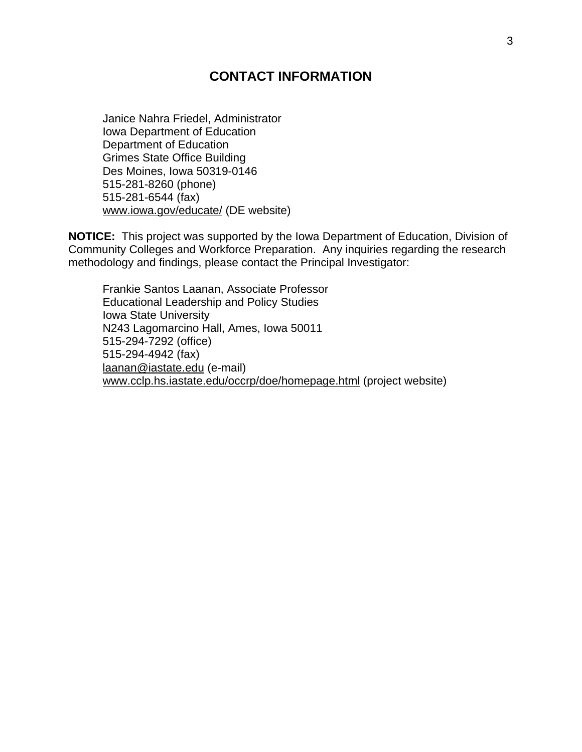# CONTACT INFORMATION

Janice Nahra Friedel, Administrator
Iowa Department of Education
Department of Education
Grimes State Office Building
Des Moines, Iowa 50319-0146
515-281-8260 (phone)
515-281-6544 (fax)
www.iowa.gov/educate/ (DE website)

**NOTICE:** This project was supported by the Iowa Department of Education, Division of Community Colleges and Workforce Preparation. Any inquiries regarding the research methodology and findings, please contact the Principal Investigator:

Frankie Santos Laanan, Associate Professor
Educational Leadership and Policy Studies
Iowa State University
N243 Lagomarcino Hall, Ames, Iowa 50011
515-294-7292 (office)
515-294-4942 (fax)
laanan@iastate.edu (e-mail)
www.cclp.hs.iastate.edu/occrp/doe/homepage.html (project website)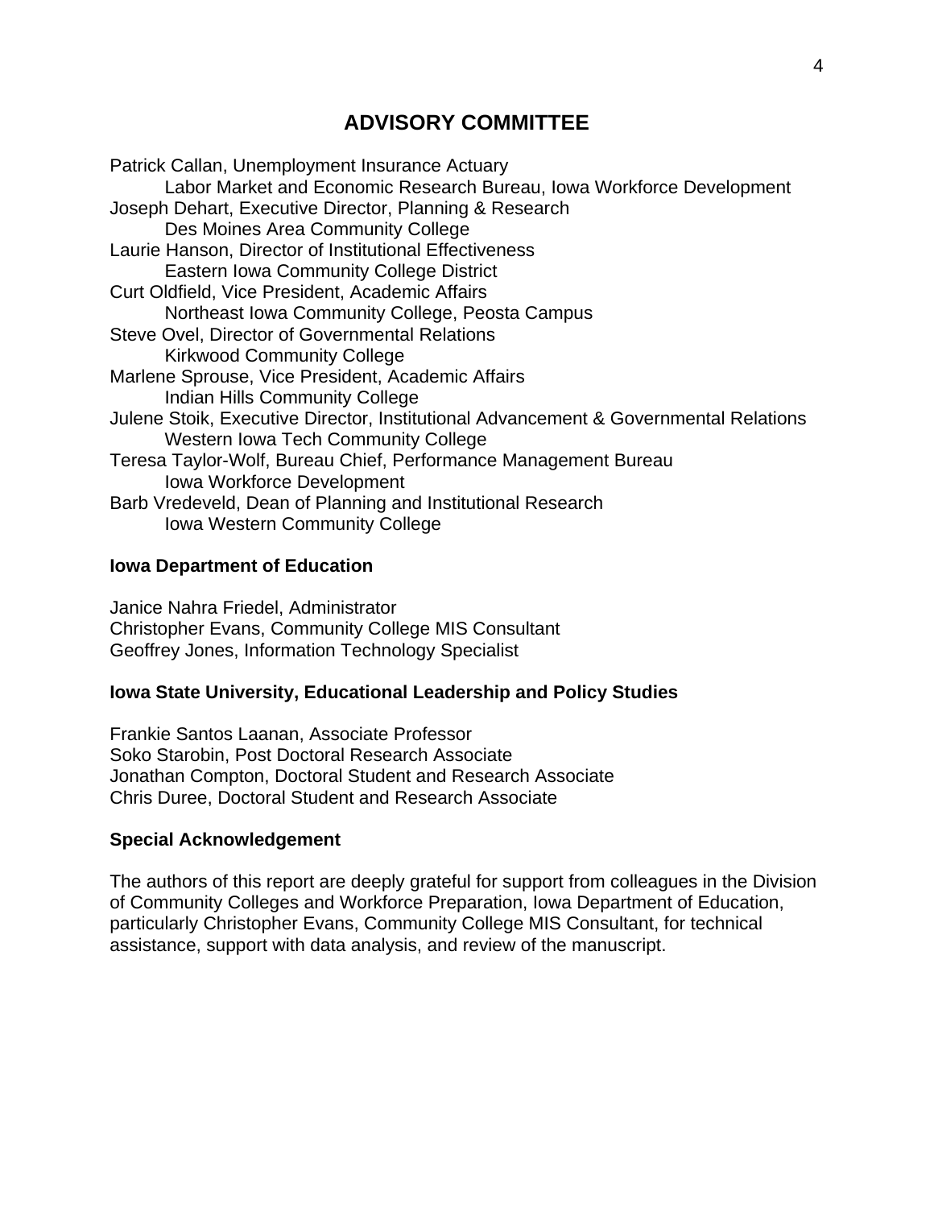# ADVISORY COMMITTEE

Patrick Callan, Unemployment Insurance Actuary
    Labor Market and Economic Research Bureau, Iowa Workforce Development
Joseph Dehart, Executive Director, Planning & Research
    Des Moines Area Community College
Laurie Hanson, Director of Institutional Effectiveness
    Eastern Iowa Community College District
Curt Oldfield, Vice President, Academic Affairs
    Northeast Iowa Community College, Peosta Campus
Steve Ovel, Director of Governmental Relations
    Kirkwood Community College
Marlene Sprouse, Vice President, Academic Affairs
    Indian Hills Community College
Julene Stoik, Executive Director, Institutional Advancement & Governmental Relations
    Western Iowa Tech Community College
Teresa Taylor-Wolf, Bureau Chief, Performance Management Bureau
    Iowa Workforce Development
Barb Vredeveld, Dean of Planning and Institutional Research
    Iowa Western Community College

**Iowa Department of Education**

Janice Nahra Friedel, Administrator
Christopher Evans, Community College MIS Consultant
Geoffrey Jones, Information Technology Specialist

**Iowa State University, Educational Leadership and Policy Studies**

Frankie Santos Laanan, Associate Professor
Soko Starobin, Post Doctoral Research Associate
Jonathan Compton, Doctoral Student and Research Associate
Chris Duree, Doctoral Student and Research Associate

**Special Acknowledgement**

The authors of this report are deeply grateful for support from colleagues in the Division of Community Colleges and Workforce Preparation, Iowa Department of Education, particularly Christopher Evans, Community College MIS Consultant, for technical assistance, support with data analysis, and review of the manuscript.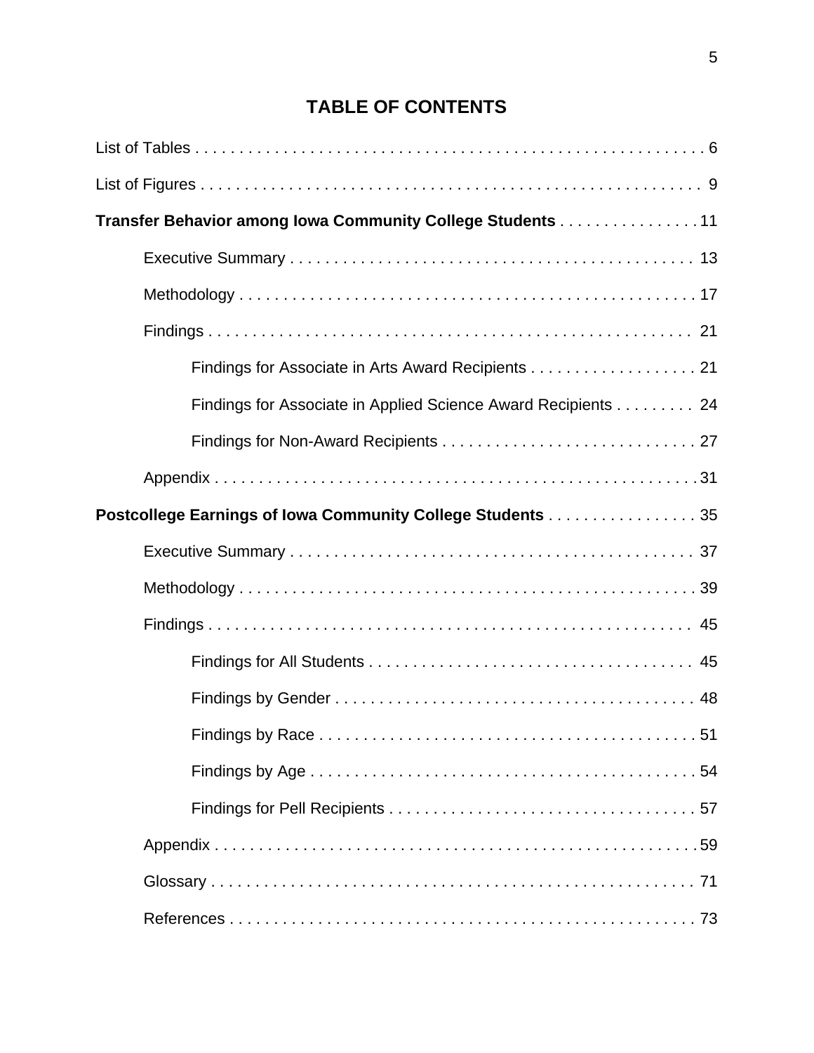# TABLE OF CONTENTS

List of Tables . . . . . . . . . . . . . . . . . . . . . . . . . . . . . . . . . . . . . . . . . . . . . . . . . . . . . . . . . 6

List of Figures . . . . . . . . . . . . . . . . . . . . . . . . . . . . . . . . . . . . . . . . . . . . . . . . . . . . . . . . 9

**Transfer Behavior among Iowa Community College Students** . . . . . . . . . . . . . . . . 11

- Executive Summary . . . . . . . . . . . . . . . . . . . . . . . . . . . . . . . . . . . . . . . . . . . . . . 13
- Methodology . . . . . . . . . . . . . . . . . . . . . . . . . . . . . . . . . . . . . . . . . . . . . . . . . . . . 17
- Findings . . . . . . . . . . . . . . . . . . . . . . . . . . . . . . . . . . . . . . . . . . . . . . . . . . . . . . . 21
    - Findings for Associate in Arts Award Recipients . . . . . . . . . . . . . . . . . . . 21
    - Findings for Associate in Applied Science Award Recipients . . . . . . . . . 24
    - Findings for Non-Award Recipients . . . . . . . . . . . . . . . . . . . . . . . . . . . . . 27
- Appendix . . . . . . . . . . . . . . . . . . . . . . . . . . . . . . . . . . . . . . . . . . . . . . . . . . . . . . 31

**Postcollege Earnings of Iowa Community College Students** . . . . . . . . . . . . . . . . . 35

- Executive Summary . . . . . . . . . . . . . . . . . . . . . . . . . . . . . . . . . . . . . . . . . . . . . . 37
- Methodology . . . . . . . . . . . . . . . . . . . . . . . . . . . . . . . . . . . . . . . . . . . . . . . . . . . . 39
- Findings . . . . . . . . . . . . . . . . . . . . . . . . . . . . . . . . . . . . . . . . . . . . . . . . . . . . . . . 45
    - Findings for All Students . . . . . . . . . . . . . . . . . . . . . . . . . . . . . . . . . . . . . . 45
    - Findings by Gender . . . . . . . . . . . . . . . . . . . . . . . . . . . . . . . . . . . . . . . . . . 48
    - Findings by Race . . . . . . . . . . . . . . . . . . . . . . . . . . . . . . . . . . . . . . . . . . . . 51
    - Findings by Age . . . . . . . . . . . . . . . . . . . . . . . . . . . . . . . . . . . . . . . . . . . . . 54
    - Findings for Pell Recipients . . . . . . . . . . . . . . . . . . . . . . . . . . . . . . . . . . . 57
- Appendix . . . . . . . . . . . . . . . . . . . . . . . . . . . . . . . . . . . . . . . . . . . . . . . . . . . . . . 59
- Glossary . . . . . . . . . . . . . . . . . . . . . . . . . . . . . . . . . . . . . . . . . . . . . . . . . . . . . . 71
- References . . . . . . . . . . . . . . . . . . . . . . . . . . . . . . . . . . . . . . . . . . . . . . . . . . . . 73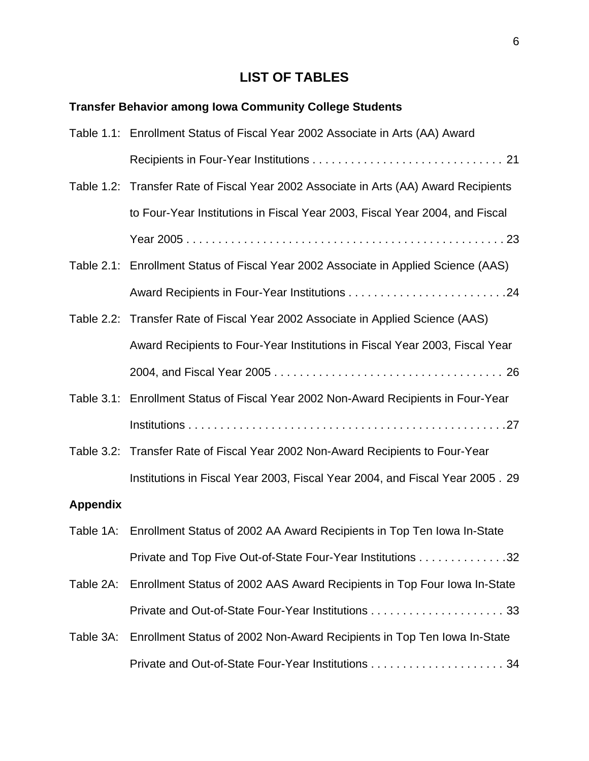# LIST OF TABLES

**Transfer Behavior among Iowa Community College Students**

Table 1.1: Enrollment Status of Fiscal Year 2002 Associate in Arts (AA) Award Recipients in Four-Year Institutions . . . . . . . . . . . . . . . . . . . . . . . . . . . . . . 21

Table 1.2: Transfer Rate of Fiscal Year 2002 Associate in Arts (AA) Award Recipients to Four-Year Institutions in Fiscal Year 2003, Fiscal Year 2004, and Fiscal Year 2005 . . . . . . . . . . . . . . . . . . . . . . . . . . . . . . . . . . . . . . . . . . . . . . . . . 23

Table 2.1: Enrollment Status of Fiscal Year 2002 Associate in Applied Science (AAS) Award Recipients in Four-Year Institutions . . . . . . . . . . . . . . . . . . . . . . . . . 24

Table 2.2: Transfer Rate of Fiscal Year 2002 Associate in Applied Science (AAS) Award Recipients to Four-Year Institutions in Fiscal Year 2003, Fiscal Year 2004, and Fiscal Year 2005 . . . . . . . . . . . . . . . . . . . . . . . . . . . . . . . . . . . . 26

Table 3.1: Enrollment Status of Fiscal Year 2002 Non-Award Recipients in Four-Year Institutions . . . . . . . . . . . . . . . . . . . . . . . . . . . . . . . . . . . . . . . . . . . . . . . . . . 27

Table 3.2: Transfer Rate of Fiscal Year 2002 Non-Award Recipients to Four-Year Institutions in Fiscal Year 2003, Fiscal Year 2004, and Fiscal Year 2005 . 29

**Appendix**

Table 1A: Enrollment Status of 2002 AA Award Recipients in Top Ten Iowa In-State Private and Top Five Out-of-State Four-Year Institutions . . . . . . . . . . . . . . 32

Table 2A: Enrollment Status of 2002 AAS Award Recipients in Top Four Iowa In-State Private and Out-of-State Four-Year Institutions . . . . . . . . . . . . . . . . . . . . . 33

Table 3A: Enrollment Status of 2002 Non-Award Recipients in Top Ten Iowa In-State Private and Out-of-State Four-Year Institutions . . . . . . . . . . . . . . . . . . . . . 34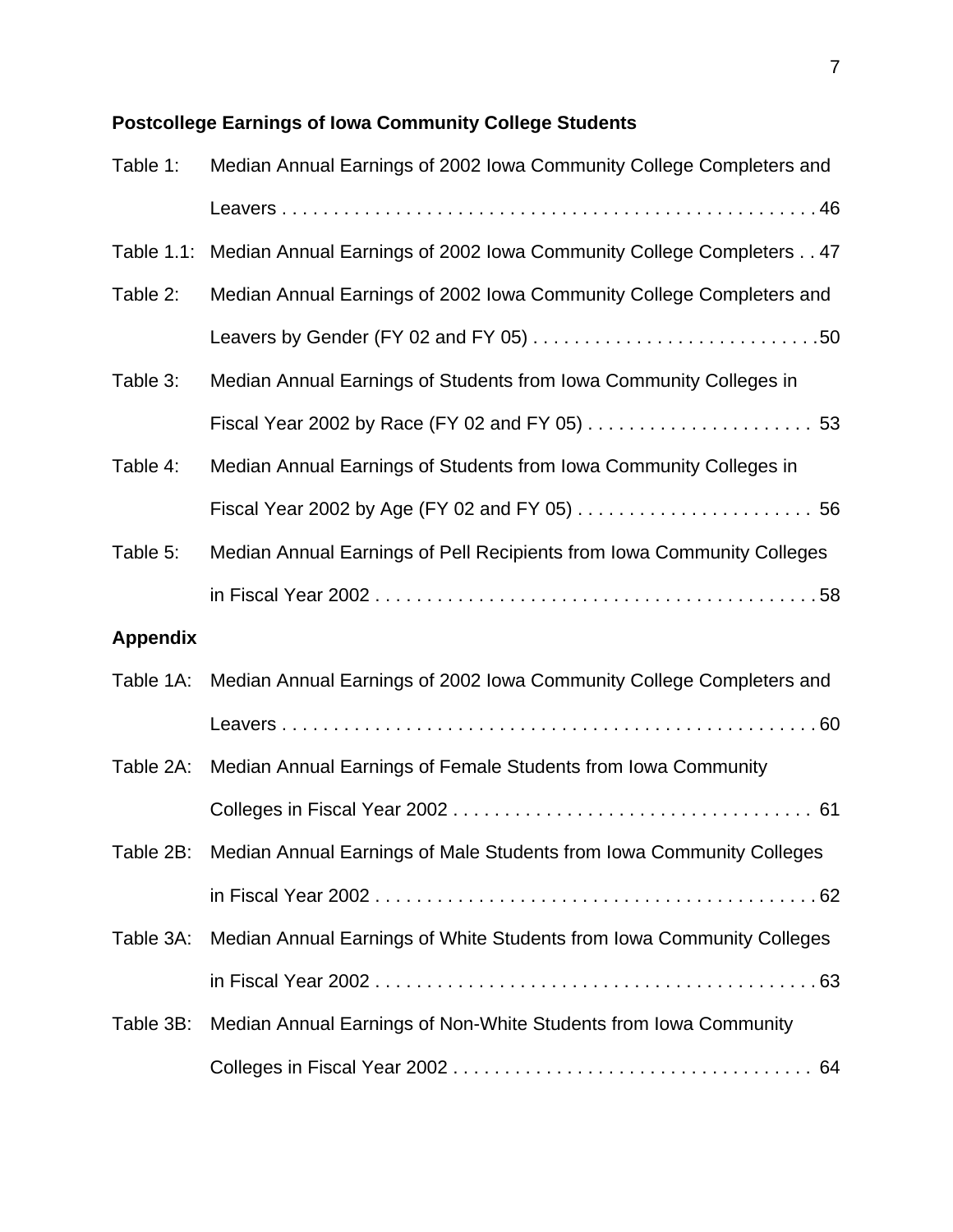**Postcollege Earnings of Iowa Community College Students**

Table 1: Median Annual Earnings of 2002 Iowa Community College Completers and Leavers . . . . . . . . . . . . . . . . . . . . . . . . . . . . . . . . . . . . . . . . . . . . . . . . . . . 46

Table 1.1: Median Annual Earnings of 2002 Iowa Community College Completers . . 47

Table 2: Median Annual Earnings of 2002 Iowa Community College Completers and Leavers by Gender (FY 02 and FY 05) . . . . . . . . . . . . . . . . . . . . . . . . . . . .50

Table 3: Median Annual Earnings of Students from Iowa Community Colleges in Fiscal Year 2002 by Race (FY 02 and FY 05) . . . . . . . . . . . . . . . . . . . . . . 53

Table 4: Median Annual Earnings of Students from Iowa Community Colleges in Fiscal Year 2002 by Age (FY 02 and FY 05) . . . . . . . . . . . . . . . . . . . . . . . 56

Table 5: Median Annual Earnings of Pell Recipients from Iowa Community Colleges in Fiscal Year 2002 . . . . . . . . . . . . . . . . . . . . . . . . . . . . . . . . . . . . . . . . . . . 58

**Appendix**

Table 1A: Median Annual Earnings of 2002 Iowa Community College Completers and Leavers . . . . . . . . . . . . . . . . . . . . . . . . . . . . . . . . . . . . . . . . . . . . . . . . . . . 60

Table 2A: Median Annual Earnings of Female Students from Iowa Community Colleges in Fiscal Year 2002 . . . . . . . . . . . . . . . . . . . . . . . . . . . . . . . . . . 61

Table 2B: Median Annual Earnings of Male Students from Iowa Community Colleges in Fiscal Year 2002 . . . . . . . . . . . . . . . . . . . . . . . . . . . . . . . . . . . . . . . . . . . 62

Table 3A: Median Annual Earnings of White Students from Iowa Community Colleges in Fiscal Year 2002 . . . . . . . . . . . . . . . . . . . . . . . . . . . . . . . . . . . . . . . . . . . 63

Table 3B: Median Annual Earnings of Non-White Students from Iowa Community Colleges in Fiscal Year 2002 . . . . . . . . . . . . . . . . . . . . . . . . . . . . . . . . . . 64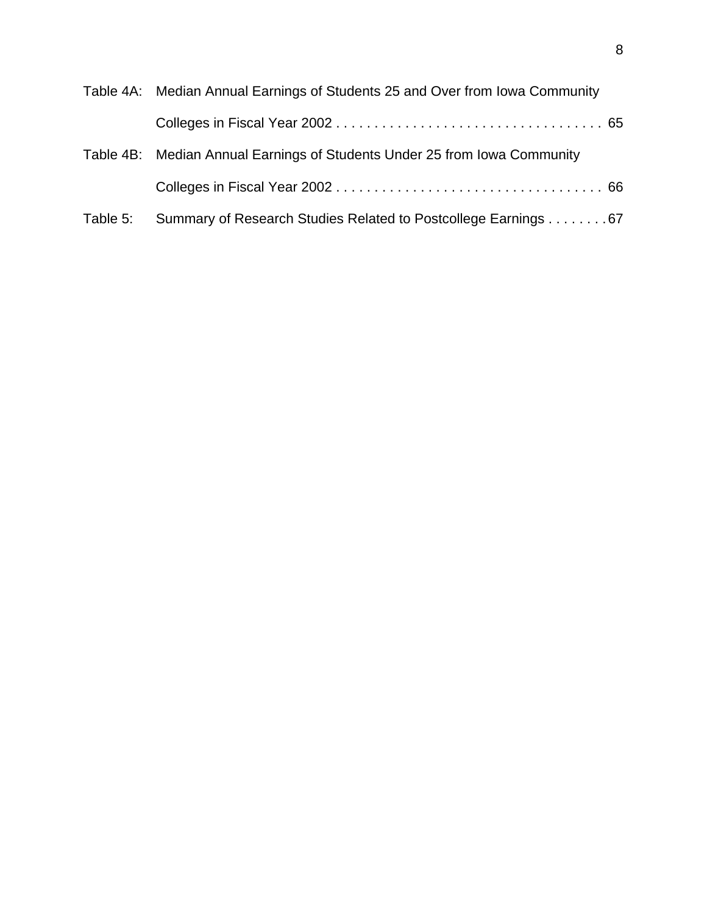Table 4A: Median Annual Earnings of Students 25 and Over from Iowa Community Colleges in Fiscal Year 2002 . . . . . . . . . . . . . . . . . . . . . . . . . . . . . . . . . . . 65

Table 4B: Median Annual Earnings of Students Under 25 from Iowa Community Colleges in Fiscal Year 2002 . . . . . . . . . . . . . . . . . . . . . . . . . . . . . . . . . . . 66

Table 5: Summary of Research Studies Related to Postcollege Earnings . . . . . . . . 67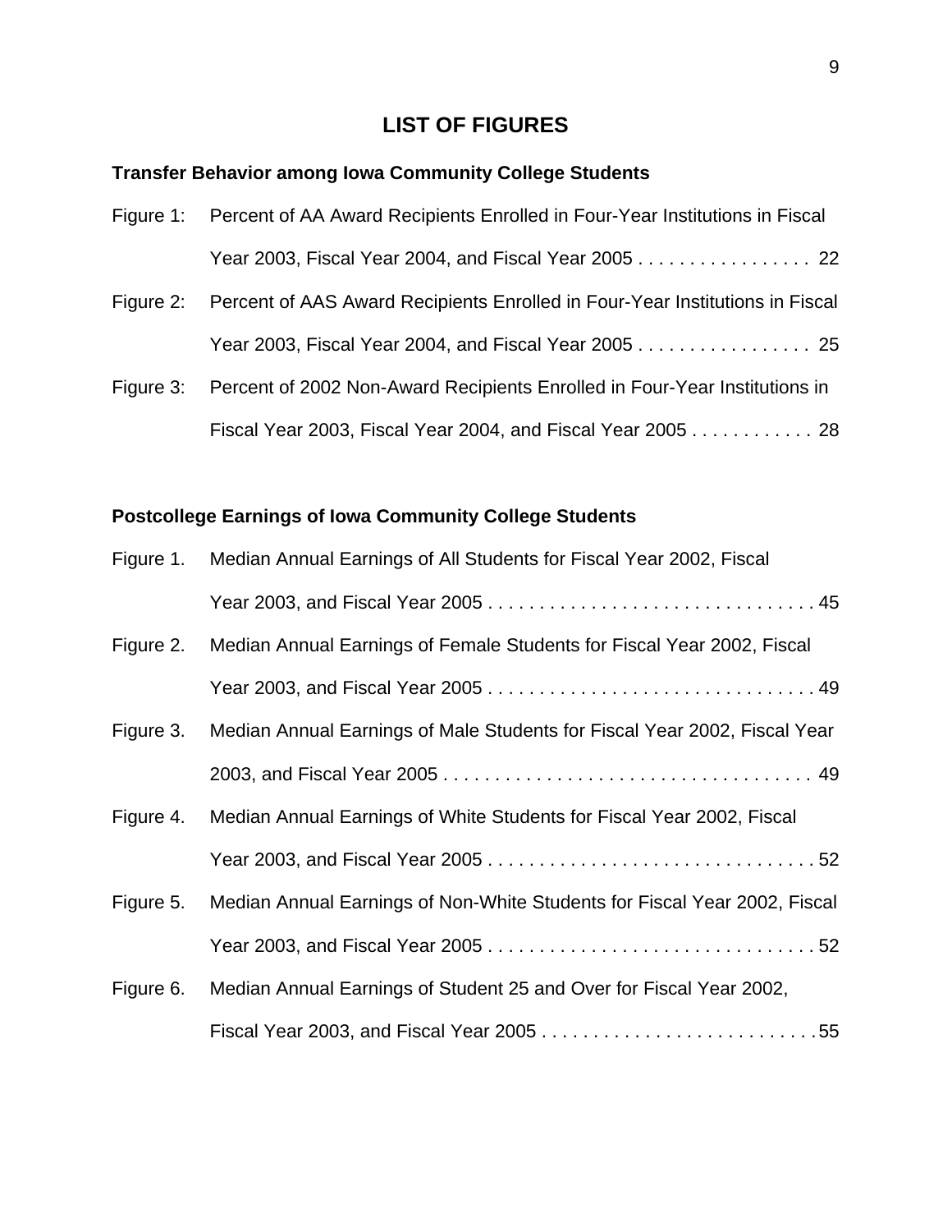# LIST OF FIGURES

**Transfer Behavior among Iowa Community College Students**

Figure 1: Percent of AA Award Recipients Enrolled in Four-Year Institutions in Fiscal Year 2003, Fiscal Year 2004, and Fiscal Year 2005 . . . . . . . . . . . . . . . . . 22

Figure 2: Percent of AAS Award Recipients Enrolled in Four-Year Institutions in Fiscal Year 2003, Fiscal Year 2004, and Fiscal Year 2005 . . . . . . . . . . . . . . . . . 25

Figure 3: Percent of 2002 Non-Award Recipients Enrolled in Four-Year Institutions in Fiscal Year 2003, Fiscal Year 2004, and Fiscal Year 2005 . . . . . . . . . . . . 28

**Postcollege Earnings of Iowa Community College Students**

Figure 1. Median Annual Earnings of All Students for Fiscal Year 2002, Fiscal Year 2003, and Fiscal Year 2005 . . . . . . . . . . . . . . . . . . . . . . . . . . . . . . . . 45

Figure 2. Median Annual Earnings of Female Students for Fiscal Year 2002, Fiscal Year 2003, and Fiscal Year 2005 . . . . . . . . . . . . . . . . . . . . . . . . . . . . . . . . 49

Figure 3. Median Annual Earnings of Male Students for Fiscal Year 2002, Fiscal Year 2003, and Fiscal Year 2005 . . . . . . . . . . . . . . . . . . . . . . . . . . . . . . . . . . . . 49

Figure 4. Median Annual Earnings of White Students for Fiscal Year 2002, Fiscal Year 2003, and Fiscal Year 2005 . . . . . . . . . . . . . . . . . . . . . . . . . . . . . . . . 52

Figure 5. Median Annual Earnings of Non-White Students for Fiscal Year 2002, Fiscal Year 2003, and Fiscal Year 2005 . . . . . . . . . . . . . . . . . . . . . . . . . . . . . . . . 52

Figure 6. Median Annual Earnings of Student 25 and Over for Fiscal Year 2002, Fiscal Year 2003, and Fiscal Year 2005 . . . . . . . . . . . . . . . . . . . . . . . . . . .55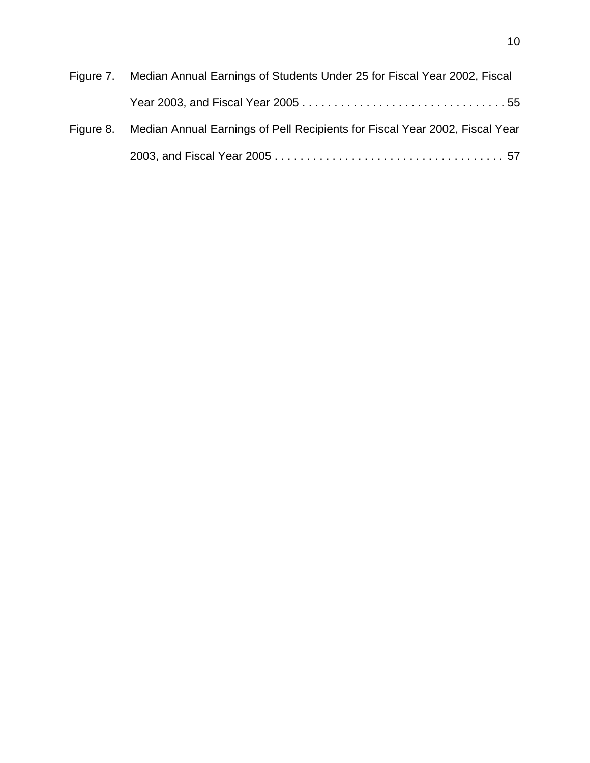Figure 7. Median Annual Earnings of Students Under 25 for Fiscal Year 2002, Fiscal Year 2003, and Fiscal Year 2005 . . . . . . . . . . . . . . . . . . . . . . . . . . . . . . . . 55

Figure 8. Median Annual Earnings of Pell Recipients for Fiscal Year 2002, Fiscal Year 2003, and Fiscal Year 2005 . . . . . . . . . . . . . . . . . . . . . . . . . . . . . . . . . . . . . 57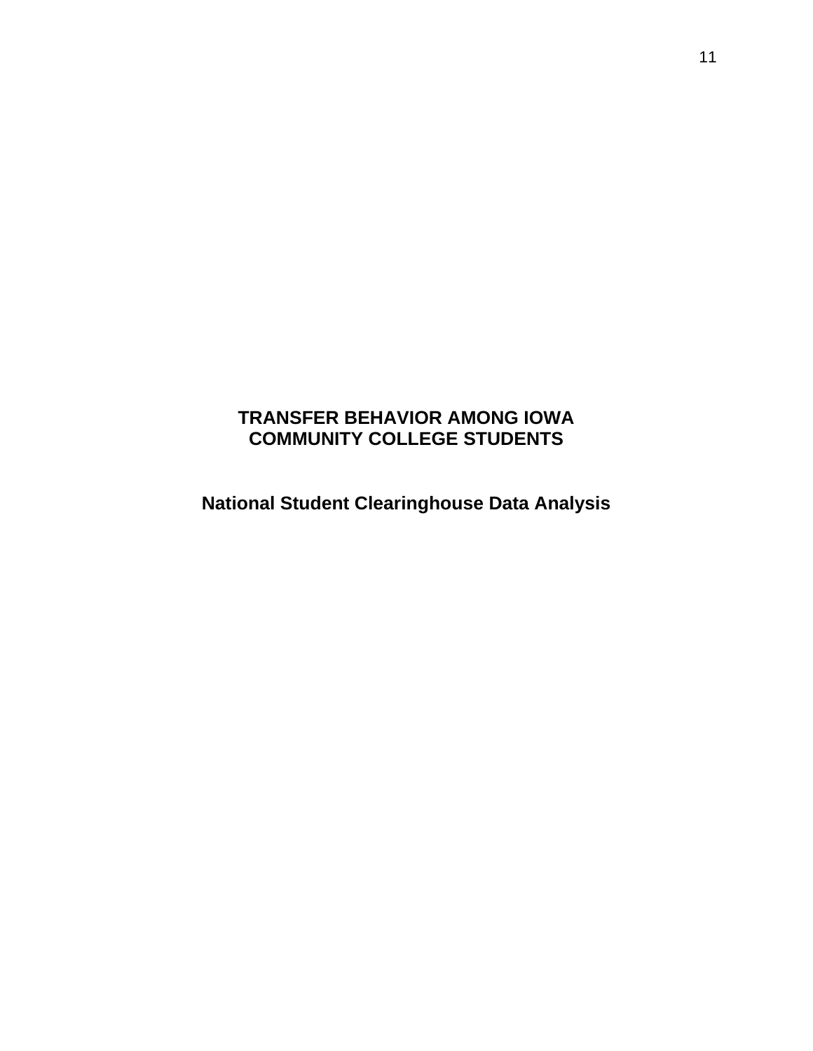# TRANSFER BEHAVIOR AMONG IOWA COMMUNITY COLLEGE STUDENTS

## National Student Clearinghouse Data Analysis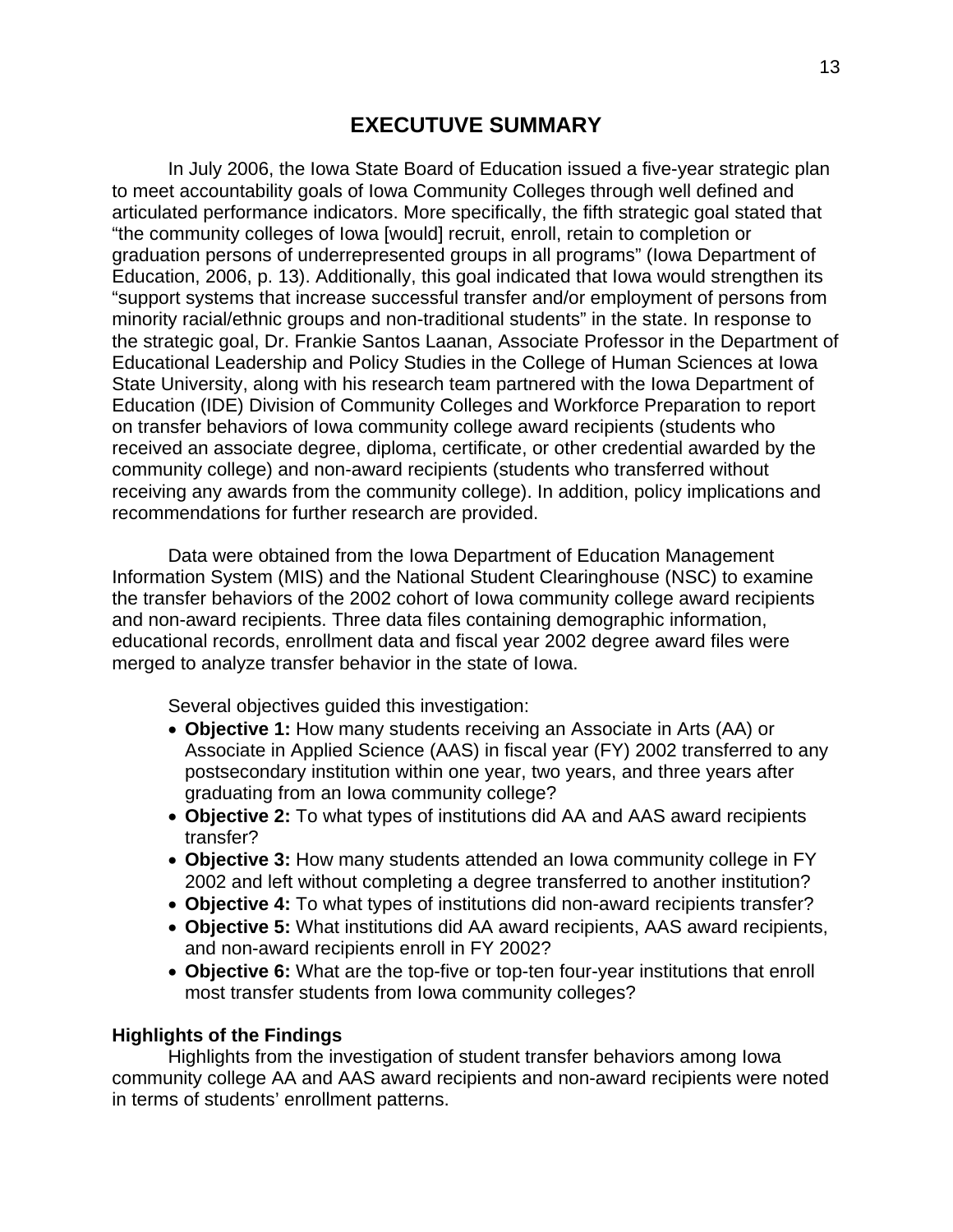# EXECUTUVE SUMMARY

In July 2006, the Iowa State Board of Education issued a five-year strategic plan to meet accountability goals of Iowa Community Colleges through well defined and articulated performance indicators. More specifically, the fifth strategic goal stated that "the community colleges of Iowa [would] recruit, enroll, retain to completion or graduation persons of underrepresented groups in all programs" (Iowa Department of Education, 2006, p. 13). Additionally, this goal indicated that Iowa would strengthen its "support systems that increase successful transfer and/or employment of persons from minority racial/ethnic groups and non-traditional students" in the state. In response to the strategic goal, Dr. Frankie Santos Laanan, Associate Professor in the Department of Educational Leadership and Policy Studies in the College of Human Sciences at Iowa State University, along with his research team partnered with the Iowa Department of Education (IDE) Division of Community Colleges and Workforce Preparation to report on transfer behaviors of Iowa community college award recipients (students who received an associate degree, diploma, certificate, or other credential awarded by the community college) and non-award recipients (students who transferred without receiving any awards from the community college). In addition, policy implications and recommendations for further research are provided.

Data were obtained from the Iowa Department of Education Management Information System (MIS) and the National Student Clearinghouse (NSC) to examine the transfer behaviors of the 2002 cohort of Iowa community college award recipients and non-award recipients. Three data files containing demographic information, educational records, enrollment data and fiscal year 2002 degree award files were merged to analyze transfer behavior in the state of Iowa.

Several objectives guided this investigation:

- **Objective 1:** How many students receiving an Associate in Arts (AA) or Associate in Applied Science (AAS) in fiscal year (FY) 2002 transferred to any postsecondary institution within one year, two years, and three years after graduating from an Iowa community college?
- **Objective 2:** To what types of institutions did AA and AAS award recipients transfer?
- **Objective 3:** How many students attended an Iowa community college in FY 2002 and left without completing a degree transferred to another institution?
- **Objective 4:** To what types of institutions did non-award recipients transfer?
- **Objective 5:** What institutions did AA award recipients, AAS award recipients, and non-award recipients enroll in FY 2002?
- **Objective 6:** What are the top-five or top-ten four-year institutions that enroll most transfer students from Iowa community colleges?

### Highlights of the Findings

Highlights from the investigation of student transfer behaviors among Iowa community college AA and AAS award recipients and non-award recipients were noted in terms of students' enrollment patterns.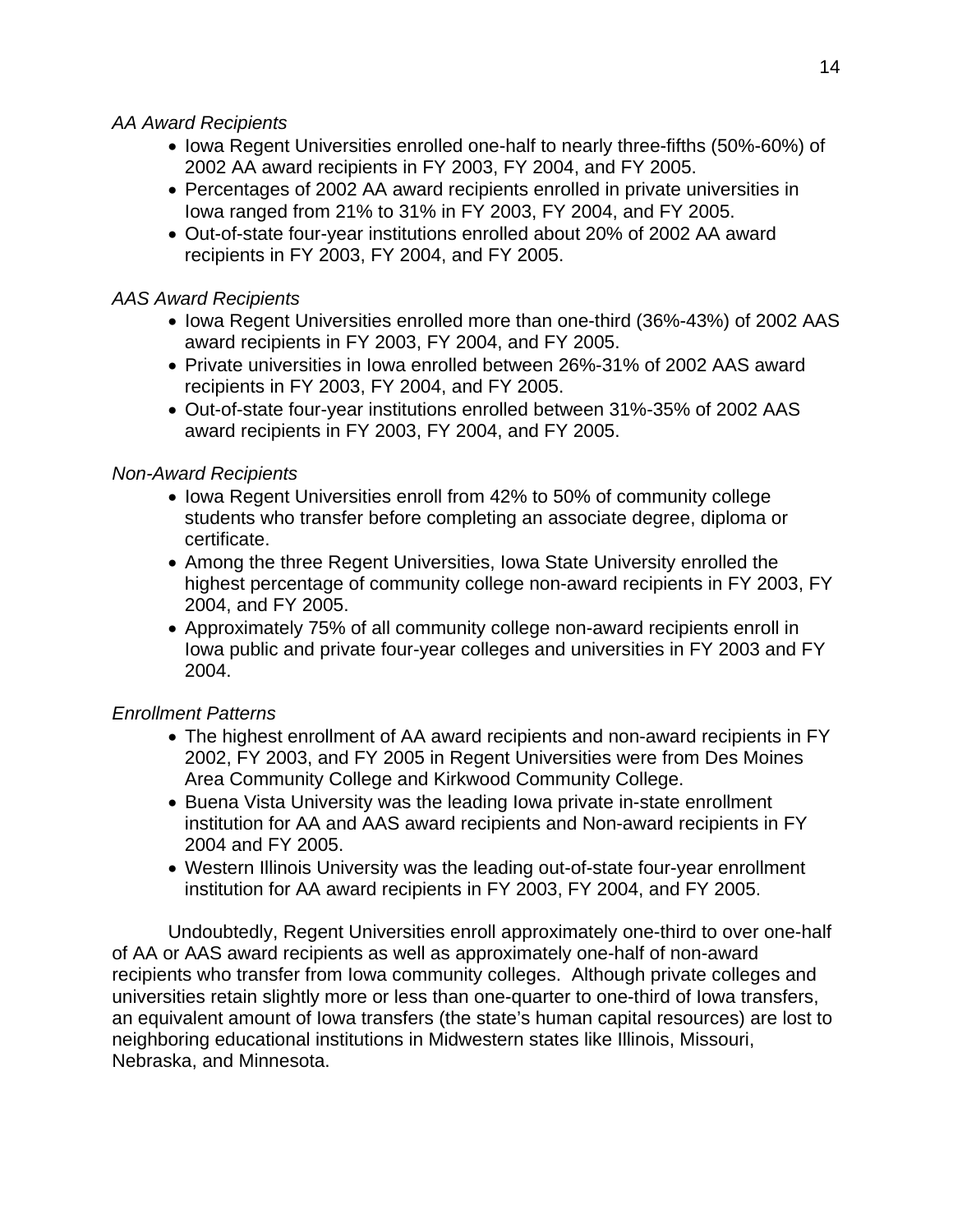*AA Award Recipients*

- Iowa Regent Universities enrolled one-half to nearly three-fifths (50%-60%) of 2002 AA award recipients in FY 2003, FY 2004, and FY 2005.
- Percentages of 2002 AA award recipients enrolled in private universities in Iowa ranged from 21% to 31% in FY 2003, FY 2004, and FY 2005.
- Out-of-state four-year institutions enrolled about 20% of 2002 AA award recipients in FY 2003, FY 2004, and FY 2005.

*AAS Award Recipients*

- Iowa Regent Universities enrolled more than one-third (36%-43%) of 2002 AAS award recipients in FY 2003, FY 2004, and FY 2005.
- Private universities in Iowa enrolled between 26%-31% of 2002 AAS award recipients in FY 2003, FY 2004, and FY 2005.
- Out-of-state four-year institutions enrolled between 31%-35% of 2002 AAS award recipients in FY 2003, FY 2004, and FY 2005.

*Non-Award Recipients*

- Iowa Regent Universities enroll from 42% to 50% of community college students who transfer before completing an associate degree, diploma or certificate.
- Among the three Regent Universities, Iowa State University enrolled the highest percentage of community college non-award recipients in FY 2003, FY 2004, and FY 2005.
- Approximately 75% of all community college non-award recipients enroll in Iowa public and private four-year colleges and universities in FY 2003 and FY 2004.

*Enrollment Patterns*

- The highest enrollment of AA award recipients and non-award recipients in FY 2002, FY 2003, and FY 2005 in Regent Universities were from Des Moines Area Community College and Kirkwood Community College.
- Buena Vista University was the leading Iowa private in-state enrollment institution for AA and AAS award recipients and Non-award recipients in FY 2004 and FY 2005.
- Western Illinois University was the leading out-of-state four-year enrollment institution for AA award recipients in FY 2003, FY 2004, and FY 2005.

Undoubtedly, Regent Universities enroll approximately one-third to over one-half of AA or AAS award recipients as well as approximately one-half of non-award recipients who transfer from Iowa community colleges. Although private colleges and universities retain slightly more or less than one-quarter to one-third of Iowa transfers, an equivalent amount of Iowa transfers (the state's human capital resources) are lost to neighboring educational institutions in Midwestern states like Illinois, Missouri, Nebraska, and Minnesota.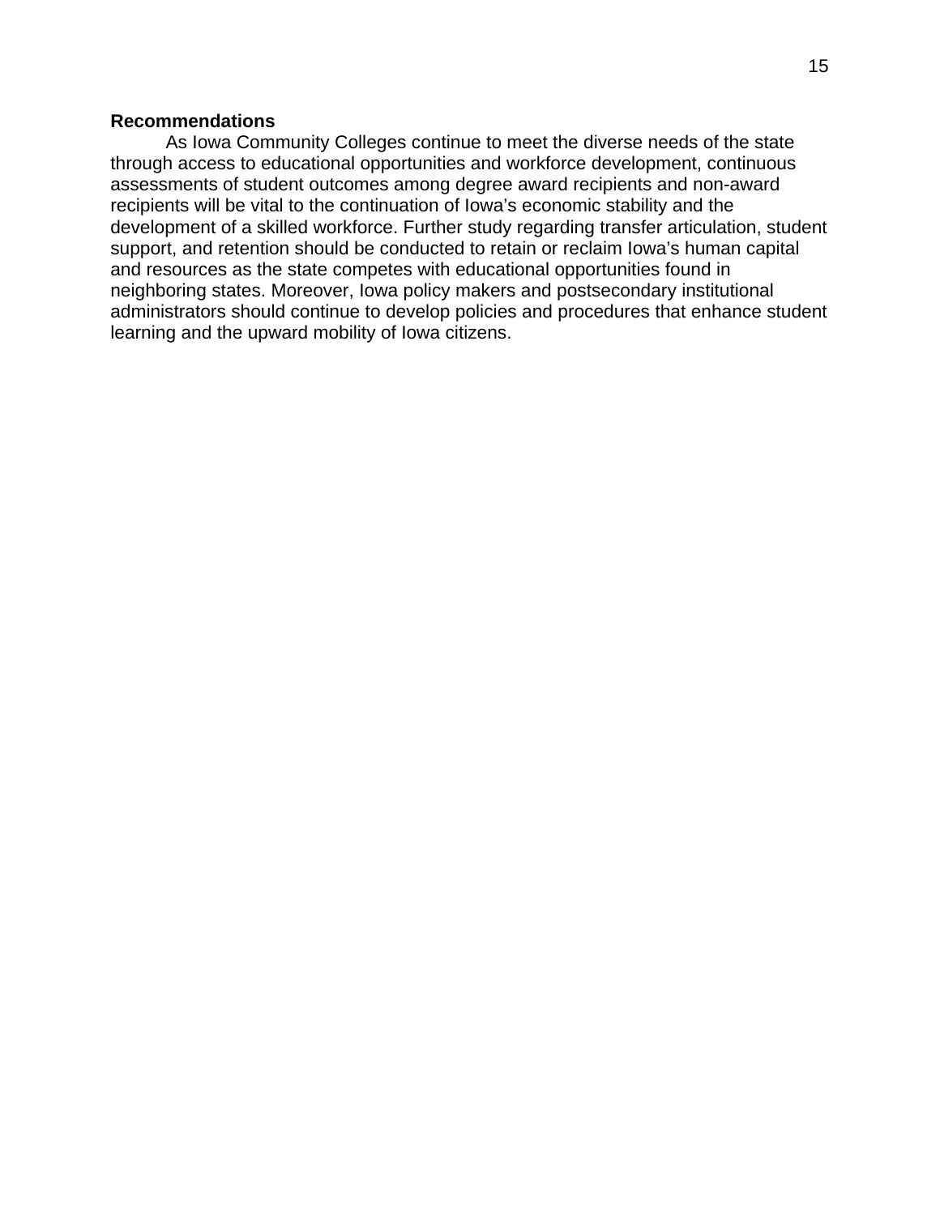**Recommendations**

As Iowa Community Colleges continue to meet the diverse needs of the state through access to educational opportunities and workforce development, continuous assessments of student outcomes among degree award recipients and non-award recipients will be vital to the continuation of Iowa's economic stability and the development of a skilled workforce. Further study regarding transfer articulation, student support, and retention should be conducted to retain or reclaim Iowa's human capital and resources as the state competes with educational opportunities found in neighboring states. Moreover, Iowa policy makers and postsecondary institutional administrators should continue to develop policies and procedures that enhance student learning and the upward mobility of Iowa citizens.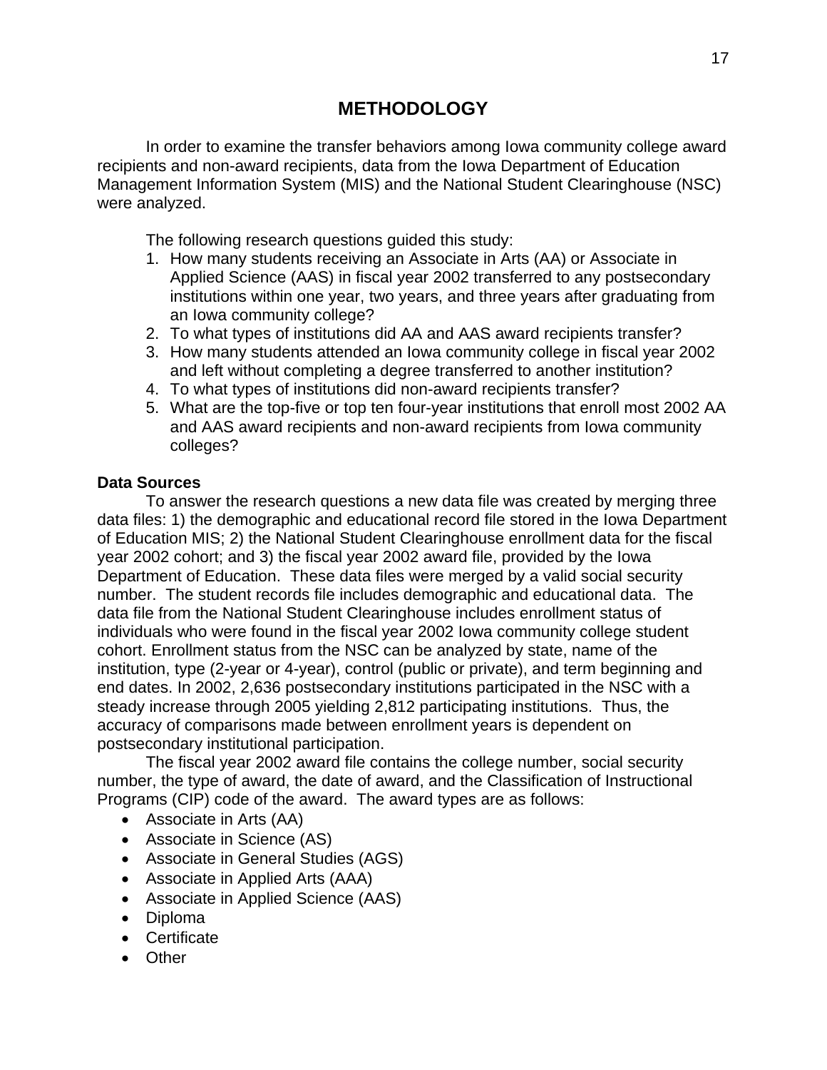# METHODOLOGY

In order to examine the transfer behaviors among Iowa community college award recipients and non-award recipients, data from the Iowa Department of Education Management Information System (MIS) and the National Student Clearinghouse (NSC) were analyzed.

The following research questions guided this study:

1. How many students receiving an Associate in Arts (AA) or Associate in Applied Science (AAS) in fiscal year 2002 transferred to any postsecondary institutions within one year, two years, and three years after graduating from an Iowa community college?
2. To what types of institutions did AA and AAS award recipients transfer?
3. How many students attended an Iowa community college in fiscal year 2002 and left without completing a degree transferred to another institution?
4. To what types of institutions did non-award recipients transfer?
5. What are the top-five or top ten four-year institutions that enroll most 2002 AA and AAS award recipients and non-award recipients from Iowa community colleges?

**Data Sources**

To answer the research questions a new data file was created by merging three data files: 1) the demographic and educational record file stored in the Iowa Department of Education MIS; 2) the National Student Clearinghouse enrollment data for the fiscal year 2002 cohort; and 3) the fiscal year 2002 award file, provided by the Iowa Department of Education. These data files were merged by a valid social security number. The student records file includes demographic and educational data. The data file from the National Student Clearinghouse includes enrollment status of individuals who were found in the fiscal year 2002 Iowa community college student cohort. Enrollment status from the NSC can be analyzed by state, name of the institution, type (2-year or 4-year), control (public or private), and term beginning and end dates. In 2002, 2,636 postsecondary institutions participated in the NSC with a steady increase through 2005 yielding 2,812 participating institutions. Thus, the accuracy of comparisons made between enrollment years is dependent on postsecondary institutional participation.

The fiscal year 2002 award file contains the college number, social security number, the type of award, the date of award, and the Classification of Instructional Programs (CIP) code of the award. The award types are as follows:

- Associate in Arts (AA)
- Associate in Science (AS)
- Associate in General Studies (AGS)
- Associate in Applied Arts (AAA)
- Associate in Applied Science (AAS)
- Diploma
- Certificate
- Other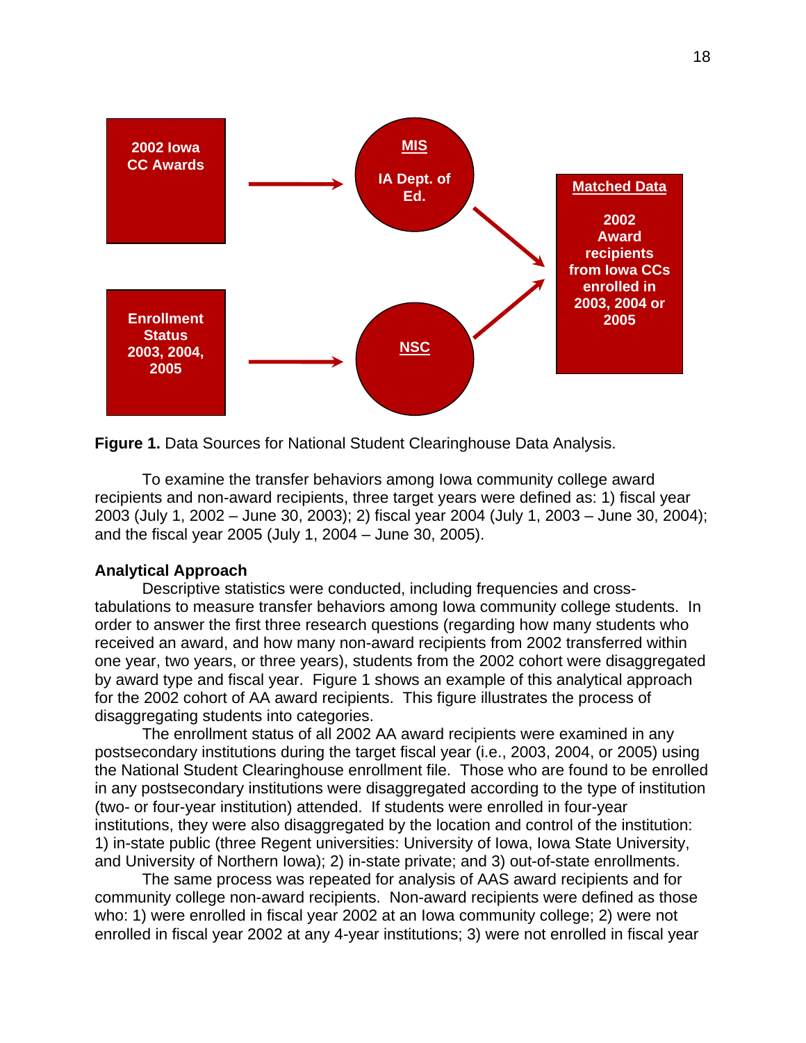2002 Iowa CC Awards → **MIS** IA Dept. of Ed. → **Matched Data** 2002 Award recipients from Iowa CCs enrolled in 2003, 2004 or 2005

Enrollment Status 2003, 2004, 2005 → **NSC** → **Matched Data**

**Figure 1.** Data Sources for National Student Clearinghouse Data Analysis.

To examine the transfer behaviors among Iowa community college award recipients and non-award recipients, three target years were defined as: 1) fiscal year 2003 (July 1, 2002 – June 30, 2003); 2) fiscal year 2004 (July 1, 2003 – June 30, 2004); and the fiscal year 2005 (July 1, 2004 – June 30, 2005).

**Analytical Approach**

Descriptive statistics were conducted, including frequencies and cross-tabulations to measure transfer behaviors among Iowa community college students. In order to answer the first three research questions (regarding how many students who received an award, and how many non-award recipients from 2002 transferred within one year, two years, or three years), students from the 2002 cohort were disaggregated by award type and fiscal year. Figure 1 shows an example of this analytical approach for the 2002 cohort of AA award recipients. This figure illustrates the process of disaggregating students into categories.

The enrollment status of all 2002 AA award recipients were examined in any postsecondary institutions during the target fiscal year (i.e., 2003, 2004, or 2005) using the National Student Clearinghouse enrollment file. Those who are found to be enrolled in any postsecondary institutions were disaggregated according to the type of institution (two- or four-year institution) attended. If students were enrolled in four-year institutions, they were also disaggregated by the location and control of the institution: 1) in-state public (three Regent universities: University of Iowa, Iowa State University, and University of Northern Iowa); 2) in-state private; and 3) out-of-state enrollments.

The same process was repeated for analysis of AAS award recipients and for community college non-award recipients. Non-award recipients were defined as those who: 1) were enrolled in fiscal year 2002 at an Iowa community college; 2) were not enrolled in fiscal year 2002 at any 4-year institutions; 3) were not enrolled in fiscal year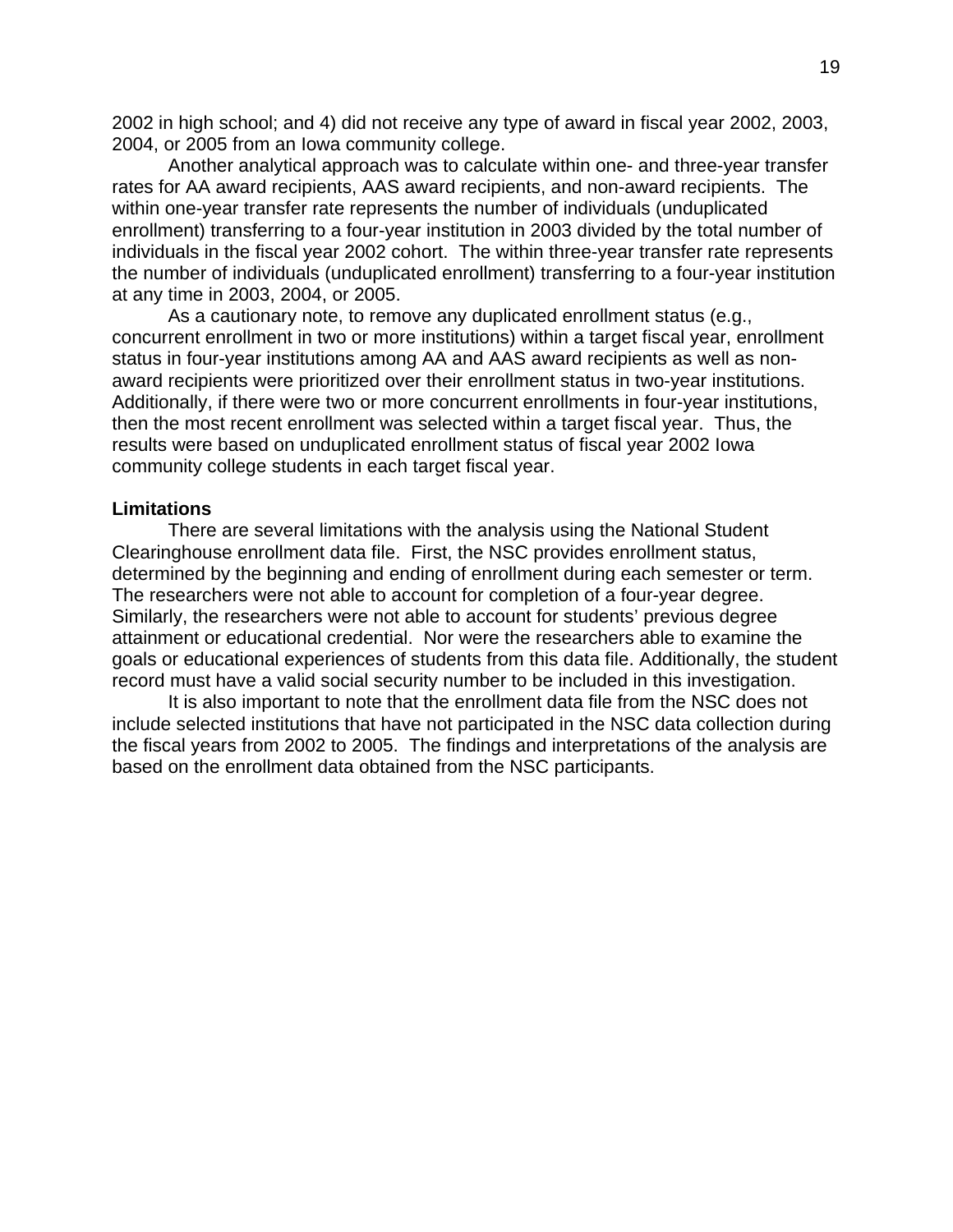2002 in high school; and 4) did not receive any type of award in fiscal year 2002, 2003, 2004, or 2005 from an Iowa community college.

Another analytical approach was to calculate within one- and three-year transfer rates for AA award recipients, AAS award recipients, and non-award recipients. The within one-year transfer rate represents the number of individuals (unduplicated enrollment) transferring to a four-year institution in 2003 divided by the total number of individuals in the fiscal year 2002 cohort. The within three-year transfer rate represents the number of individuals (unduplicated enrollment) transferring to a four-year institution at any time in 2003, 2004, or 2005.

As a cautionary note, to remove any duplicated enrollment status (e.g., concurrent enrollment in two or more institutions) within a target fiscal year, enrollment status in four-year institutions among AA and AAS award recipients as well as non-award recipients were prioritized over their enrollment status in two-year institutions. Additionally, if there were two or more concurrent enrollments in four-year institutions, then the most recent enrollment was selected within a target fiscal year. Thus, the results were based on unduplicated enrollment status of fiscal year 2002 Iowa community college students in each target fiscal year.

**Limitations**

There are several limitations with the analysis using the National Student Clearinghouse enrollment data file. First, the NSC provides enrollment status, determined by the beginning and ending of enrollment during each semester or term. The researchers were not able to account for completion of a four-year degree. Similarly, the researchers were not able to account for students' previous degree attainment or educational credential. Nor were the researchers able to examine the goals or educational experiences of students from this data file. Additionally, the student record must have a valid social security number to be included in this investigation.

It is also important to note that the enrollment data file from the NSC does not include selected institutions that have not participated in the NSC data collection during the fiscal years from 2002 to 2005. The findings and interpretations of the analysis are based on the enrollment data obtained from the NSC participants.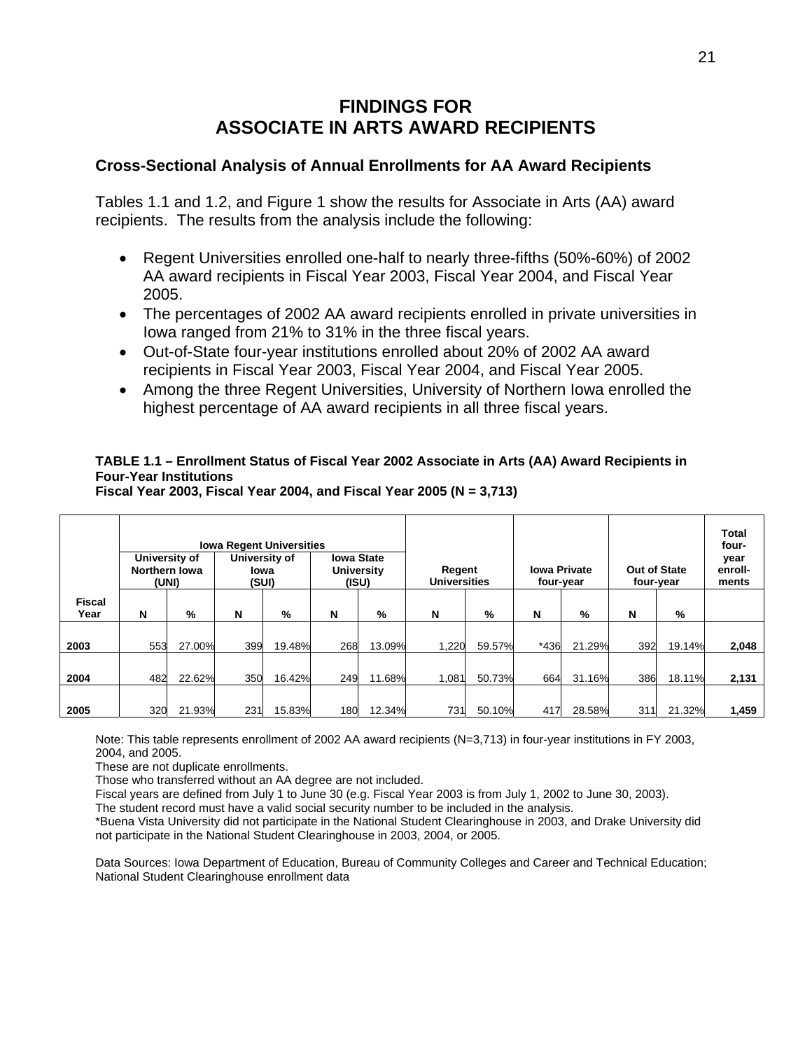# FINDINGS FOR ASSOCIATE IN ARTS AWARD RECIPIENTS

## Cross-Sectional Analysis of Annual Enrollments for AA Award Recipients

Tables 1.1 and 1.2, and Figure 1 show the results for Associate in Arts (AA) award recipients. The results from the analysis include the following:

- Regent Universities enrolled one-half to nearly three-fifths (50%-60%) of 2002 AA award recipients in Fiscal Year 2003, Fiscal Year 2004, and Fiscal Year 2005.
- The percentages of 2002 AA award recipients enrolled in private universities in Iowa ranged from 21% to 31% in the three fiscal years.
- Out-of-State four-year institutions enrolled about 20% of 2002 AA award recipients in Fiscal Year 2003, Fiscal Year 2004, and Fiscal Year 2005.
- Among the three Regent Universities, University of Northern Iowa enrolled the highest percentage of AA award recipients in all three fiscal years.

**TABLE 1.1 – Enrollment Status of Fiscal Year 2002 Associate in Arts (AA) Award Recipients in Four-Year Institutions**
**Fiscal Year 2003, Fiscal Year 2004, and Fiscal Year 2005 (N = 3,713)**

| | Iowa Regent Universities | | | | | | | | | | | | |
|---|---|---|---|---|---|---|---|---|---|---|---|---|---|
| | University of Northern Iowa (UNI) | | University of Iowa (SUI) | | Iowa State University (ISU) | | Regent Universities | | Iowa Private four-year | | Out of State four-year | | Total four-year enroll-ments |
| Fiscal Year | N | % | N | % | N | % | N | % | N | % | N | % | |
| 2003 | 553 | 27.00% | 399 | 19.48% | 268 | 13.09% | 1,220 | 59.57% | *436 | 21.29% | 392 | 19.14% | **2,048** |
| 2004 | 482 | 22.62% | 350 | 16.42% | 249 | 11.68% | 1,081 | 50.73% | 664 | 31.16% | 386 | 18.11% | **2,131** |
| 2005 | 320 | 21.93% | 231 | 15.83% | 180 | 12.34% | 731 | 50.10% | 417 | 28.58% | 311 | 21.32% | **1,459** |

Note: This table represents enrollment of 2002 AA award recipients (N=3,713) in four-year institutions in FY 2003, 2004, and 2005.
These are not duplicate enrollments.
Those who transferred without an AA degree are not included.
Fiscal years are defined from July 1 to June 30 (e.g. Fiscal Year 2003 is from July 1, 2002 to June 30, 2003).
The student record must have a valid social security number to be included in the analysis.
*Buena Vista University did not participate in the National Student Clearinghouse in 2003, and Drake University did not participate in the National Student Clearinghouse in 2003, 2004, or 2005.

Data Sources: Iowa Department of Education, Bureau of Community Colleges and Career and Technical Education; National Student Clearinghouse enrollment data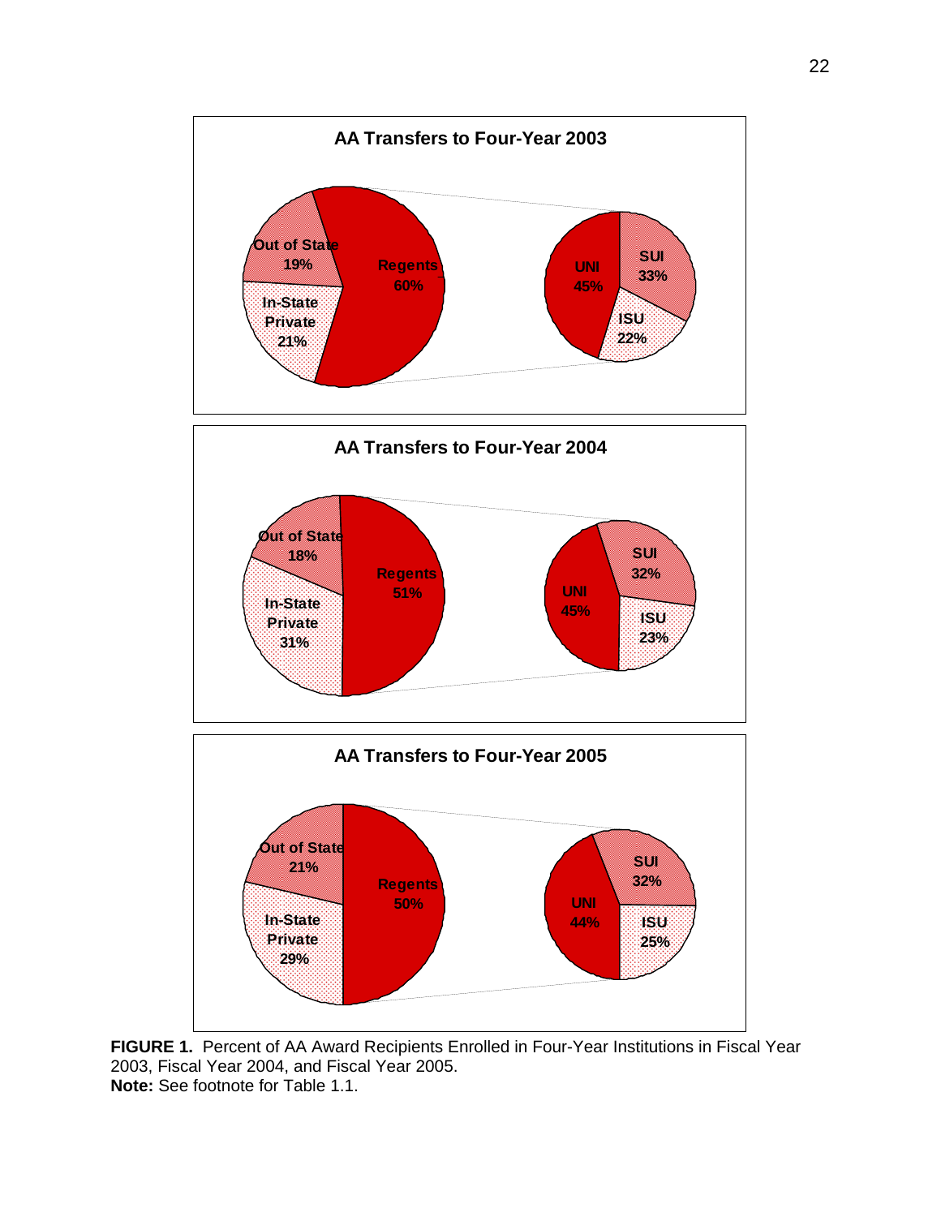**AA Transfers to Four-Year 2003**

Out of State 19%
In-State Private 21%
Regents 60%

UNI 45%
SUI 33%
ISU 22%

**AA Transfers to Four-Year 2004**

Out of State 18%
In-State Private 31%
Regents 51%

UNI 45%
SUI 32%
ISU 23%

**AA Transfers to Four-Year 2005**

Out of State 21%
In-State Private 29%
Regents 50%

UNI 44%
SUI 32%
ISU 25%

**FIGURE 1.** Percent of AA Award Recipients Enrolled in Four-Year Institutions in Fiscal Year 2003, Fiscal Year 2004, and Fiscal Year 2005.
**Note:** See footnote for Table 1.1.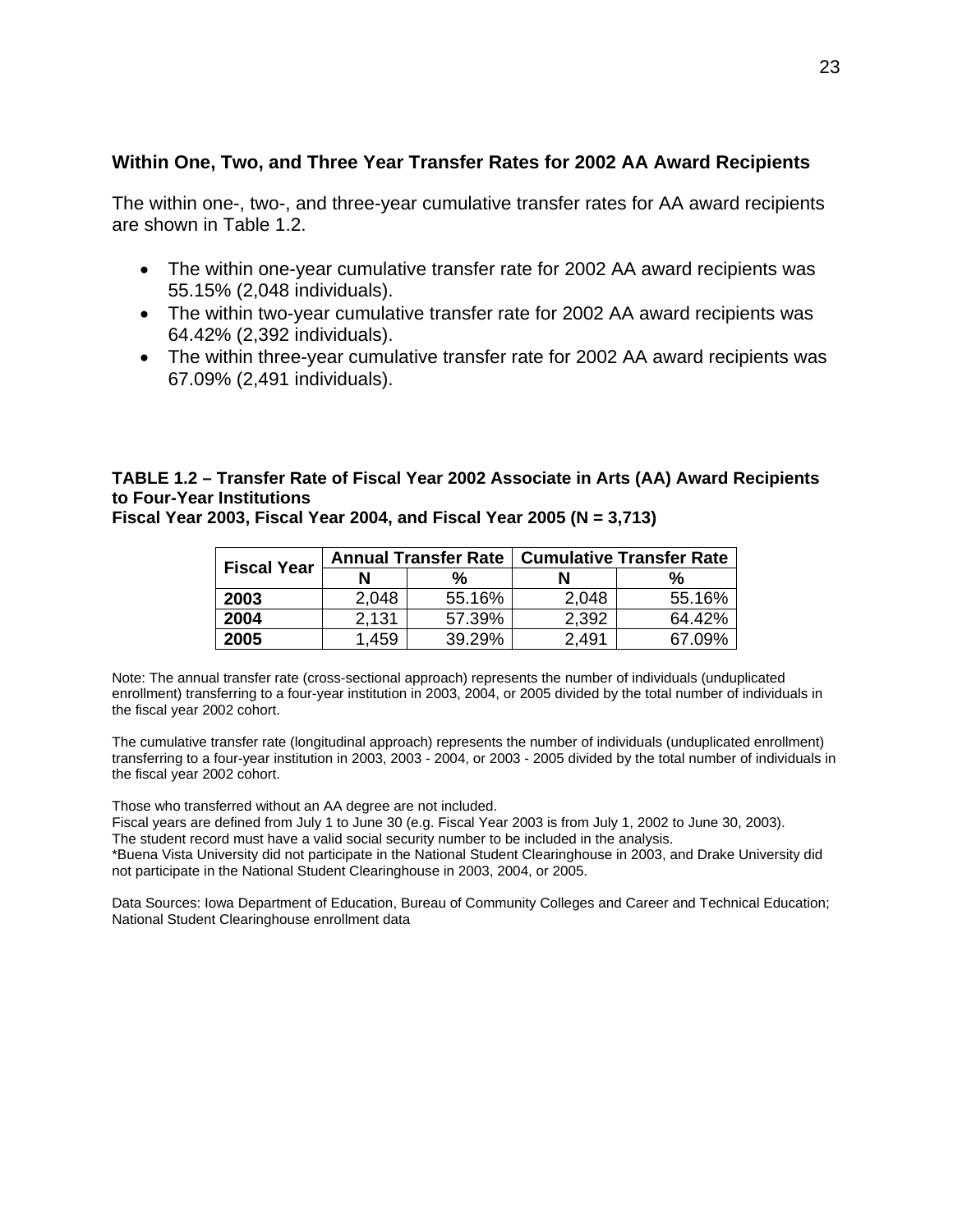## Within One, Two, and Three Year Transfer Rates for 2002 AA Award Recipients

The within one-, two-, and three-year cumulative transfer rates for AA award recipients are shown in Table 1.2.

- The within one-year cumulative transfer rate for 2002 AA award recipients was 55.15% (2,048 individuals).
- The within two-year cumulative transfer rate for 2002 AA award recipients was 64.42% (2,392 individuals).
- The within three-year cumulative transfer rate for 2002 AA award recipients was 67.09% (2,491 individuals).

**TABLE 1.2 – Transfer Rate of Fiscal Year 2002 Associate in Arts (AA) Award Recipients to Four-Year Institutions**
**Fiscal Year 2003, Fiscal Year 2004, and Fiscal Year 2005 (N = 3,713)**

| Fiscal Year | Annual Transfer Rate | | Cumulative Transfer Rate | |
|---|---|---|---|---|
| | N | % | N | % |
| **2003** | 2,048 | 55.16% | 2,048 | 55.16% |
| **2004** | 2,131 | 57.39% | 2,392 | 64.42% |
| **2005** | 1,459 | 39.29% | 2,491 | 67.09% |

Note: The annual transfer rate (cross-sectional approach) represents the number of individuals (unduplicated enrollment) transferring to a four-year institution in 2003, 2004, or 2005 divided by the total number of individuals in the fiscal year 2002 cohort.

The cumulative transfer rate (longitudinal approach) represents the number of individuals (unduplicated enrollment) transferring to a four-year institution in 2003, 2003 - 2004, or 2003 - 2005 divided by the total number of individuals in the fiscal year 2002 cohort.

Those who transferred without an AA degree are not included.
Fiscal years are defined from July 1 to June 30 (e.g. Fiscal Year 2003 is from July 1, 2002 to June 30, 2003).
The student record must have a valid social security number to be included in the analysis.
*Buena Vista University did not participate in the National Student Clearinghouse in 2003, and Drake University did not participate in the National Student Clearinghouse in 2003, 2004, or 2005.

Data Sources: Iowa Department of Education, Bureau of Community Colleges and Career and Technical Education; National Student Clearinghouse enrollment data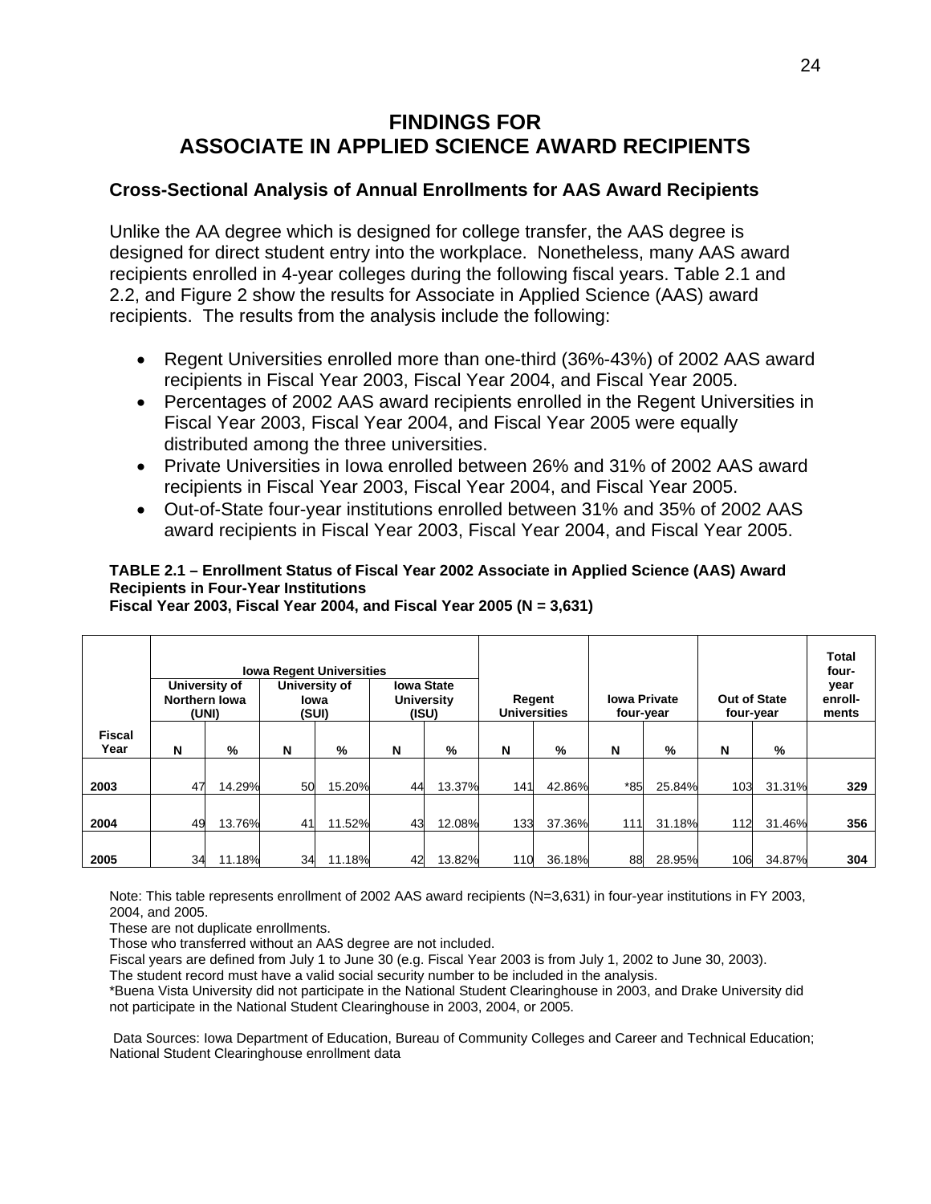# FINDINGS FOR ASSOCIATE IN APPLIED SCIENCE AWARD RECIPIENTS

## Cross-Sectional Analysis of Annual Enrollments for AAS Award Recipients

Unlike the AA degree which is designed for college transfer, the AAS degree is designed for direct student entry into the workplace. Nonetheless, many AAS award recipients enrolled in 4-year colleges during the following fiscal years. Table 2.1 and 2.2, and Figure 2 show the results for Associate in Applied Science (AAS) award recipients. The results from the analysis include the following:

- Regent Universities enrolled more than one-third (36%-43%) of 2002 AAS award recipients in Fiscal Year 2003, Fiscal Year 2004, and Fiscal Year 2005.
- Percentages of 2002 AAS award recipients enrolled in the Regent Universities in Fiscal Year 2003, Fiscal Year 2004, and Fiscal Year 2005 were equally distributed among the three universities.
- Private Universities in Iowa enrolled between 26% and 31% of 2002 AAS award recipients in Fiscal Year 2003, Fiscal Year 2004, and Fiscal Year 2005.
- Out-of-State four-year institutions enrolled between 31% and 35% of 2002 AAS award recipients in Fiscal Year 2003, Fiscal Year 2004, and Fiscal Year 2005.

**TABLE 2.1 – Enrollment Status of Fiscal Year 2002 Associate in Applied Science (AAS) Award Recipients in Four-Year Institutions**
**Fiscal Year 2003, Fiscal Year 2004, and Fiscal Year 2005 (N = 3,631)**

| | Iowa Regent Universities | | | | | | | | | | | | Total four-year enroll-ments |
|---|---|---|---|---|---|---|---|---|---|---|---|---|---|
| | University of Northern Iowa (UNI) | | University of Iowa (SUI) | | Iowa State University (ISU) | | Regent Universities | | Iowa Private four-year | | Out of State four-year | | |
| Fiscal Year | N | % | N | % | N | % | N | % | N | % | N | % | |
| 2003 | 47 | 14.29% | 50 | 15.20% | 44 | 13.37% | 141 | 42.86% | *85 | 25.84% | 103 | 31.31% | 329 |
| 2004 | 49 | 13.76% | 41 | 11.52% | 43 | 12.08% | 133 | 37.36% | 111 | 31.18% | 112 | 31.46% | 356 |
| 2005 | 34 | 11.18% | 34 | 11.18% | 42 | 13.82% | 110 | 36.18% | 88 | 28.95% | 106 | 34.87% | 304 |

Note: This table represents enrollment of 2002 AAS award recipients (N=3,631) in four-year institutions in FY 2003, 2004, and 2005.
These are not duplicate enrollments.
Those who transferred without an AAS degree are not included.
Fiscal years are defined from July 1 to June 30 (e.g. Fiscal Year 2003 is from July 1, 2002 to June 30, 2003).
The student record must have a valid social security number to be included in the analysis.
*Buena Vista University did not participate in the National Student Clearinghouse in 2003, and Drake University did not participate in the National Student Clearinghouse in 2003, 2004, or 2005.

Data Sources: Iowa Department of Education, Bureau of Community Colleges and Career and Technical Education; National Student Clearinghouse enrollment data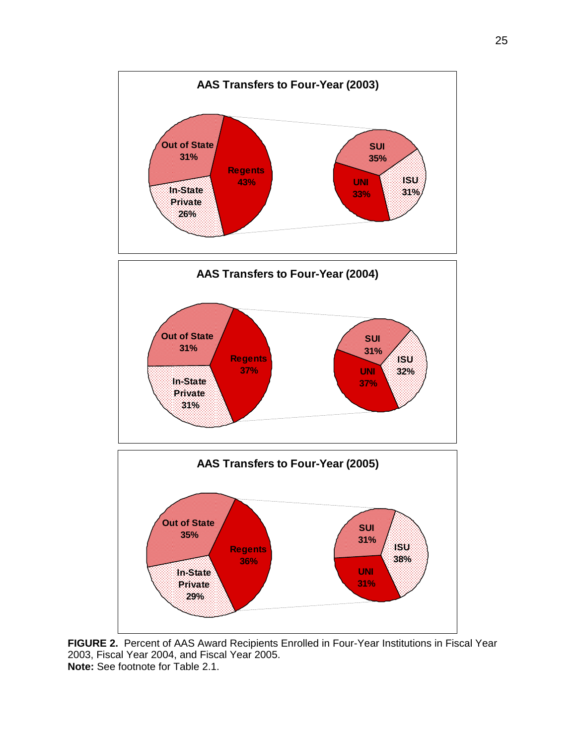**AAS Transfers to Four-Year (2003)**

Out of State 31%
Regents 43%
In-State Private 26%

SUI 35%
UNI 33%
ISU 31%

**AAS Transfers to Four-Year (2004)**

Out of State 31%
Regents 37%
In-State Private 31%

SUI 31%
ISU 32%
UNI 37%

**AAS Transfers to Four-Year (2005)**

Out of State 35%
Regents 36%
In-State Private 29%

SUI 31%
ISU 38%
UNI 31%

**FIGURE 2.** Percent of AAS Award Recipients Enrolled in Four-Year Institutions in Fiscal Year 2003, Fiscal Year 2004, and Fiscal Year 2005.
**Note:** See footnote for Table 2.1.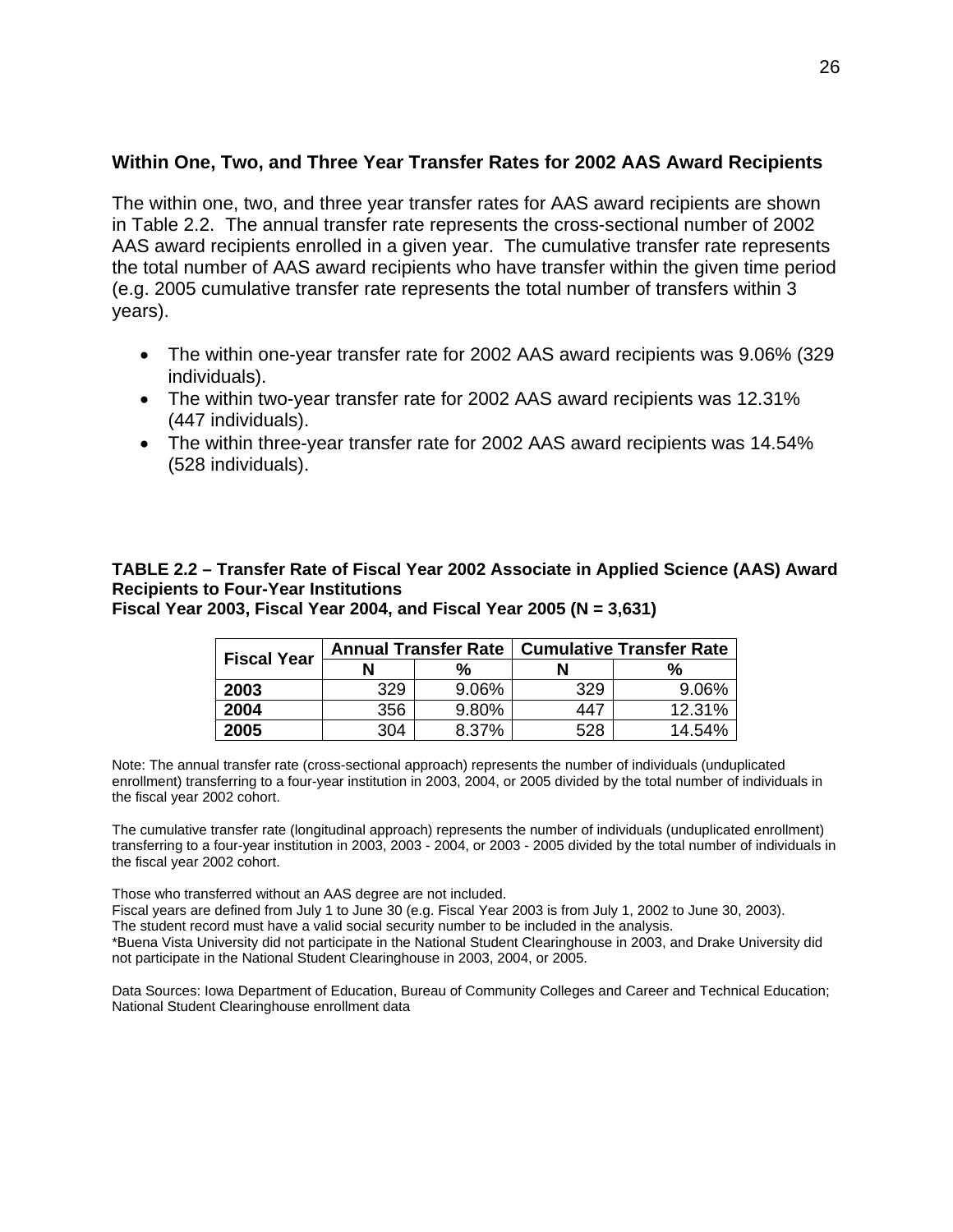## Within One, Two, and Three Year Transfer Rates for 2002 AAS Award Recipients

The within one, two, and three year transfer rates for AAS award recipients are shown in Table 2.2. The annual transfer rate represents the cross-sectional number of 2002 AAS award recipients enrolled in a given year. The cumulative transfer rate represents the total number of AAS award recipients who have transfer within the given time period (e.g. 2005 cumulative transfer rate represents the total number of transfers within 3 years).

- The within one-year transfer rate for 2002 AAS award recipients was 9.06% (329 individuals).
- The within two-year transfer rate for 2002 AAS award recipients was 12.31% (447 individuals).
- The within three-year transfer rate for 2002 AAS award recipients was 14.54% (528 individuals).

**TABLE 2.2 – Transfer Rate of Fiscal Year 2002 Associate in Applied Science (AAS) Award Recipients to Four-Year Institutions**
**Fiscal Year 2003, Fiscal Year 2004, and Fiscal Year 2005 (N = 3,631)**

| Fiscal Year | Annual Transfer Rate | | Cumulative Transfer Rate | |
|---|---|---|---|---|
| | N | % | N | % |
| **2003** | 329 | 9.06% | 329 | 9.06% |
| **2004** | 356 | 9.80% | 447 | 12.31% |
| **2005** | 304 | 8.37% | 528 | 14.54% |

Note: The annual transfer rate (cross-sectional approach) represents the number of individuals (unduplicated enrollment) transferring to a four-year institution in 2003, 2004, or 2005 divided by the total number of individuals in the fiscal year 2002 cohort.

The cumulative transfer rate (longitudinal approach) represents the number of individuals (unduplicated enrollment) transferring to a four-year institution in 2003, 2003 - 2004, or 2003 - 2005 divided by the total number of individuals in the fiscal year 2002 cohort.

Those who transferred without an AAS degree are not included.
Fiscal years are defined from July 1 to June 30 (e.g. Fiscal Year 2003 is from July 1, 2002 to June 30, 2003).
The student record must have a valid social security number to be included in the analysis.
*Buena Vista University did not participate in the National Student Clearinghouse in 2003, and Drake University did not participate in the National Student Clearinghouse in 2003, 2004, or 2005.

Data Sources: Iowa Department of Education, Bureau of Community Colleges and Career and Technical Education; National Student Clearinghouse enrollment data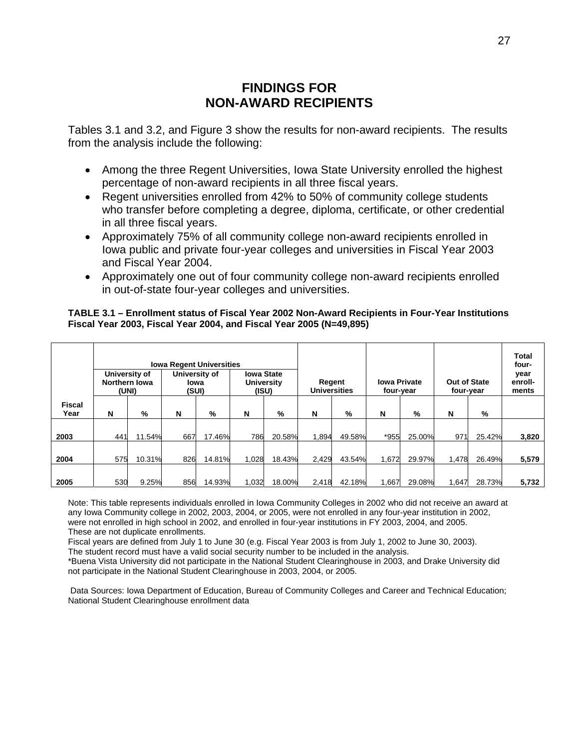# FINDINGS FOR NON-AWARD RECIPIENTS

Tables 3.1 and 3.2, and Figure 3 show the results for non-award recipients. The results from the analysis include the following:

- Among the three Regent Universities, Iowa State University enrolled the highest percentage of non-award recipients in all three fiscal years.
- Regent universities enrolled from 42% to 50% of community college students who transfer before completing a degree, diploma, certificate, or other credential in all three fiscal years.
- Approximately 75% of all community college non-award recipients enrolled in Iowa public and private four-year colleges and universities in Fiscal Year 2003 and Fiscal Year 2004.
- Approximately one out of four community college non-award recipients enrolled in out-of-state four-year colleges and universities.

**TABLE 3.1 – Enrollment status of Fiscal Year 2002 Non-Award Recipients in Four-Year Institutions Fiscal Year 2003, Fiscal Year 2004, and Fiscal Year 2005 (N=49,895)**

| | Iowa Regent Universities | | | | | | | | | | | | Total four-year enroll-ments |
|---|---|---|---|---|---|---|---|---|---|---|---|---|---|
| | University of Northern Iowa (UNI) | | University of Iowa (SUI) | | Iowa State University (ISU) | | Regent Universities | | Iowa Private four-year | | Out of State four-year | | |
| Fiscal Year | N | % | N | % | N | % | N | % | N | % | N | % | |
| 2003 | 441 | 11.54% | 667 | 17.46% | 786 | 20.58% | 1,894 | 49.58% | *955 | 25.00% | 971 | 25.42% | 3,820 |
| 2004 | 575 | 10.31% | 826 | 14.81% | 1,028 | 18.43% | 2,429 | 43.54% | 1,672 | 29.97% | 1,478 | 26.49% | 5,579 |
| 2005 | 530 | 9.25% | 856 | 14.93% | 1,032 | 18.00% | 2,418 | 42.18% | 1,667 | 29.08% | 1,647 | 28.73% | 5,732 |

Note: This table represents individuals enrolled in Iowa Community Colleges in 2002 who did not receive an award at any Iowa Community college in 2002, 2003, 2004, or 2005, were not enrolled in any four-year institution in 2002, were not enrolled in high school in 2002, and enrolled in four-year institutions in FY 2003, 2004, and 2005. These are not duplicate enrollments.

Fiscal years are defined from July 1 to June 30 (e.g. Fiscal Year 2003 is from July 1, 2002 to June 30, 2003).

The student record must have a valid social security number to be included in the analysis.

*Buena Vista University did not participate in the National Student Clearinghouse in 2003, and Drake University did not participate in the National Student Clearinghouse in 2003, 2004, or 2005.

Data Sources: Iowa Department of Education, Bureau of Community Colleges and Career and Technical Education; National Student Clearinghouse enrollment data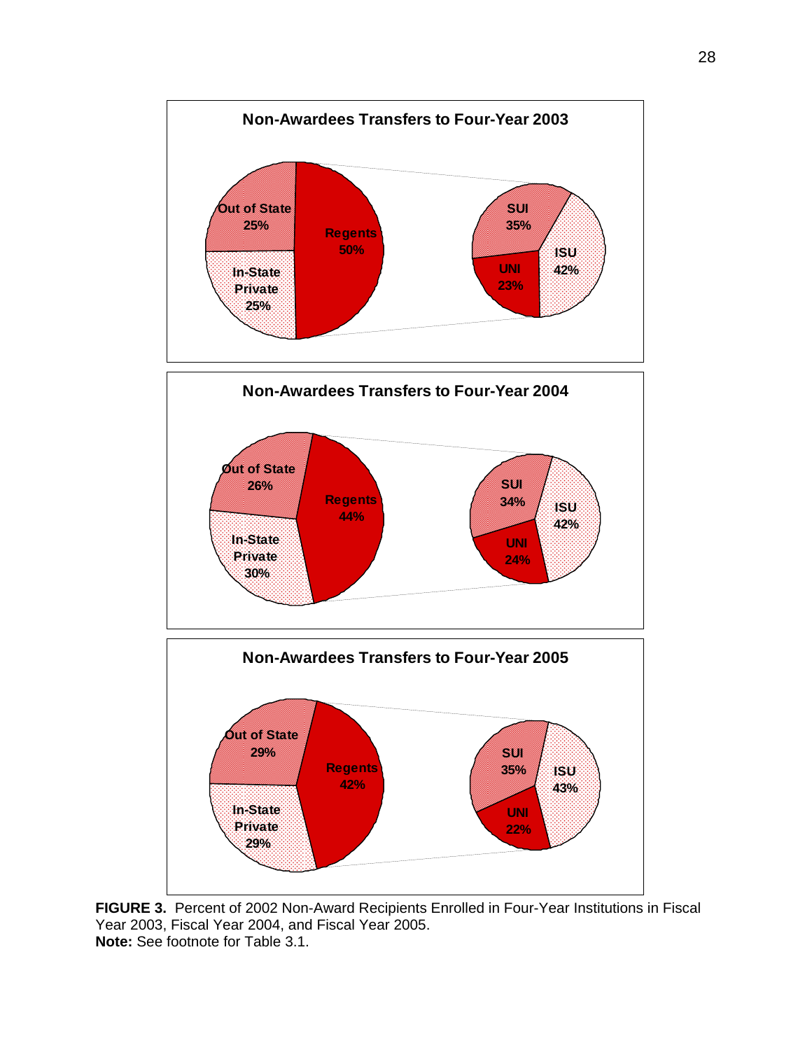**Non-Awardees Transfers to Four-Year 2003**

| Category | Percent |
|---|---|
| Out of State | 25% |
| In-State Private | 25% |
| Regents | 50% |

| Regents Institution | Percent |
|---|---|
| SUI | 35% |
| ISU | 42% |
| UNI | 23% |

**Non-Awardees Transfers to Four-Year 2004**

| Category | Percent |
|---|---|
| Out of State | 26% |
| In-State Private | 30% |
| Regents | 44% |

| Regents Institution | Percent |
|---|---|
| SUI | 34% |
| ISU | 42% |
| UNI | 24% |

**Non-Awardees Transfers to Four-Year 2005**

| Category | Percent |
|---|---|
| Out of State | 29% |
| In-State Private | 29% |
| Regents | 42% |

| Regents Institution | Percent |
|---|---|
| SUI | 35% |
| ISU | 43% |
| UNI | 22% |

**FIGURE 3.** Percent of 2002 Non-Award Recipients Enrolled in Four-Year Institutions in Fiscal Year 2003, Fiscal Year 2004, and Fiscal Year 2005.
**Note:** See footnote for Table 3.1.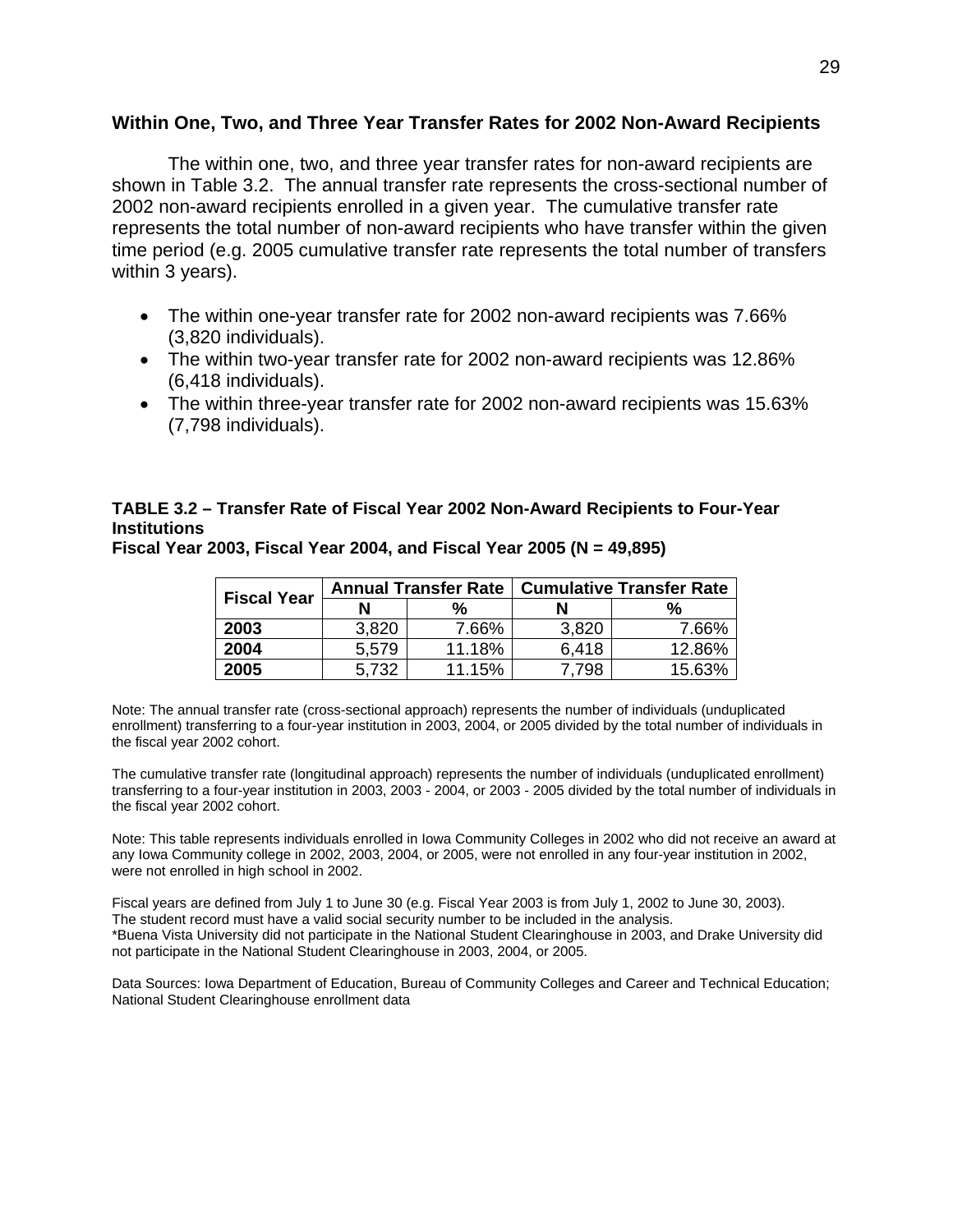## Within One, Two, and Three Year Transfer Rates for 2002 Non-Award Recipients

The within one, two, and three year transfer rates for non-award recipients are shown in Table 3.2. The annual transfer rate represents the cross-sectional number of 2002 non-award recipients enrolled in a given year. The cumulative transfer rate represents the total number of non-award recipients who have transfer within the given time period (e.g. 2005 cumulative transfer rate represents the total number of transfers within 3 years).

- The within one-year transfer rate for 2002 non-award recipients was 7.66% (3,820 individuals).
- The within two-year transfer rate for 2002 non-award recipients was 12.86% (6,418 individuals).
- The within three-year transfer rate for 2002 non-award recipients was 15.63% (7,798 individuals).

**TABLE 3.2 – Transfer Rate of Fiscal Year 2002 Non-Award Recipients to Four-Year Institutions**
**Fiscal Year 2003, Fiscal Year 2004, and Fiscal Year 2005 (N = 49,895)**

| Fiscal Year | Annual Transfer Rate | | Cumulative Transfer Rate | |
|---|---|---|---|---|
| | N | % | N | % |
| **2003** | 3,820 | 7.66% | 3,820 | 7.66% |
| **2004** | 5,579 | 11.18% | 6,418 | 12.86% |
| **2005** | 5,732 | 11.15% | 7,798 | 15.63% |

Note: The annual transfer rate (cross-sectional approach) represents the number of individuals (unduplicated enrollment) transferring to a four-year institution in 2003, 2004, or 2005 divided by the total number of individuals in the fiscal year 2002 cohort.

The cumulative transfer rate (longitudinal approach) represents the number of individuals (unduplicated enrollment) transferring to a four-year institution in 2003, 2003 - 2004, or 2003 - 2005 divided by the total number of individuals in the fiscal year 2002 cohort.

Note: This table represents individuals enrolled in Iowa Community Colleges in 2002 who did not receive an award at any Iowa Community college in 2002, 2003, 2004, or 2005, were not enrolled in any four-year institution in 2002, were not enrolled in high school in 2002.

Fiscal years are defined from July 1 to June 30 (e.g. Fiscal Year 2003 is from July 1, 2002 to June 30, 2003).
The student record must have a valid social security number to be included in the analysis.
*Buena Vista University did not participate in the National Student Clearinghouse in 2003, and Drake University did not participate in the National Student Clearinghouse in 2003, 2004, or 2005.

Data Sources: Iowa Department of Education, Bureau of Community Colleges and Career and Technical Education; National Student Clearinghouse enrollment data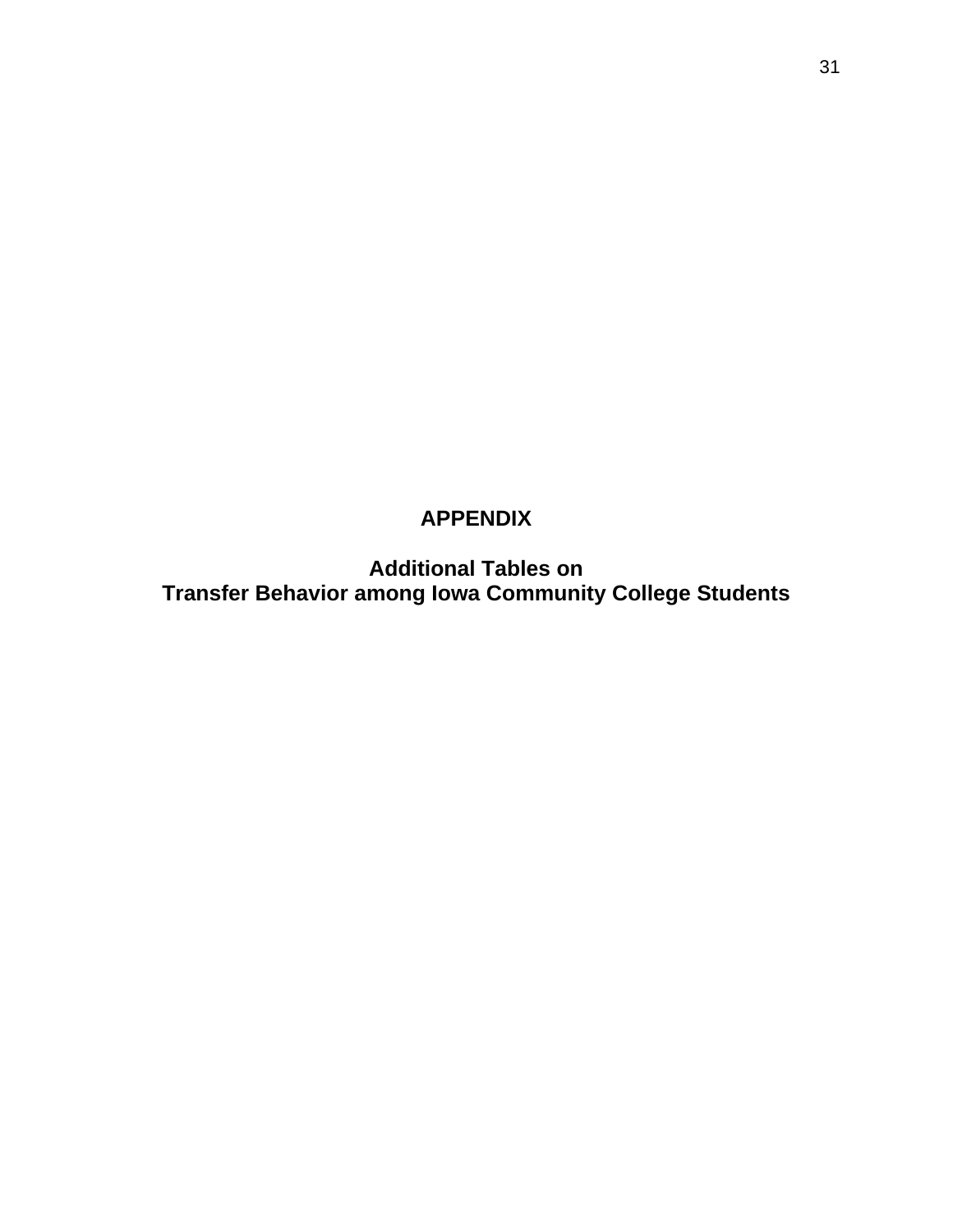# APPENDIX

## Additional Tables on Transfer Behavior among Iowa Community College Students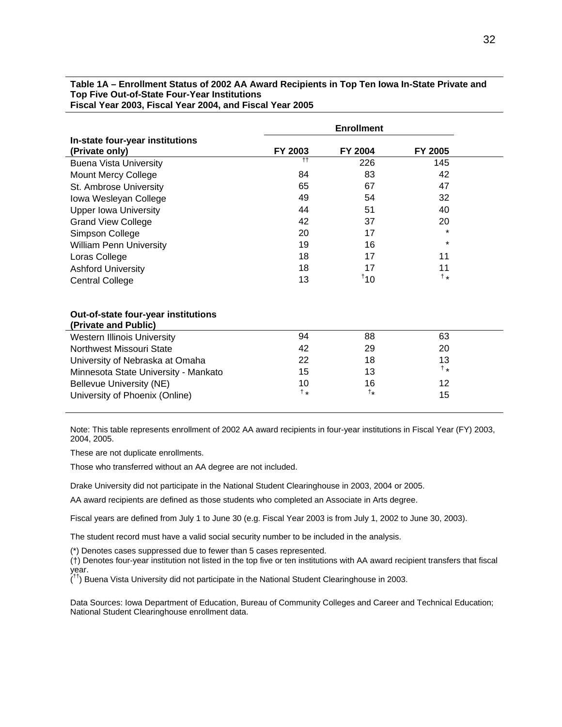**Table 1A – Enrollment Status of 2002 AA Award Recipients in Top Ten Iowa In-State Private and Top Five Out-of-State Four-Year Institutions**
**Fiscal Year 2003, Fiscal Year 2004, and Fiscal Year 2005**

| | Enrollment | | |
|---|---|---|---|
| **In-state four-year institutions (Private only)** | **FY 2003** | **FY 2004** | **FY 2005** |
| Buena Vista University | †† | 226 | 145 |
| Mount Mercy College | 84 | 83 | 42 |
| St. Ambrose University | 65 | 67 | 47 |
| Iowa Wesleyan College | 49 | 54 | 32 |
| Upper Iowa University | 44 | 51 | 40 |
| Grand View College | 42 | 37 | 20 |
| Simpson College | 20 | 17 | * |
| William Penn University | 19 | 16 | * |
| Loras College | 18 | 17 | 11 |
| Ashford University | 18 | 17 | 11 |
| Central College | 13 | †10 | †* |
| **Out-of-state four-year institutions (Private and Public)** | | | |
| Western Illinois University | 94 | 88 | 63 |
| Northwest Missouri State | 42 | 29 | 20 |
| University of Nebraska at Omaha | 22 | 18 | 13 |
| Minnesota State University - Mankato | 15 | 13 | †* |
| Bellevue University (NE) | 10 | 16 | 12 |
| University of Phoenix (Online) | †* | †* | 15 |

Note: This table represents enrollment of 2002 AA award recipients in four-year institutions in Fiscal Year (FY) 2003, 2004, 2005.

These are not duplicate enrollments.

Those who transferred without an AA degree are not included.

Drake University did not participate in the National Student Clearinghouse in 2003, 2004 or 2005.

AA award recipients are defined as those students who completed an Associate in Arts degree.

Fiscal years are defined from July 1 to June 30 (e.g. Fiscal Year 2003 is from July 1, 2002 to June 30, 2003).

The student record must have a valid social security number to be included in the analysis.

(*) Denotes cases suppressed due to fewer than 5 cases represented.
(†) Denotes four-year institution not listed in the top five or ten institutions with AA award recipient transfers that fiscal year.
(††) Buena Vista University did not participate in the National Student Clearinghouse in 2003.

Data Sources: Iowa Department of Education, Bureau of Community Colleges and Career and Technical Education; National Student Clearinghouse enrollment data.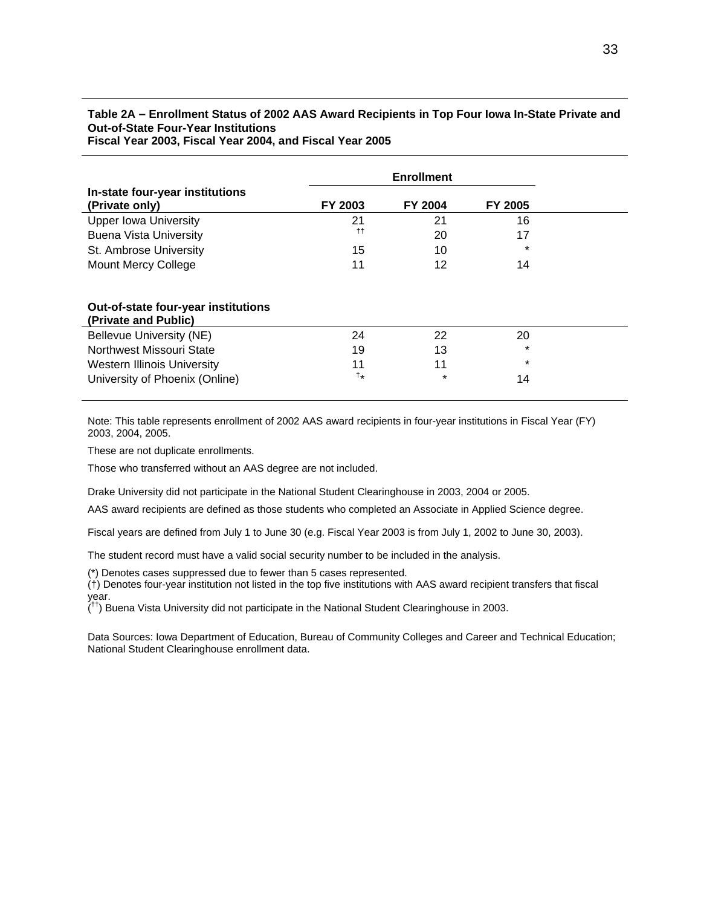**Table 2A – Enrollment Status of 2002 AAS Award Recipients in Top Four Iowa In-State Private and Out-of-State Four-Year Institutions**
**Fiscal Year 2003, Fiscal Year 2004, and Fiscal Year 2005**

| | Enrollment | | |
|---|---|---|---|
| **In-state four-year institutions (Private only)** | **FY 2003** | **FY 2004** | **FY 2005** |
| Upper Iowa University | 21 | 21 | 16 |
| Buena Vista University | †† | 20 | 17 |
| St. Ambrose University | 15 | 10 | * |
| Mount Mercy College | 11 | 12 | 14 |
| **Out-of-state four-year institutions (Private and Public)** | | | |
| Bellevue University (NE) | 24 | 22 | 20 |
| Northwest Missouri State | 19 | 13 | * |
| Western Illinois University | 11 | 11 | * |
| University of Phoenix (Online) | †* | * | 14 |

Note: This table represents enrollment of 2002 AAS award recipients in four-year institutions in Fiscal Year (FY) 2003, 2004, 2005.

These are not duplicate enrollments.

Those who transferred without an AAS degree are not included.

Drake University did not participate in the National Student Clearinghouse in 2003, 2004 or 2005.

AAS award recipients are defined as those students who completed an Associate in Applied Science degree.

Fiscal years are defined from July 1 to June 30 (e.g. Fiscal Year 2003 is from July 1, 2002 to June 30, 2003).

The student record must have a valid social security number to be included in the analysis.

(*) Denotes cases suppressed due to fewer than 5 cases represented.
(†) Denotes four-year institution not listed in the top five institutions with AAS award recipient transfers that fiscal year.
(††) Buena Vista University did not participate in the National Student Clearinghouse in 2003.

Data Sources: Iowa Department of Education, Bureau of Community Colleges and Career and Technical Education; National Student Clearinghouse enrollment data.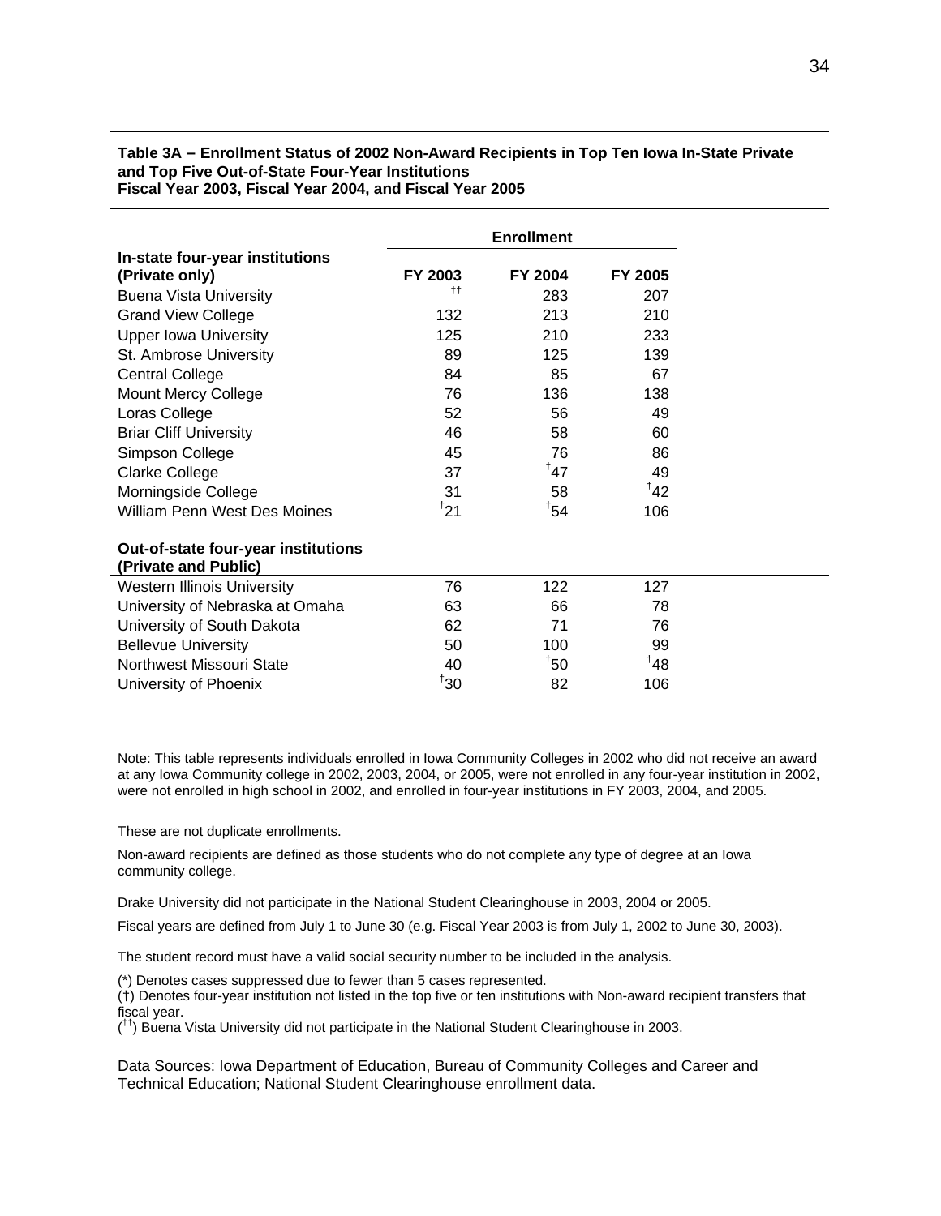**Table 3A – Enrollment Status of 2002 Non-Award Recipients in Top Ten Iowa In-State Private and Top Five Out-of-State Four-Year Institutions**
**Fiscal Year 2003, Fiscal Year 2004, and Fiscal Year 2005**

| | Enrollment | | |
|---|---|---|---|
| **In-state four-year institutions (Private only)** | **FY 2003** | **FY 2004** | **FY 2005** |
| Buena Vista University | †† | 283 | 207 |
| Grand View College | 132 | 213 | 210 |
| Upper Iowa University | 125 | 210 | 233 |
| St. Ambrose University | 89 | 125 | 139 |
| Central College | 84 | 85 | 67 |
| Mount Mercy College | 76 | 136 | 138 |
| Loras College | 52 | 56 | 49 |
| Briar Cliff University | 46 | 58 | 60 |
| Simpson College | 45 | 76 | 86 |
| Clarke College | 37 | †47 | 49 |
| Morningside College | 31 | 58 | †42 |
| William Penn West Des Moines | †21 | †54 | 106 |
| **Out-of-state four-year institutions (Private and Public)** | | | |
| Western Illinois University | 76 | 122 | 127 |
| University of Nebraska at Omaha | 63 | 66 | 78 |
| University of South Dakota | 62 | 71 | 76 |
| Bellevue University | 50 | 100 | 99 |
| Northwest Missouri State | 40 | †50 | †48 |
| University of Phoenix | †30 | 82 | 106 |

Note: This table represents individuals enrolled in Iowa Community Colleges in 2002 who did not receive an award at any Iowa Community college in 2002, 2003, 2004, or 2005, were not enrolled in any four-year institution in 2002, were not enrolled in high school in 2002, and enrolled in four-year institutions in FY 2003, 2004, and 2005.

These are not duplicate enrollments.

Non-award recipients are defined as those students who do not complete any type of degree at an Iowa community college.

Drake University did not participate in the National Student Clearinghouse in 2003, 2004 or 2005.

Fiscal years are defined from July 1 to June 30 (e.g. Fiscal Year 2003 is from July 1, 2002 to June 30, 2003).

The student record must have a valid social security number to be included in the analysis.

(*) Denotes cases suppressed due to fewer than 5 cases represented.
(†) Denotes four-year institution not listed in the top five or ten institutions with Non-award recipient transfers that fiscal year.
(††) Buena Vista University did not participate in the National Student Clearinghouse in 2003.

Data Sources: Iowa Department of Education, Bureau of Community Colleges and Career and Technical Education; National Student Clearinghouse enrollment data.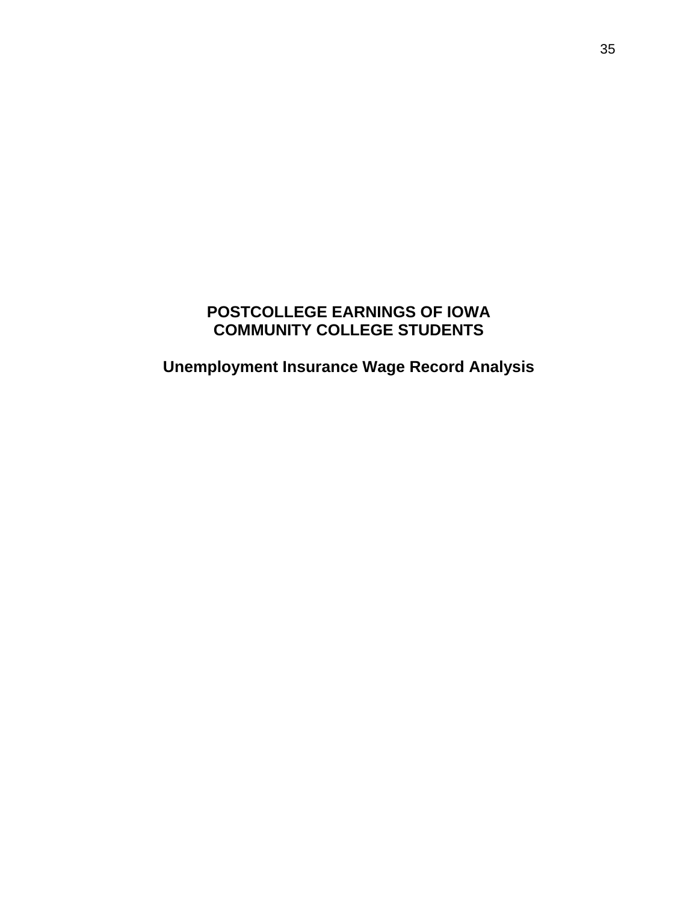# POSTCOLLEGE EARNINGS OF IOWA COMMUNITY COLLEGE STUDENTS

## Unemployment Insurance Wage Record Analysis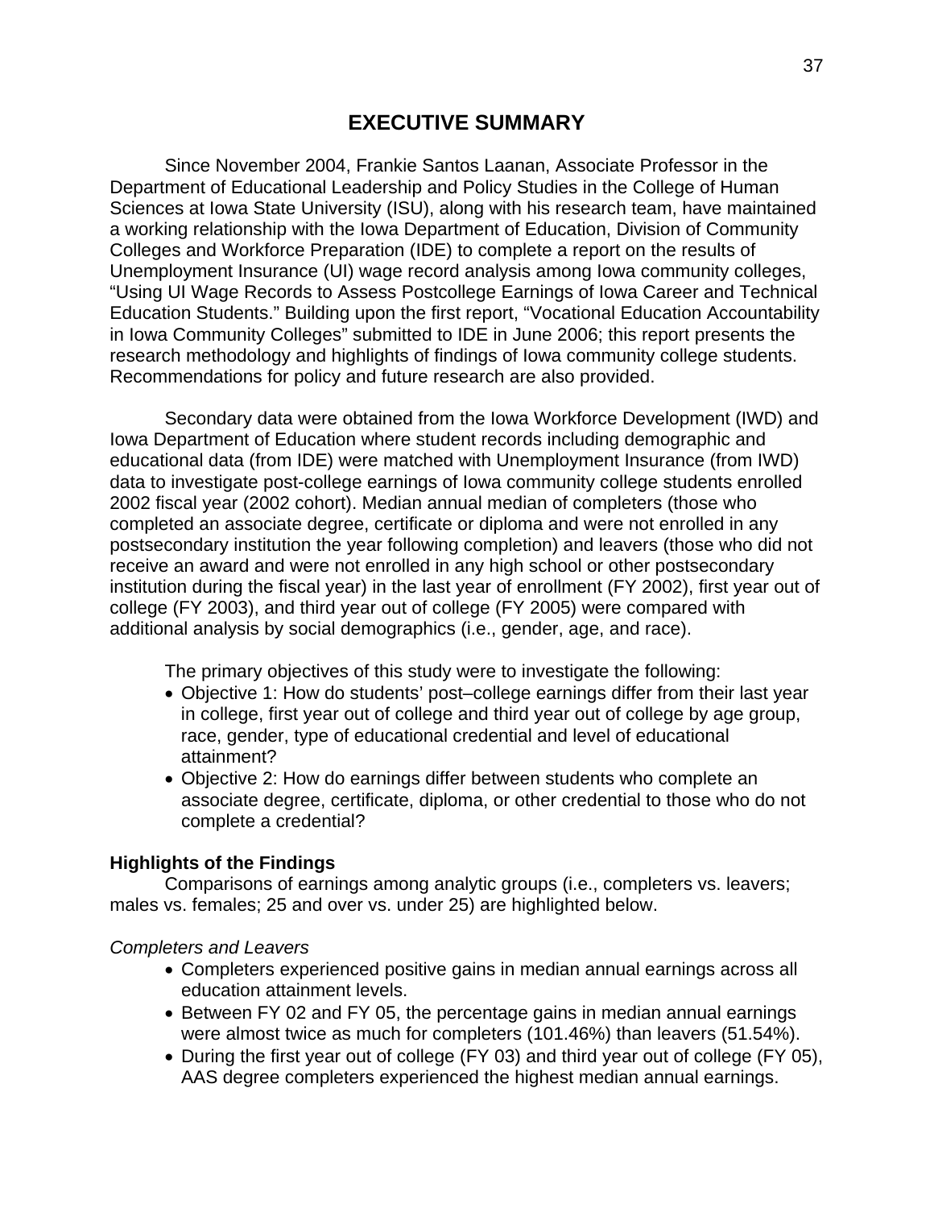# EXECUTIVE SUMMARY

Since November 2004, Frankie Santos Laanan, Associate Professor in the Department of Educational Leadership and Policy Studies in the College of Human Sciences at Iowa State University (ISU), along with his research team, have maintained a working relationship with the Iowa Department of Education, Division of Community Colleges and Workforce Preparation (IDE) to complete a report on the results of Unemployment Insurance (UI) wage record analysis among Iowa community colleges, "Using UI Wage Records to Assess Postcollege Earnings of Iowa Career and Technical Education Students." Building upon the first report, "Vocational Education Accountability in Iowa Community Colleges" submitted to IDE in June 2006; this report presents the research methodology and highlights of findings of Iowa community college students. Recommendations for policy and future research are also provided.

Secondary data were obtained from the Iowa Workforce Development (IWD) and Iowa Department of Education where student records including demographic and educational data (from IDE) were matched with Unemployment Insurance (from IWD) data to investigate post-college earnings of Iowa community college students enrolled 2002 fiscal year (2002 cohort). Median annual median of completers (those who completed an associate degree, certificate or diploma and were not enrolled in any postsecondary institution the year following completion) and leavers (those who did not receive an award and were not enrolled in any high school or other postsecondary institution during the fiscal year) in the last year of enrollment (FY 2002), first year out of college (FY 2003), and third year out of college (FY 2005) were compared with additional analysis by social demographics (i.e., gender, age, and race).

The primary objectives of this study were to investigate the following:

- Objective 1: How do students' post–college earnings differ from their last year in college, first year out of college and third year out of college by age group, race, gender, type of educational credential and level of educational attainment?
- Objective 2: How do earnings differ between students who complete an associate degree, certificate, diploma, or other credential to those who do not complete a credential?

**Highlights of the Findings**

Comparisons of earnings among analytic groups (i.e., completers vs. leavers; males vs. females; 25 and over vs. under 25) are highlighted below.

*Completers and Leavers*

- Completers experienced positive gains in median annual earnings across all education attainment levels.
- Between FY 02 and FY 05, the percentage gains in median annual earnings were almost twice as much for completers (101.46%) than leavers (51.54%).
- During the first year out of college (FY 03) and third year out of college (FY 05), AAS degree completers experienced the highest median annual earnings.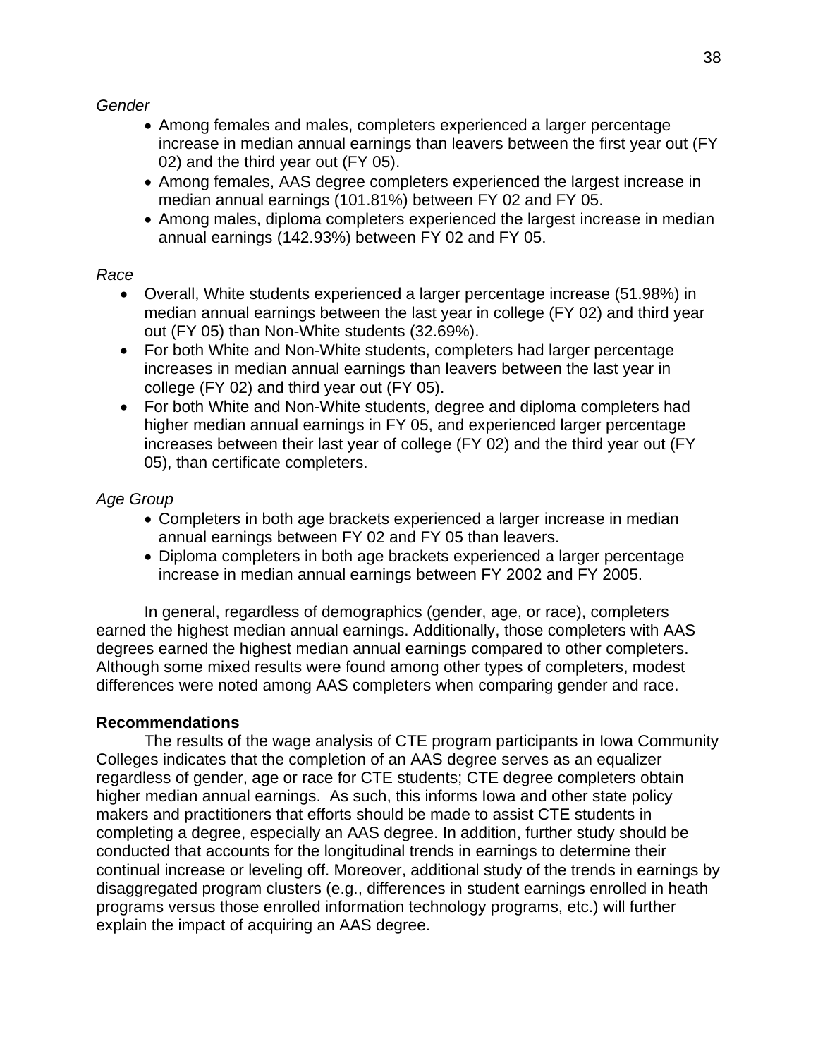*Gender*

- Among females and males, completers experienced a larger percentage increase in median annual earnings than leavers between the first year out (FY 02) and the third year out (FY 05).
- Among females, AAS degree completers experienced the largest increase in median annual earnings (101.81%) between FY 02 and FY 05.
- Among males, diploma completers experienced the largest increase in median annual earnings (142.93%) between FY 02 and FY 05.

*Race*

- Overall, White students experienced a larger percentage increase (51.98%) in median annual earnings between the last year in college (FY 02) and third year out (FY 05) than Non-White students (32.69%).
- For both White and Non-White students, completers had larger percentage increases in median annual earnings than leavers between the last year in college (FY 02) and third year out (FY 05).
- For both White and Non-White students, degree and diploma completers had higher median annual earnings in FY 05, and experienced larger percentage increases between their last year of college (FY 02) and the third year out (FY 05), than certificate completers.

*Age Group*

- Completers in both age brackets experienced a larger increase in median annual earnings between FY 02 and FY 05 than leavers.
- Diploma completers in both age brackets experienced a larger percentage increase in median annual earnings between FY 2002 and FY 2005.

In general, regardless of demographics (gender, age, or race), completers earned the highest median annual earnings. Additionally, those completers with AAS degrees earned the highest median annual earnings compared to other completers. Although some mixed results were found among other types of completers, modest differences were noted among AAS completers when comparing gender and race.

**Recommendations**

The results of the wage analysis of CTE program participants in Iowa Community Colleges indicates that the completion of an AAS degree serves as an equalizer regardless of gender, age or race for CTE students; CTE degree completers obtain higher median annual earnings. As such, this informs Iowa and other state policy makers and practitioners that efforts should be made to assist CTE students in completing a degree, especially an AAS degree. In addition, further study should be conducted that accounts for the longitudinal trends in earnings to determine their continual increase or leveling off. Moreover, additional study of the trends in earnings by disaggregated program clusters (e.g., differences in student earnings enrolled in heath programs versus those enrolled information technology programs, etc.) will further explain the impact of acquiring an AAS degree.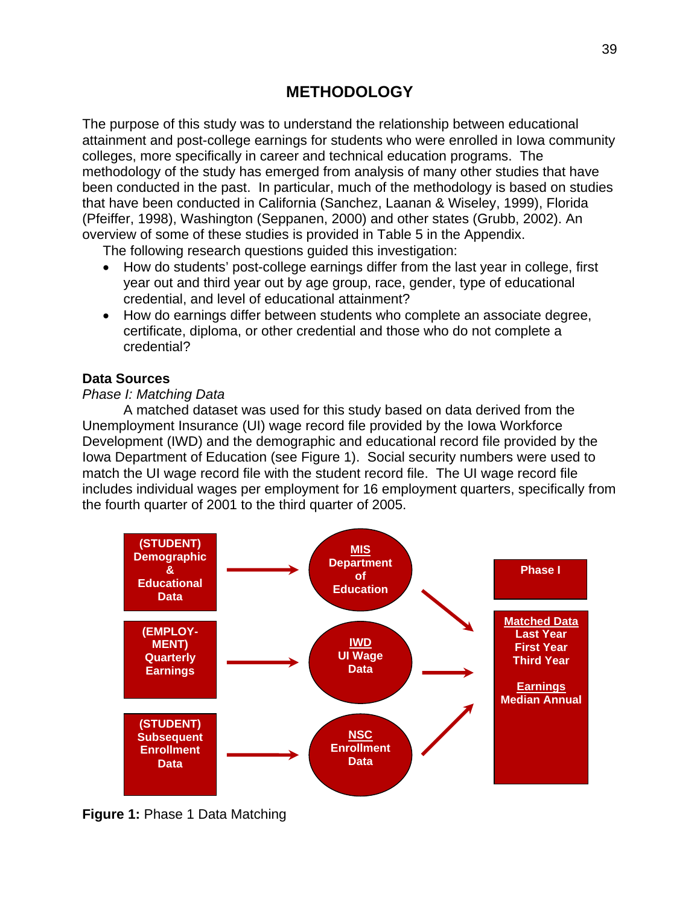# METHODOLOGY

The purpose of this study was to understand the relationship between educational attainment and post-college earnings for students who were enrolled in Iowa community colleges, more specifically in career and technical education programs. The methodology of the study has emerged from analysis of many other studies that have been conducted in the past. In particular, much of the methodology is based on studies that have been conducted in California (Sanchez, Laanan & Wiseley, 1999), Florida (Pfeiffer, 1998), Washington (Seppanen, 2000) and other states (Grubb, 2002). An overview of some of these studies is provided in Table 5 in the Appendix.

The following research questions guided this investigation:

- How do students' post-college earnings differ from the last year in college, first year out and third year out by age group, race, gender, type of educational credential, and level of educational attainment?
- How do earnings differ between students who complete an associate degree, certificate, diploma, or other credential and those who do not complete a credential?

**Data Sources**

*Phase I: Matching Data*

A matched dataset was used for this study based on data derived from the Unemployment Insurance (UI) wage record file provided by the Iowa Workforce Development (IWD) and the demographic and educational record file provided by the Iowa Department of Education (see Figure 1). Social security numbers were used to match the UI wage record file with the student record file. The UI wage record file includes individual wages per employment for 16 employment quarters, specifically from the fourth quarter of 2001 to the third quarter of 2005.

(STUDENT) Demographic & Educational Data → MIS Department of Education

(EMPLOYMENT) Quarterly Earnings → IWD UI Wage Data

(STUDENT) Subsequent Enrollment Data → NSC Enrollment Data

Phase I

Matched Data: Last Year, First Year, Third Year

Earnings: Median Annual

**Figure 1:** Phase 1 Data Matching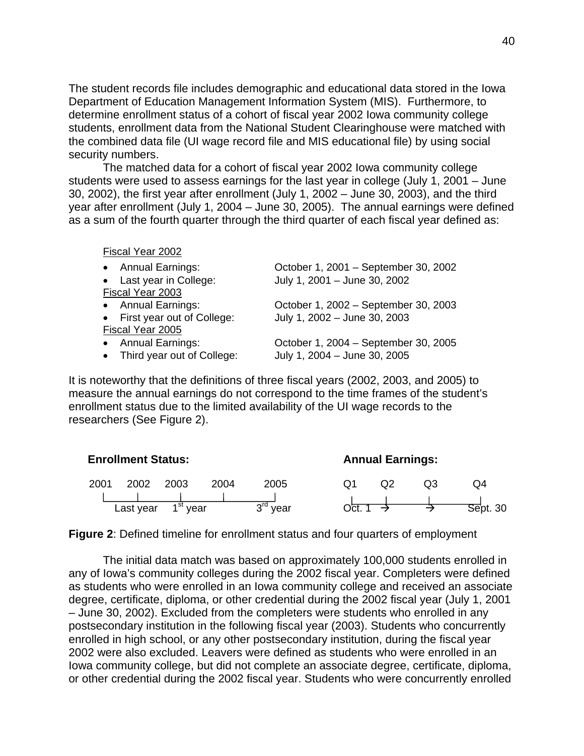The student records file includes demographic and educational data stored in the Iowa Department of Education Management Information System (MIS). Furthermore, to determine enrollment status of a cohort of fiscal year 2002 Iowa community college students, enrollment data from the National Student Clearinghouse were matched with the combined data file (UI wage record file and MIS educational file) by using social security numbers.

The matched data for a cohort of fiscal year 2002 Iowa community college students were used to assess earnings for the last year in college (July 1, 2001 – June 30, 2002), the first year after enrollment (July 1, 2002 – June 30, 2003), and the third year after enrollment (July 1, 2004 – June 30, 2005). The annual earnings were defined as a sum of the fourth quarter through the third quarter of each fiscal year defined as:

Fiscal Year 2002

- Annual Earnings: October 1, 2001 – September 30, 2002
- Last year in College: July 1, 2001 – June 30, 2002

Fiscal Year 2003

- Annual Earnings: October 1, 2002 – September 30, 2003
- First year out of College: July 1, 2002 – June 30, 2003

Fiscal Year 2005

- Annual Earnings: October 1, 2004 – September 30, 2005
- Third year out of College: July 1, 2004 – June 30, 2005

It is noteworthy that the definitions of three fiscal years (2002, 2003, and 2005) to measure the annual earnings do not correspond to the time frames of the student's enrollment status due to the limited availability of the UI wage records to the researchers (See Figure 2).

**Enrollment Status:**

2001 — 2002 — 2003 — 2004 — 2005

Last year, 1st year, 3rd year

**Annual Earnings:**

Q1 — Q2 — Q3 — Q4

Oct. 1 → → Sept. 30

**Figure 2**: Defined timeline for enrollment status and four quarters of employment

The initial data match was based on approximately 100,000 students enrolled in any of Iowa's community colleges during the 2002 fiscal year. Completers were defined as students who were enrolled in an Iowa community college and received an associate degree, certificate, diploma, or other credential during the 2002 fiscal year (July 1, 2001 – June 30, 2002). Excluded from the completers were students who enrolled in any postsecondary institution in the following fiscal year (2003). Students who concurrently enrolled in high school, or any other postsecondary institution, during the fiscal year 2002 were also excluded. Leavers were defined as students who were enrolled in an Iowa community college, but did not complete an associate degree, certificate, diploma, or other credential during the 2002 fiscal year. Students who were concurrently enrolled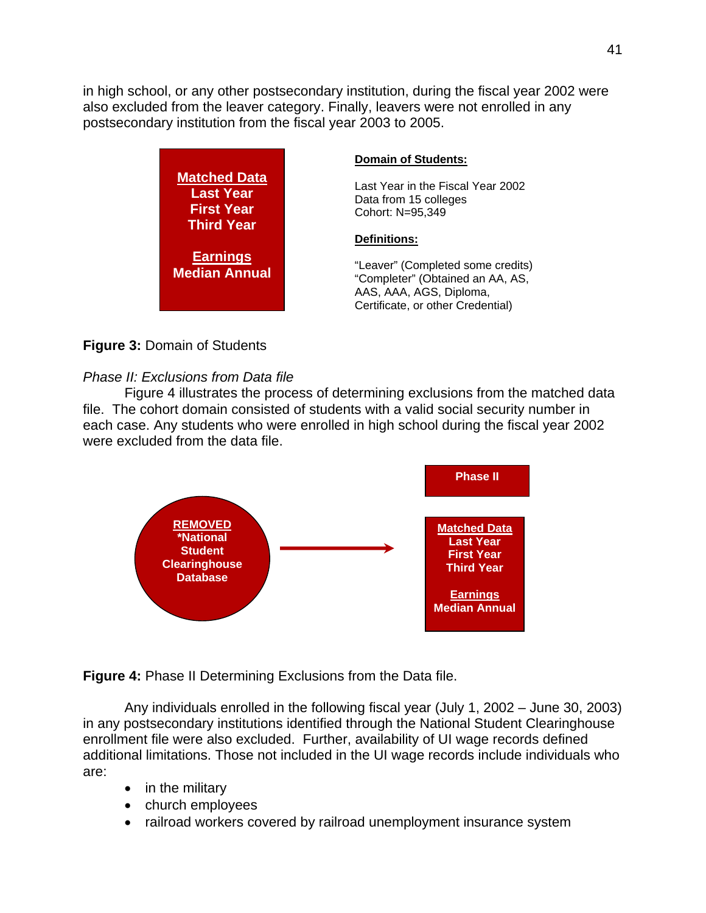in high school, or any other postsecondary institution, during the fiscal year 2002 were also excluded from the leaver category. Finally, leavers were not enrolled in any postsecondary institution from the fiscal year 2003 to 2005.

**Matched Data**
**Last Year**
**First Year**
**Third Year**

**Earnings**
**Median Annual**

**Domain of Students:**

Last Year in the Fiscal Year 2002
Data from 15 colleges
Cohort: N=95,349

**Definitions:**

"Leaver" (Completed some credits)
"Completer" (Obtained an AA, AS, AAS, AAA, AGS, Diploma, Certificate, or other Credential)

**Figure 3:** Domain of Students

*Phase II: Exclusions from Data file*

Figure 4 illustrates the process of determining exclusions from the matched data file. The cohort domain consisted of students with a valid social security number in each case. Any students who were enrolled in high school during the fiscal year 2002 were excluded from the data file.

**REMOVED**
**\*National Student Clearinghouse Database**

→

**Phase II**

**Matched Data**
**Last Year**
**First Year**
**Third Year**

**Earnings**
**Median Annual**

**Figure 4:** Phase II Determining Exclusions from the Data file.

Any individuals enrolled in the following fiscal year (July 1, 2002 – June 30, 2003) in any postsecondary institutions identified through the National Student Clearinghouse enrollment file were also excluded. Further, availability of UI wage records defined additional limitations. Those not included in the UI wage records include individuals who are:

- in the military
- church employees
- railroad workers covered by railroad unemployment insurance system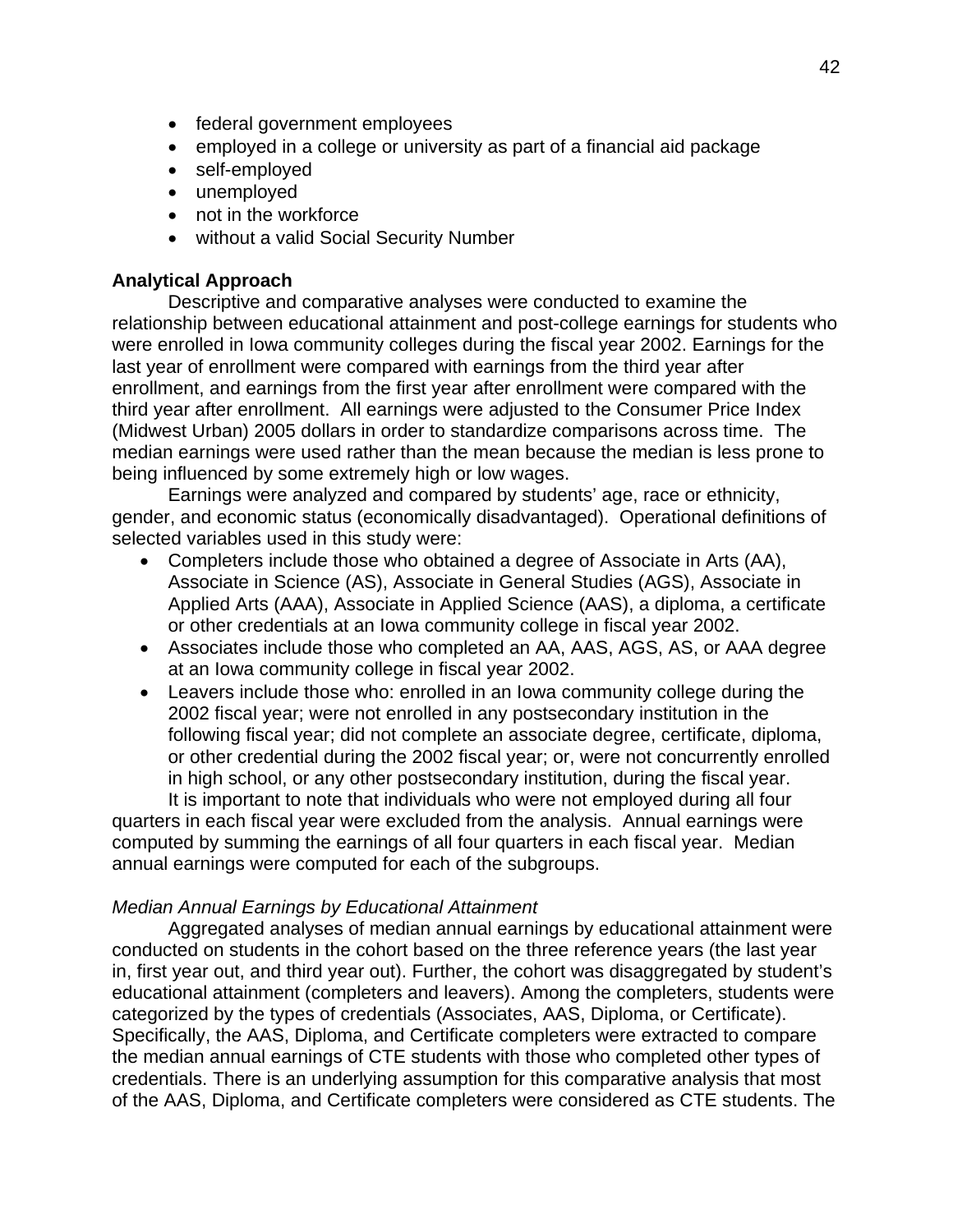- federal government employees
- employed in a college or university as part of a financial aid package
- self-employed
- unemployed
- not in the workforce
- without a valid Social Security Number

**Analytical Approach**

Descriptive and comparative analyses were conducted to examine the relationship between educational attainment and post-college earnings for students who were enrolled in Iowa community colleges during the fiscal year 2002. Earnings for the last year of enrollment were compared with earnings from the third year after enrollment, and earnings from the first year after enrollment were compared with the third year after enrollment. All earnings were adjusted to the Consumer Price Index (Midwest Urban) 2005 dollars in order to standardize comparisons across time. The median earnings were used rather than the mean because the median is less prone to being influenced by some extremely high or low wages.

Earnings were analyzed and compared by students' age, race or ethnicity, gender, and economic status (economically disadvantaged). Operational definitions of selected variables used in this study were:

- Completers include those who obtained a degree of Associate in Arts (AA), Associate in Science (AS), Associate in General Studies (AGS), Associate in Applied Arts (AAA), Associate in Applied Science (AAS), a diploma, a certificate or other credentials at an Iowa community college in fiscal year 2002.
- Associates include those who completed an AA, AAS, AGS, AS, or AAA degree at an Iowa community college in fiscal year 2002.
- Leavers include those who: enrolled in an Iowa community college during the 2002 fiscal year; were not enrolled in any postsecondary institution in the following fiscal year; did not complete an associate degree, certificate, diploma, or other credential during the 2002 fiscal year; or, were not concurrently enrolled in high school, or any other postsecondary institution, during the fiscal year.

It is important to note that individuals who were not employed during all four quarters in each fiscal year were excluded from the analysis. Annual earnings were computed by summing the earnings of all four quarters in each fiscal year. Median annual earnings were computed for each of the subgroups.

*Median Annual Earnings by Educational Attainment*

Aggregated analyses of median annual earnings by educational attainment were conducted on students in the cohort based on the three reference years (the last year in, first year out, and third year out). Further, the cohort was disaggregated by student's educational attainment (completers and leavers). Among the completers, students were categorized by the types of credentials (Associates, AAS, Diploma, or Certificate). Specifically, the AAS, Diploma, and Certificate completers were extracted to compare the median annual earnings of CTE students with those who completed other types of credentials. There is an underlying assumption for this comparative analysis that most of the AAS, Diploma, and Certificate completers were considered as CTE students. The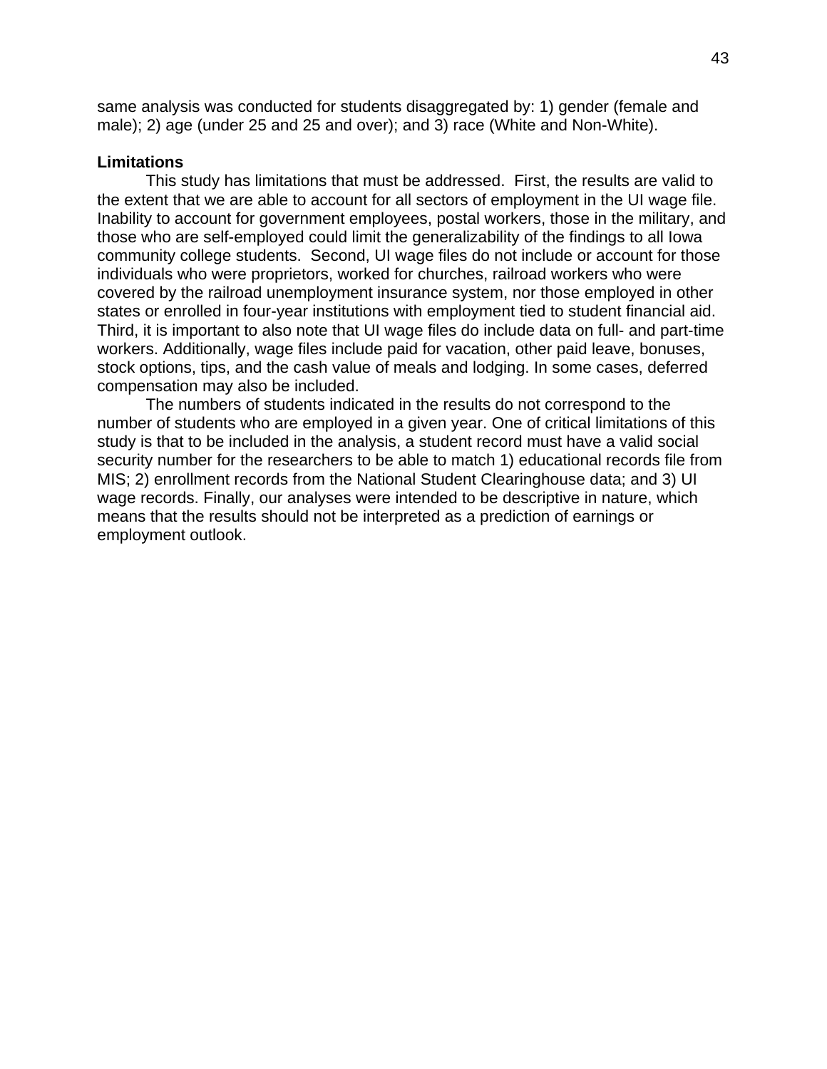same analysis was conducted for students disaggregated by: 1) gender (female and male); 2) age (under 25 and 25 and over); and 3) race (White and Non-White).

**Limitations**

This study has limitations that must be addressed. First, the results are valid to the extent that we are able to account for all sectors of employment in the UI wage file. Inability to account for government employees, postal workers, those in the military, and those who are self-employed could limit the generalizability of the findings to all Iowa community college students. Second, UI wage files do not include or account for those individuals who were proprietors, worked for churches, railroad workers who were covered by the railroad unemployment insurance system, nor those employed in other states or enrolled in four-year institutions with employment tied to student financial aid. Third, it is important to also note that UI wage files do include data on full- and part-time workers. Additionally, wage files include paid for vacation, other paid leave, bonuses, stock options, tips, and the cash value of meals and lodging. In some cases, deferred compensation may also be included.

The numbers of students indicated in the results do not correspond to the number of students who are employed in a given year. One of critical limitations of this study is that to be included in the analysis, a student record must have a valid social security number for the researchers to be able to match 1) educational records file from MIS; 2) enrollment records from the National Student Clearinghouse data; and 3) UI wage records. Finally, our analyses were intended to be descriptive in nature, which means that the results should not be interpreted as a prediction of earnings or employment outlook.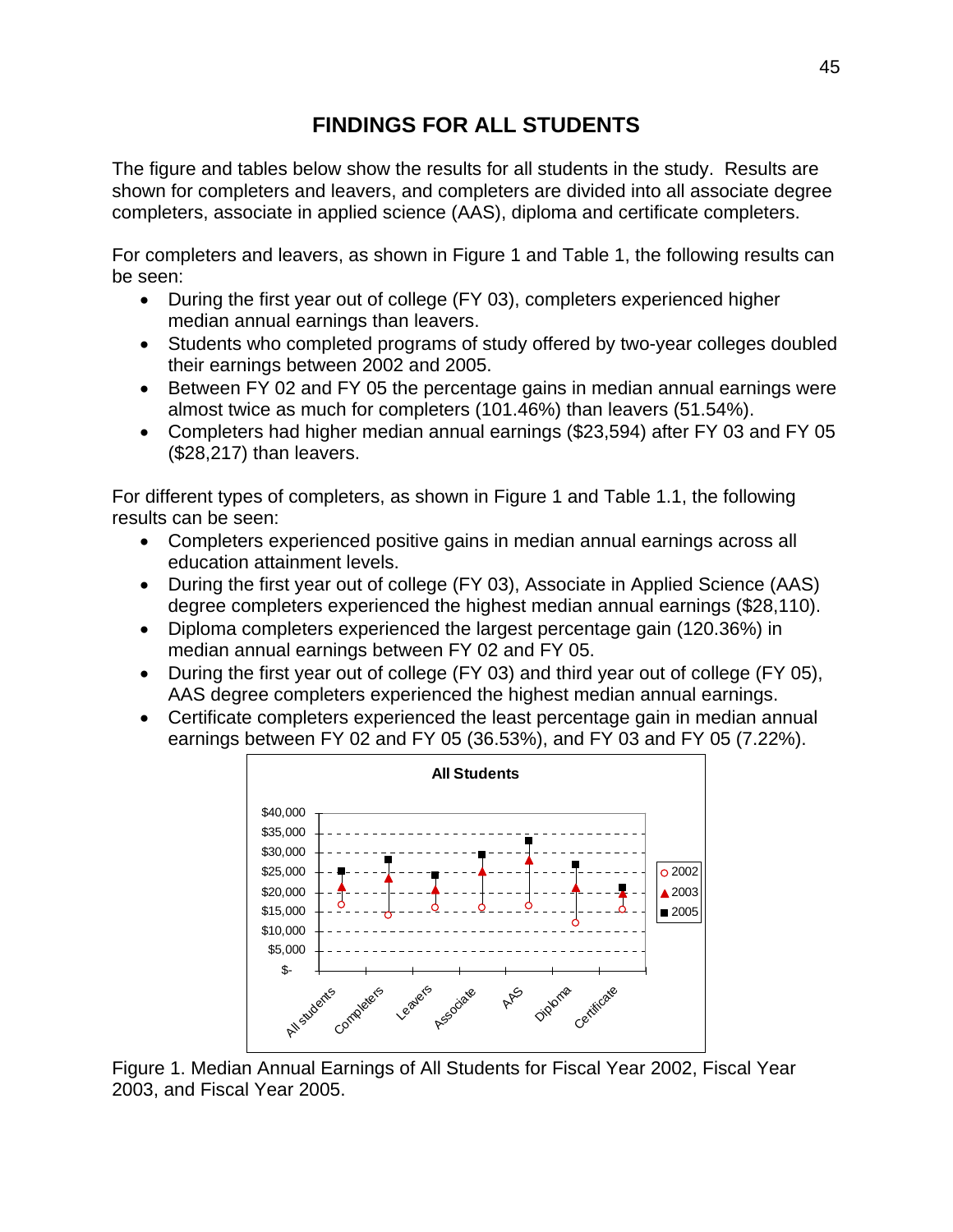# FINDINGS FOR ALL STUDENTS

The figure and tables below show the results for all students in the study. Results are shown for completers and leavers, and completers are divided into all associate degree completers, associate in applied science (AAS), diploma and certificate completers.

For completers and leavers, as shown in Figure 1 and Table 1, the following results can be seen:

- During the first year out of college (FY 03), completers experienced higher median annual earnings than leavers.
- Students who completed programs of study offered by two-year colleges doubled their earnings between 2002 and 2005.
- Between FY 02 and FY 05 the percentage gains in median annual earnings were almost twice as much for completers (101.46%) than leavers (51.54%).
- Completers had higher median annual earnings ($23,594) after FY 03 and FY 05 ($28,217) than leavers.

For different types of completers, as shown in Figure 1 and Table 1.1, the following results can be seen:

- Completers experienced positive gains in median annual earnings across all education attainment levels.
- During the first year out of college (FY 03), Associate in Applied Science (AAS) degree completers experienced the highest median annual earnings ($28,110).
- Diploma completers experienced the largest percentage gain (120.36%) in median annual earnings between FY 02 and FY 05.
- During the first year out of college (FY 03) and third year out of college (FY 05), AAS degree completers experienced the highest median annual earnings.
- Certificate completers experienced the least percentage gain in median annual earnings between FY 02 and FY 05 (36.53%), and FY 03 and FY 05 (7.22%).

Figure 1. Median Annual Earnings of All Students for Fiscal Year 2002, Fiscal Year 2003, and Fiscal Year 2005.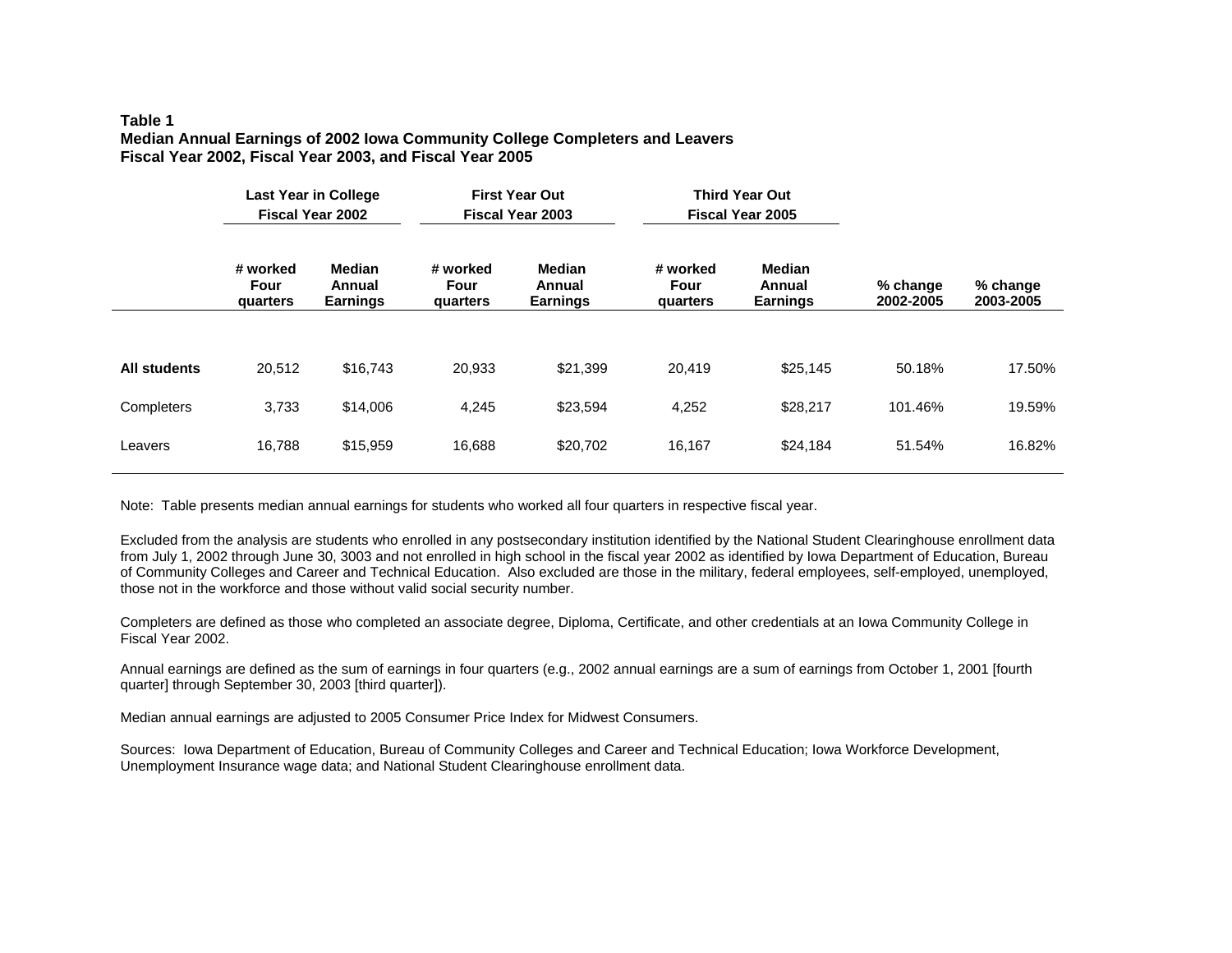**Table 1**
**Median Annual Earnings of 2002 Iowa Community College Completers and Leavers**
**Fiscal Year 2002, Fiscal Year 2003, and Fiscal Year 2005**

| | Last Year in College Fiscal Year 2002 | | First Year Out Fiscal Year 2003 | | Third Year Out Fiscal Year 2005 | | | |
|---|---|---|---|---|---|---|---|---|
| | **# worked Four quarters** | **Median Annual Earnings** | **# worked Four quarters** | **Median Annual Earnings** | **# worked Four quarters** | **Median Annual Earnings** | **% change 2002-2005** | **% change 2003-2005** |
| **All students** | 20,512 | $16,743 | 20,933 | $21,399 | 20,419 | $25,145 | 50.18% | 17.50% |
| Completers | 3,733 | $14,006 | 4,245 | $23,594 | 4,252 | $28,217 | 101.46% | 19.59% |
| Leavers | 16,788 | $15,959 | 16,688 | $20,702 | 16,167 | $24,184 | 51.54% | 16.82% |

Note: Table presents median annual earnings for students who worked all four quarters in respective fiscal year.

Excluded from the analysis are students who enrolled in any postsecondary institution identified by the National Student Clearinghouse enrollment data from July 1, 2002 through June 30, 3003 and not enrolled in high school in the fiscal year 2002 as identified by Iowa Department of Education, Bureau of Community Colleges and Career and Technical Education. Also excluded are those in the military, federal employees, self-employed, unemployed, those not in the workforce and those without valid social security number.

Completers are defined as those who completed an associate degree, Diploma, Certificate, and other credentials at an Iowa Community College in Fiscal Year 2002.

Annual earnings are defined as the sum of earnings in four quarters (e.g., 2002 annual earnings are a sum of earnings from October 1, 2001 [fourth quarter] through September 30, 2003 [third quarter]).

Median annual earnings are adjusted to 2005 Consumer Price Index for Midwest Consumers.

Sources: Iowa Department of Education, Bureau of Community Colleges and Career and Technical Education; Iowa Workforce Development, Unemployment Insurance wage data; and National Student Clearinghouse enrollment data.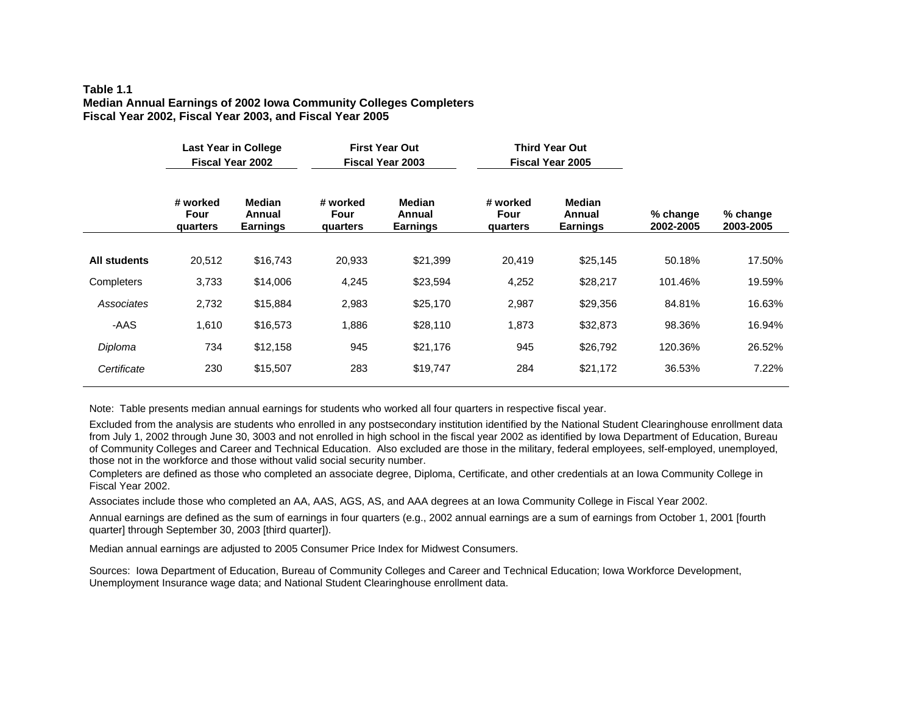**Table 1.1**
**Median Annual Earnings of 2002 Iowa Community Colleges Completers**
**Fiscal Year 2002, Fiscal Year 2003, and Fiscal Year 2005**

| | **Last Year in College Fiscal Year 2002** | | **First Year Out Fiscal Year 2003** | | **Third Year Out Fiscal Year 2005** | | | |
|---|---|---|---|---|---|---|---|---|
| | **# worked Four quarters** | **Median Annual Earnings** | **# worked Four quarters** | **Median Annual Earnings** | **# worked Four quarters** | **Median Annual Earnings** | **% change 2002-2005** | **% change 2003-2005** |
| **All students** | 20,512 | $16,743 | 20,933 | $21,399 | 20,419 | $25,145 | 50.18% | 17.50% |
| Completers | 3,733 | $14,006 | 4,245 | $23,594 | 4,252 | $28,217 | 101.46% | 19.59% |
| *Associates* | 2,732 | $15,884 | 2,983 | $25,170 | 2,987 | $29,356 | 84.81% | 16.63% |
| -AAS | 1,610 | $16,573 | 1,886 | $28,110 | 1,873 | $32,873 | 98.36% | 16.94% |
| *Diploma* | 734 | $12,158 | 945 | $21,176 | 945 | $26,792 | 120.36% | 26.52% |
| *Certificate* | 230 | $15,507 | 283 | $19,747 | 284 | $21,172 | 36.53% | 7.22% |

Note: Table presents median annual earnings for students who worked all four quarters in respective fiscal year.

Excluded from the analysis are students who enrolled in any postsecondary institution identified by the National Student Clearinghouse enrollment data from July 1, 2002 through June 30, 3003 and not enrolled in high school in the fiscal year 2002 as identified by Iowa Department of Education, Bureau of Community Colleges and Career and Technical Education. Also excluded are those in the military, federal employees, self-employed, unemployed, those not in the workforce and those without valid social security number.

Completers are defined as those who completed an associate degree, Diploma, Certificate, and other credentials at an Iowa Community College in Fiscal Year 2002.

Associates include those who completed an AA, AAS, AGS, AS, and AAA degrees at an Iowa Community College in Fiscal Year 2002.

Annual earnings are defined as the sum of earnings in four quarters (e.g., 2002 annual earnings are a sum of earnings from October 1, 2001 [fourth quarter] through September 30, 2003 [third quarter]).

Median annual earnings are adjusted to 2005 Consumer Price Index for Midwest Consumers.

Sources: Iowa Department of Education, Bureau of Community Colleges and Career and Technical Education; Iowa Workforce Development, Unemployment Insurance wage data; and National Student Clearinghouse enrollment data.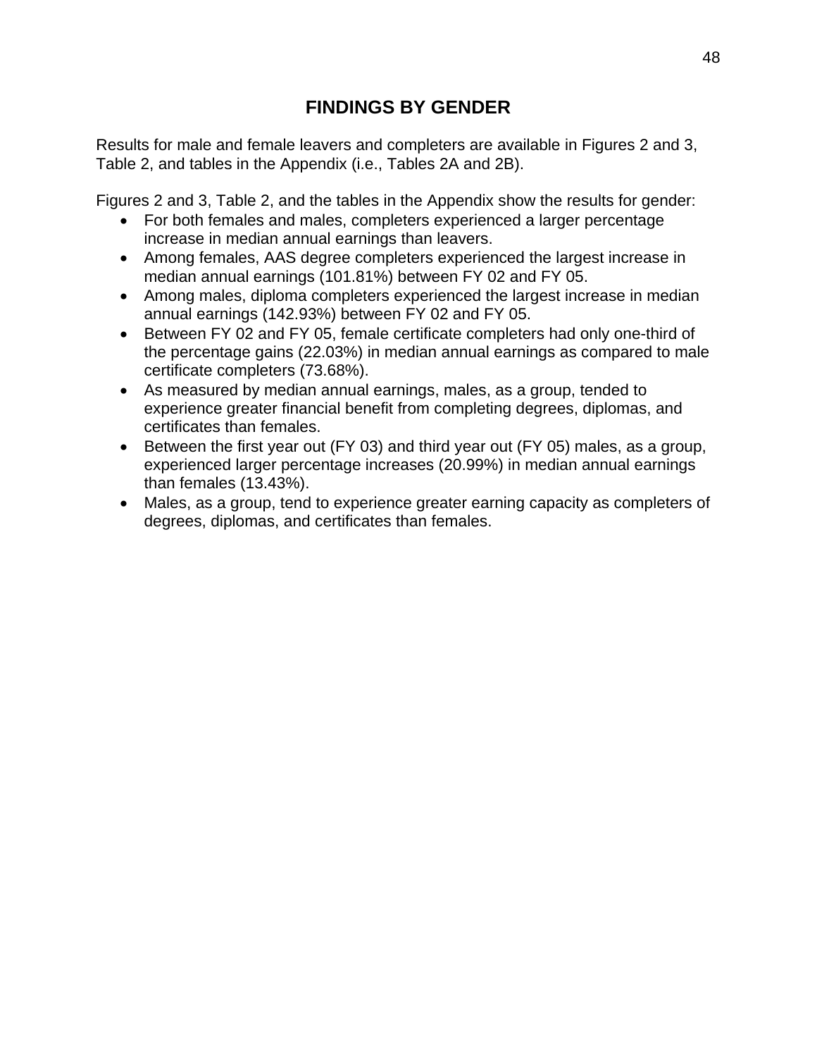## FINDINGS BY GENDER

Results for male and female leavers and completers are available in Figures 2 and 3, Table 2, and tables in the Appendix (i.e., Tables 2A and 2B).

Figures 2 and 3, Table 2, and the tables in the Appendix show the results for gender:

- For both females and males, completers experienced a larger percentage increase in median annual earnings than leavers.
- Among females, AAS degree completers experienced the largest increase in median annual earnings (101.81%) between FY 02 and FY 05.
- Among males, diploma completers experienced the largest increase in median annual earnings (142.93%) between FY 02 and FY 05.
- Between FY 02 and FY 05, female certificate completers had only one-third of the percentage gains (22.03%) in median annual earnings as compared to male certificate completers (73.68%).
- As measured by median annual earnings, males, as a group, tended to experience greater financial benefit from completing degrees, diplomas, and certificates than females.
- Between the first year out (FY 03) and third year out (FY 05) males, as a group, experienced larger percentage increases (20.99%) in median annual earnings than females (13.43%).
- Males, as a group, tend to experience greater earning capacity as completers of degrees, diplomas, and certificates than females.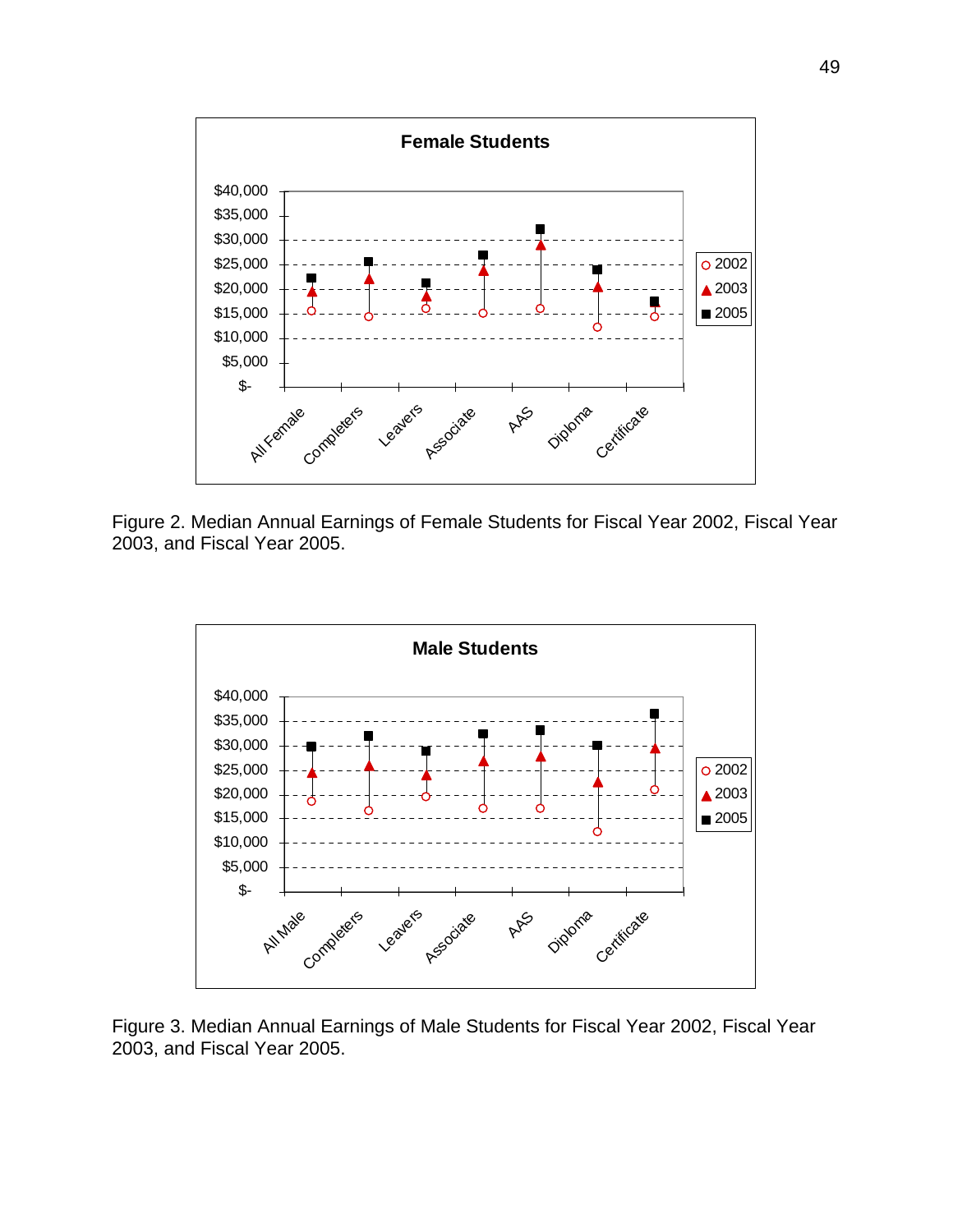Figure 2. Median Annual Earnings of Female Students for Fiscal Year 2002, Fiscal Year 2003, and Fiscal Year 2005.

Figure 3. Median Annual Earnings of Male Students for Fiscal Year 2002, Fiscal Year 2003, and Fiscal Year 2005.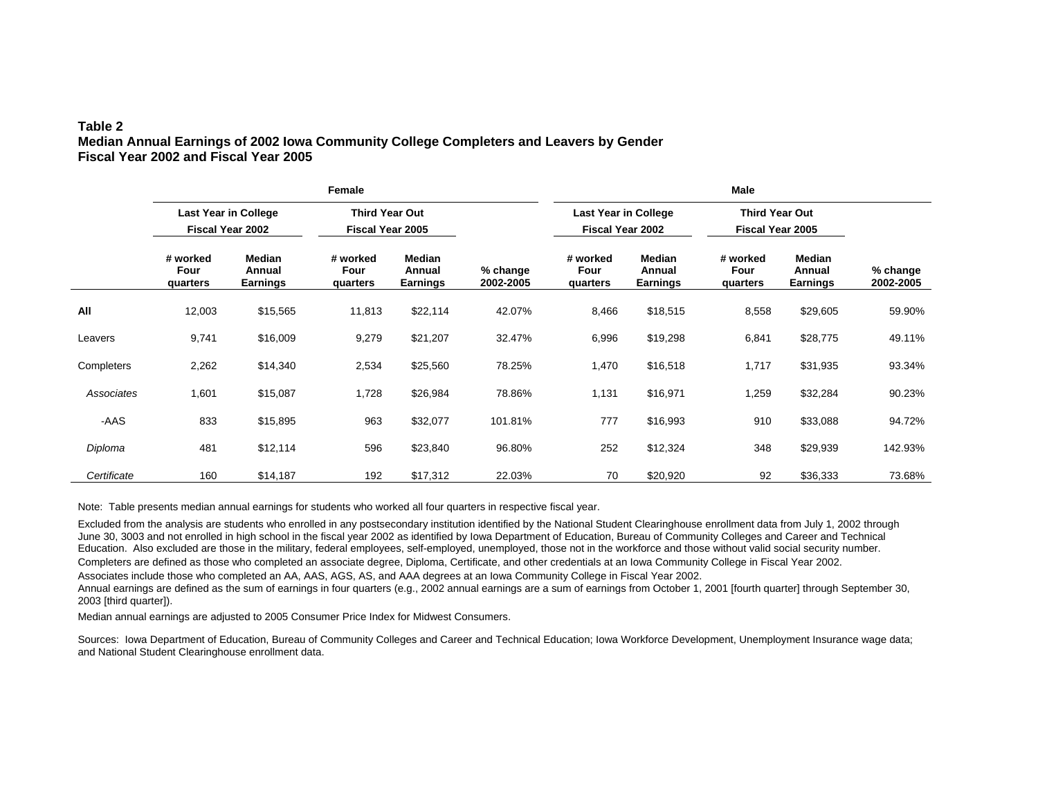**Table 2**
**Median Annual Earnings of 2002 Iowa Community College Completers and Leavers by Gender**
**Fiscal Year 2002 and Fiscal Year 2005**

| | Female | | | | | Male | | | | |
|---|---|---|---|---|---|---|---|---|---|---|
| | Last Year in College Fiscal Year 2002 | | Third Year Out Fiscal Year 2005 | | | Last Year in College Fiscal Year 2002 | | Third Year Out Fiscal Year 2005 | | |
| | # worked Four quarters | Median Annual Earnings | # worked Four quarters | Median Annual Earnings | % change 2002-2005 | # worked Four quarters | Median Annual Earnings | # worked Four quarters | Median Annual Earnings | % change 2002-2005 |
| **All** | 12,003 | $15,565 | 11,813 | $22,114 | 42.07% | 8,466 | $18,515 | 8,558 | $29,605 | 59.90% |
| Leavers | 9,741 | $16,009 | 9,279 | $21,207 | 32.47% | 6,996 | $19,298 | 6,841 | $28,775 | 49.11% |
| Completers | 2,262 | $14,340 | 2,534 | $25,560 | 78.25% | 1,470 | $16,518 | 1,717 | $31,935 | 93.34% |
| *Associates* | 1,601 | $15,087 | 1,728 | $26,984 | 78.86% | 1,131 | $16,971 | 1,259 | $32,284 | 90.23% |
| -AAS | 833 | $15,895 | 963 | $32,077 | 101.81% | 777 | $16,993 | 910 | $33,088 | 94.72% |
| *Diploma* | 481 | $12,114 | 596 | $23,840 | 96.80% | 252 | $12,324 | 348 | $29,939 | 142.93% |
| *Certificate* | 160 | $14,187 | 192 | $17,312 | 22.03% | 70 | $20,920 | 92 | $36,333 | 73.68% |

Note: Table presents median annual earnings for students who worked all four quarters in respective fiscal year.

Excluded from the analysis are students who enrolled in any postsecondary institution identified by the National Student Clearinghouse enrollment data from July 1, 2002 through June 30, 3003 and not enrolled in high school in the fiscal year 2002 as identified by Iowa Department of Education, Bureau of Community Colleges and Career and Technical Education. Also excluded are those in the military, federal employees, self-employed, unemployed, those not in the workforce and those without valid social security number.

Completers are defined as those who completed an associate degree, Diploma, Certificate, and other credentials at an Iowa Community College in Fiscal Year 2002.

Associates include those who completed an AA, AAS, AGS, AS, and AAA degrees at an Iowa Community College in Fiscal Year 2002.

Annual earnings are defined as the sum of earnings in four quarters (e.g., 2002 annual earnings are a sum of earnings from October 1, 2001 [fourth quarter] through September 30, 2003 [third quarter]).

Median annual earnings are adjusted to 2005 Consumer Price Index for Midwest Consumers.

Sources: Iowa Department of Education, Bureau of Community Colleges and Career and Technical Education; Iowa Workforce Development, Unemployment Insurance wage data; and National Student Clearinghouse enrollment data.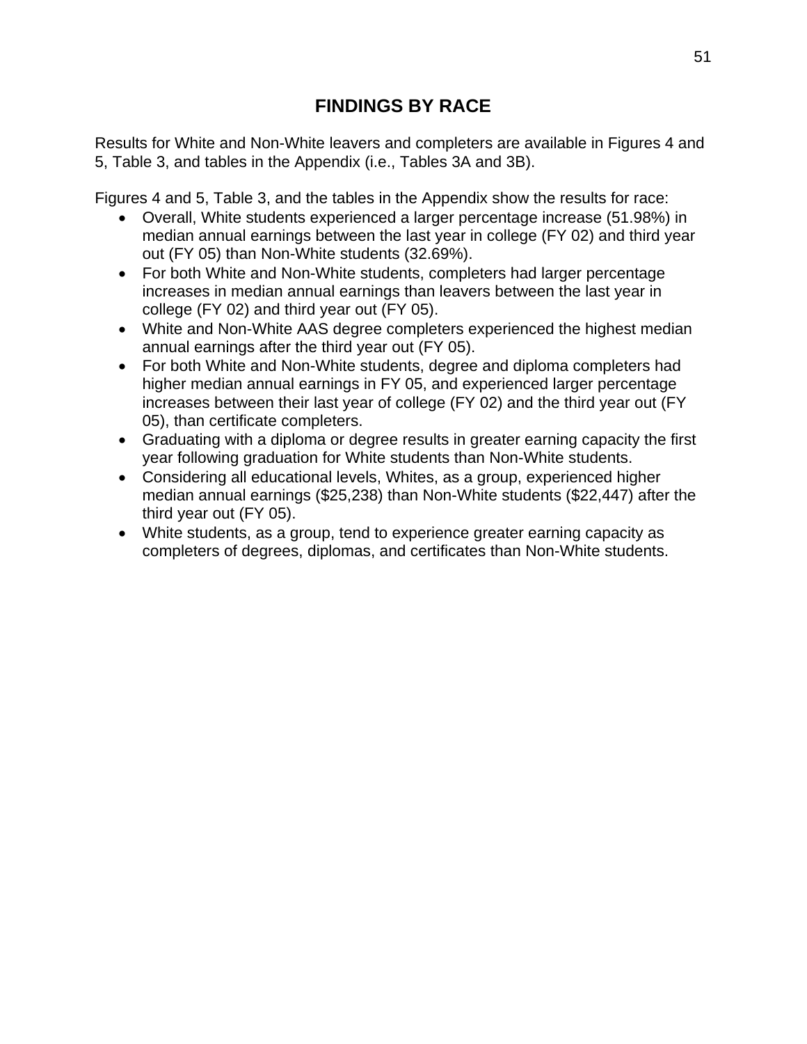# FINDINGS BY RACE

Results for White and Non-White leavers and completers are available in Figures 4 and 5, Table 3, and tables in the Appendix (i.e., Tables 3A and 3B).

Figures 4 and 5, Table 3, and the tables in the Appendix show the results for race:

- Overall, White students experienced a larger percentage increase (51.98%) in median annual earnings between the last year in college (FY 02) and third year out (FY 05) than Non-White students (32.69%).
- For both White and Non-White students, completers had larger percentage increases in median annual earnings than leavers between the last year in college (FY 02) and third year out (FY 05).
- White and Non-White AAS degree completers experienced the highest median annual earnings after the third year out (FY 05).
- For both White and Non-White students, degree and diploma completers had higher median annual earnings in FY 05, and experienced larger percentage increases between their last year of college (FY 02) and the third year out (FY 05), than certificate completers.
- Graduating with a diploma or degree results in greater earning capacity the first year following graduation for White students than Non-White students.
- Considering all educational levels, Whites, as a group, experienced higher median annual earnings ($25,238) than Non-White students ($22,447) after the third year out (FY 05).
- White students, as a group, tend to experience greater earning capacity as completers of degrees, diplomas, and certificates than Non-White students.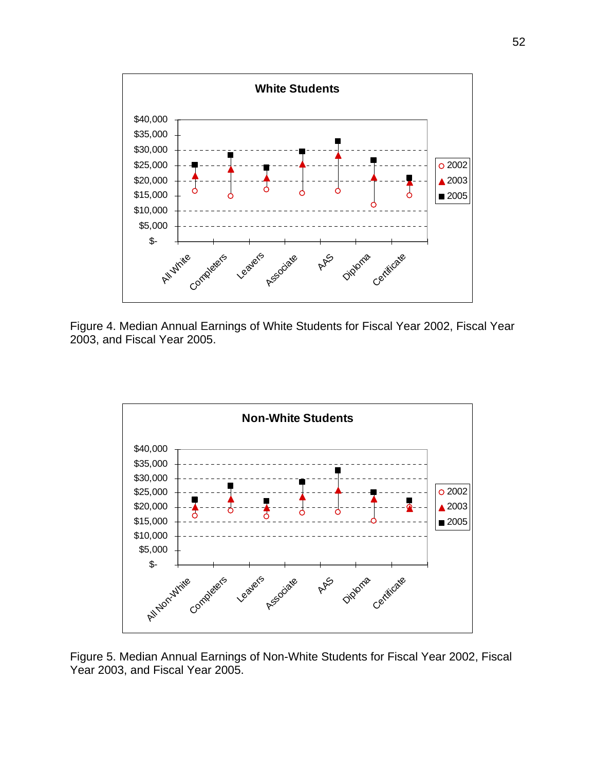Figure 4. Median Annual Earnings of White Students for Fiscal Year 2002, Fiscal Year 2003, and Fiscal Year 2005.

Figure 5. Median Annual Earnings of Non-White Students for Fiscal Year 2002, Fiscal Year 2003, and Fiscal Year 2005.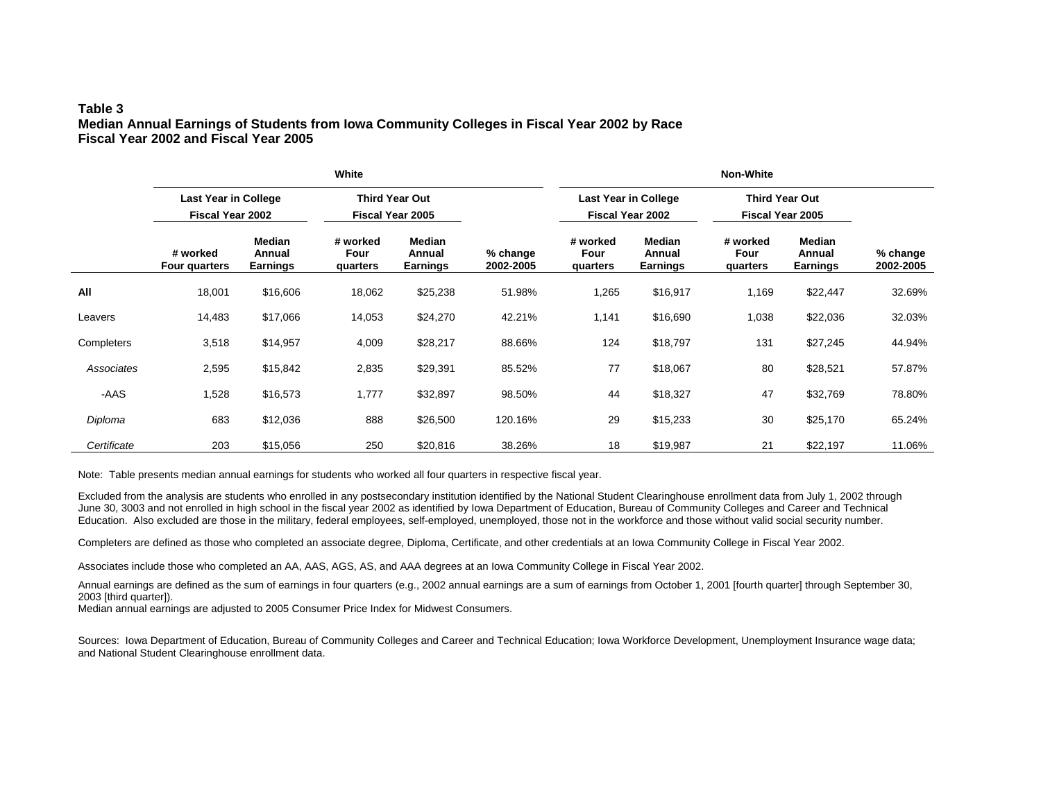**Table 3**
**Median Annual Earnings of Students from Iowa Community Colleges in Fiscal Year 2002 by Race**
**Fiscal Year 2002 and Fiscal Year 2005**

| | White | | | | | Non-White | | | | |
|---|---|---|---|---|---|---|---|---|---|---|
| | Last Year in College Fiscal Year 2002 | | Third Year Out Fiscal Year 2005 | | | Last Year in College Fiscal Year 2002 | | Third Year Out Fiscal Year 2005 | | |
| | # worked Four quarters | Median Annual Earnings | # worked Four quarters | Median Annual Earnings | % change 2002-2005 | # worked Four quarters | Median Annual Earnings | # worked Four quarters | Median Annual Earnings | % change 2002-2005 |
| **All** | 18,001 | $16,606 | 18,062 | $25,238 | 51.98% | 1,265 | $16,917 | 1,169 | $22,447 | 32.69% |
| Leavers | 14,483 | $17,066 | 14,053 | $24,270 | 42.21% | 1,141 | $16,690 | 1,038 | $22,036 | 32.03% |
| Completers | 3,518 | $14,957 | 4,009 | $28,217 | 88.66% | 124 | $18,797 | 131 | $27,245 | 44.94% |
| *Associates* | 2,595 | $15,842 | 2,835 | $29,391 | 85.52% | 77 | $18,067 | 80 | $28,521 | 57.87% |
| -AAS | 1,528 | $16,573 | 1,777 | $32,897 | 98.50% | 44 | $18,327 | 47 | $32,769 | 78.80% |
| *Diploma* | 683 | $12,036 | 888 | $26,500 | 120.16% | 29 | $15,233 | 30 | $25,170 | 65.24% |
| *Certificate* | 203 | $15,056 | 250 | $20,816 | 38.26% | 18 | $19,987 | 21 | $22,197 | 11.06% |

Note: Table presents median annual earnings for students who worked all four quarters in respective fiscal year.

Excluded from the analysis are students who enrolled in any postsecondary institution identified by the National Student Clearinghouse enrollment data from July 1, 2002 through June 30, 3003 and not enrolled in high school in the fiscal year 2002 as identified by Iowa Department of Education, Bureau of Community Colleges and Career and Technical Education. Also excluded are those in the military, federal employees, self-employed, unemployed, those not in the workforce and those without valid social security number.

Completers are defined as those who completed an associate degree, Diploma, Certificate, and other credentials at an Iowa Community College in Fiscal Year 2002.

Associates include those who completed an AA, AAS, AGS, AS, and AAA degrees at an Iowa Community College in Fiscal Year 2002.

Annual earnings are defined as the sum of earnings in four quarters (e.g., 2002 annual earnings are a sum of earnings from October 1, 2001 [fourth quarter] through September 30, 2003 [third quarter]).
Median annual earnings are adjusted to 2005 Consumer Price Index for Midwest Consumers.

Sources: Iowa Department of Education, Bureau of Community Colleges and Career and Technical Education; Iowa Workforce Development, Unemployment Insurance wage data; and National Student Clearinghouse enrollment data.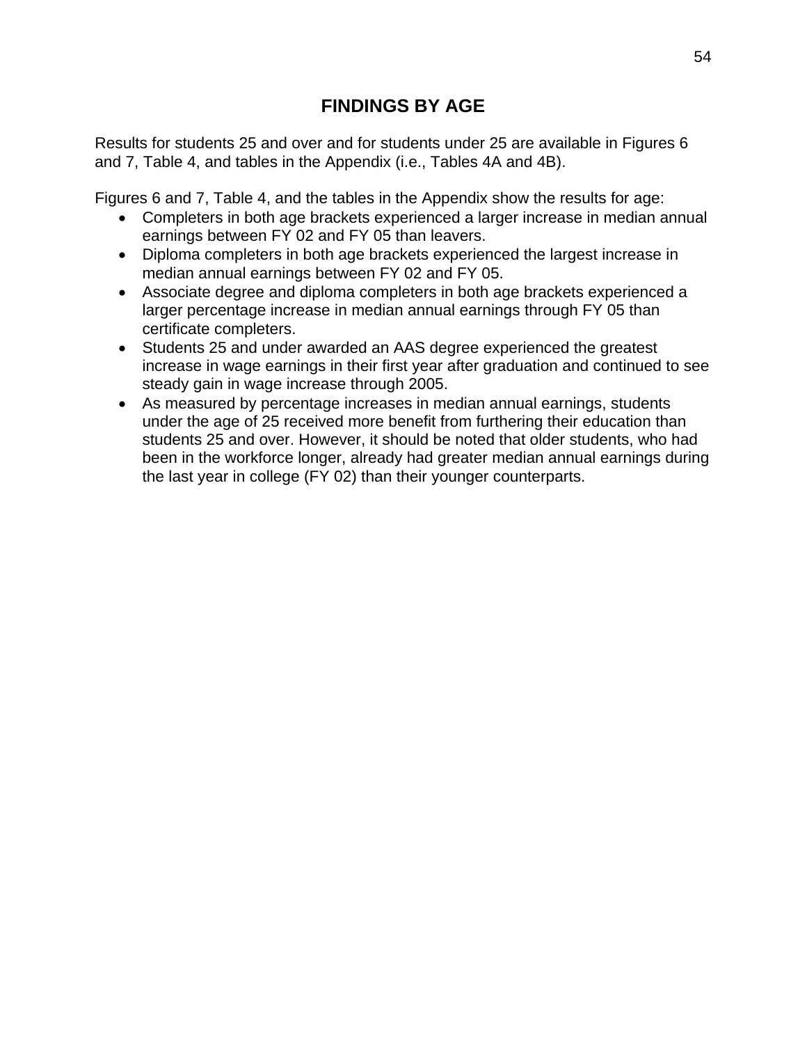# FINDINGS BY AGE

Results for students 25 and over and for students under 25 are available in Figures 6 and 7, Table 4, and tables in the Appendix (i.e., Tables 4A and 4B).

Figures 6 and 7, Table 4, and the tables in the Appendix show the results for age:

- Completers in both age brackets experienced a larger increase in median annual earnings between FY 02 and FY 05 than leavers.
- Diploma completers in both age brackets experienced the largest increase in median annual earnings between FY 02 and FY 05.
- Associate degree and diploma completers in both age brackets experienced a larger percentage increase in median annual earnings through FY 05 than certificate completers.
- Students 25 and under awarded an AAS degree experienced the greatest increase in wage earnings in their first year after graduation and continued to see steady gain in wage increase through 2005.
- As measured by percentage increases in median annual earnings, students under the age of 25 received more benefit from furthering their education than students 25 and over. However, it should be noted that older students, who had been in the workforce longer, already had greater median annual earnings during the last year in college (FY 02) than their younger counterparts.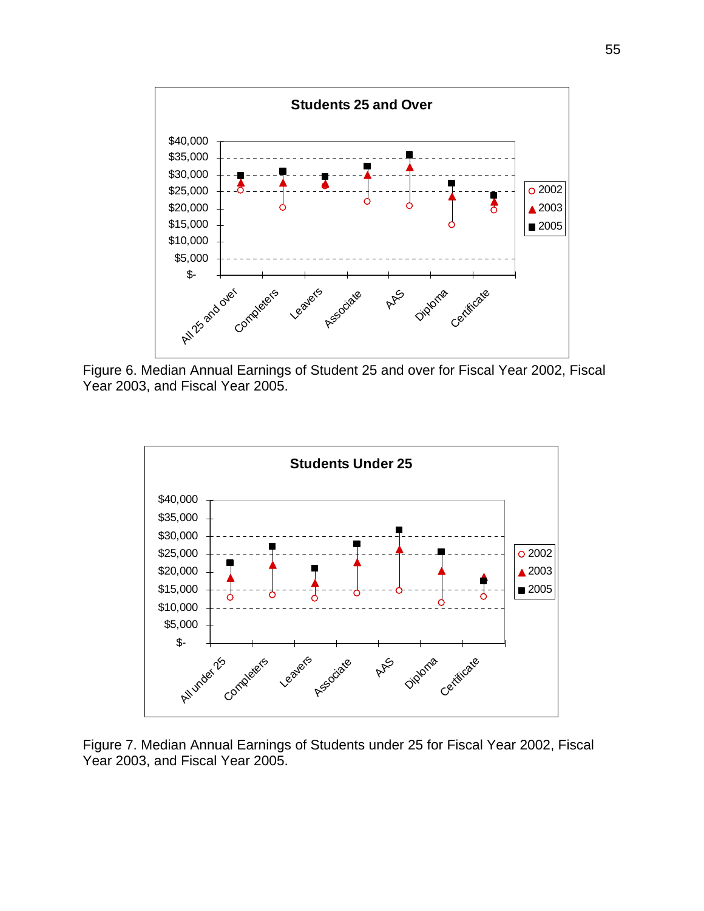Figure 6. Median Annual Earnings of Student 25 and over for Fiscal Year 2002, Fiscal Year 2003, and Fiscal Year 2005.

Figure 7. Median Annual Earnings of Students under 25 for Fiscal Year 2002, Fiscal Year 2003, and Fiscal Year 2005.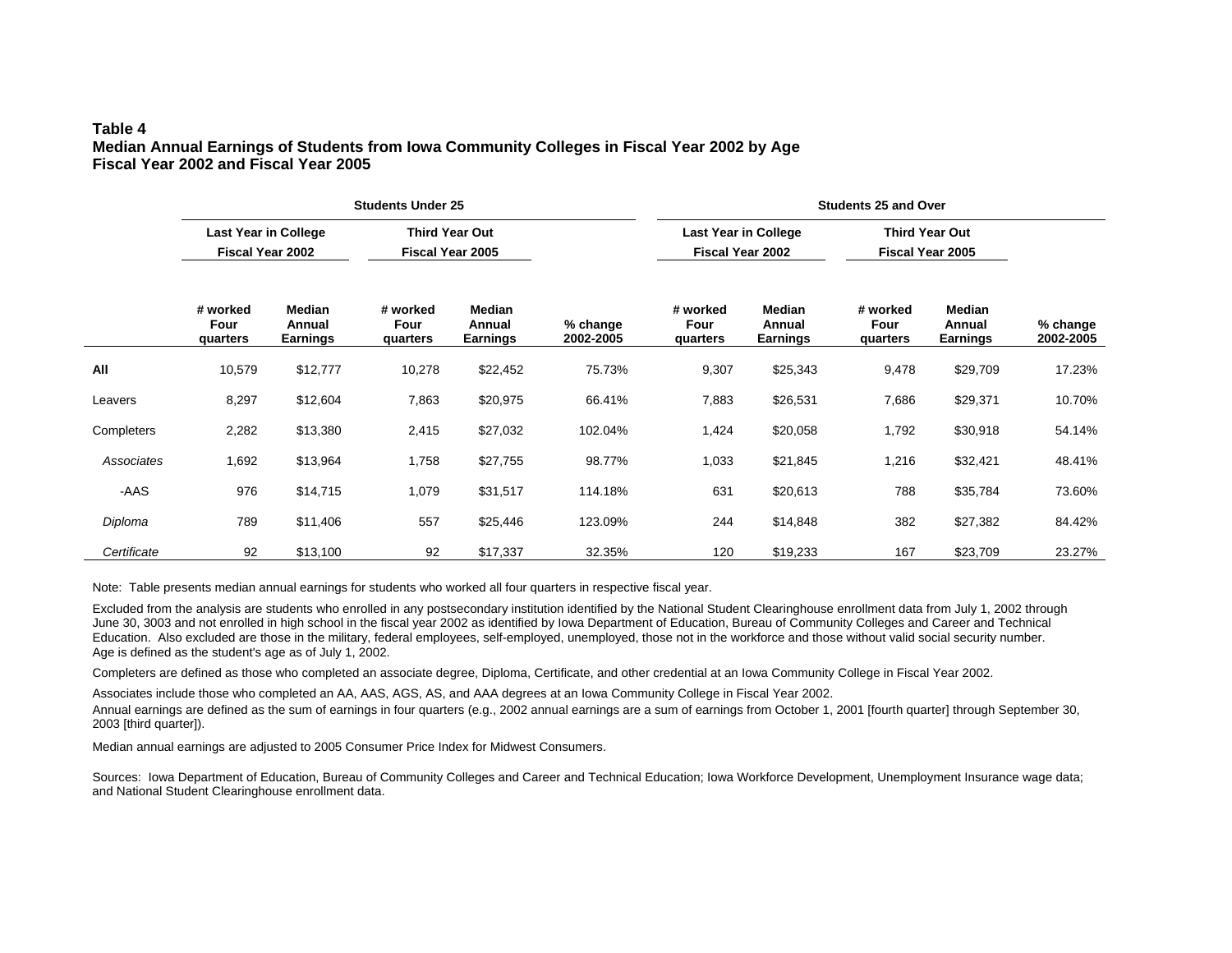**Table 4**
**Median Annual Earnings of Students from Iowa Community Colleges in Fiscal Year 2002 by Age**
**Fiscal Year 2002 and Fiscal Year 2005**

| | Students Under 25 | | | | | Students 25 and Over | | | | |
|---|---|---|---|---|---|---|---|---|---|---|
| | Last Year in College Fiscal Year 2002 | | Third Year Out Fiscal Year 2005 | | | Last Year in College Fiscal Year 2002 | | Third Year Out Fiscal Year 2005 | | |
| | # worked Four quarters | Median Annual Earnings | # worked Four quarters | Median Annual Earnings | % change 2002-2005 | # worked Four quarters | Median Annual Earnings | # worked Four quarters | Median Annual Earnings | % change 2002-2005 |
| **All** | 10,579 | $12,777 | 10,278 | $22,452 | 75.73% | 9,307 | $25,343 | 9,478 | $29,709 | 17.23% |
| Leavers | 8,297 | $12,604 | 7,863 | $20,975 | 66.41% | 7,883 | $26,531 | 7,686 | $29,371 | 10.70% |
| Completers | 2,282 | $13,380 | 2,415 | $27,032 | 102.04% | 1,424 | $20,058 | 1,792 | $30,918 | 54.14% |
| *Associates* | 1,692 | $13,964 | 1,758 | $27,755 | 98.77% | 1,033 | $21,845 | 1,216 | $32,421 | 48.41% |
| -AAS | 976 | $14,715 | 1,079 | $31,517 | 114.18% | 631 | $20,613 | 788 | $35,784 | 73.60% |
| *Diploma* | 789 | $11,406 | 557 | $25,446 | 123.09% | 244 | $14,848 | 382 | $27,382 | 84.42% |
| *Certificate* | 92 | $13,100 | 92 | $17,337 | 32.35% | 120 | $19,233 | 167 | $23,709 | 23.27% |

Note: Table presents median annual earnings for students who worked all four quarters in respective fiscal year.

Excluded from the analysis are students who enrolled in any postsecondary institution identified by the National Student Clearinghouse enrollment data from July 1, 2002 through June 30, 3003 and not enrolled in high school in the fiscal year 2002 as identified by Iowa Department of Education, Bureau of Community Colleges and Career and Technical Education. Also excluded are those in the military, federal employees, self-employed, unemployed, those not in the workforce and those without valid social security number. Age is defined as the student's age as of July 1, 2002.

Completers are defined as those who completed an associate degree, Diploma, Certificate, and other credential at an Iowa Community College in Fiscal Year 2002.

Associates include those who completed an AA, AAS, AGS, AS, and AAA degrees at an Iowa Community College in Fiscal Year 2002.

Annual earnings are defined as the sum of earnings in four quarters (e.g., 2002 annual earnings are a sum of earnings from October 1, 2001 [fourth quarter] through September 30, 2003 [third quarter]).

Median annual earnings are adjusted to 2005 Consumer Price Index for Midwest Consumers.

Sources: Iowa Department of Education, Bureau of Community Colleges and Career and Technical Education; Iowa Workforce Development, Unemployment Insurance wage data; and National Student Clearinghouse enrollment data.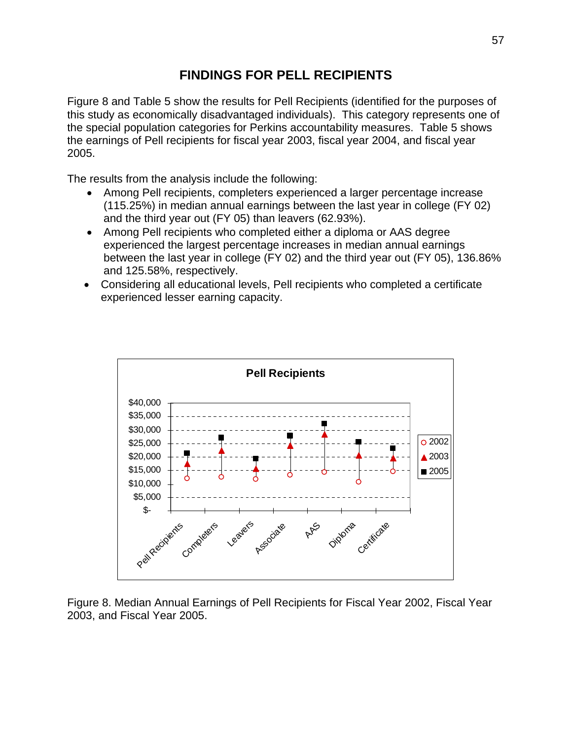# FINDINGS FOR PELL RECIPIENTS

Figure 8 and Table 5 show the results for Pell Recipients (identified for the purposes of this study as economically disadvantaged individuals). This category represents one of the special population categories for Perkins accountability measures. Table 5 shows the earnings of Pell recipients for fiscal year 2003, fiscal year 2004, and fiscal year 2005.

The results from the analysis include the following:

- Among Pell recipients, completers experienced a larger percentage increase (115.25%) in median annual earnings between the last year in college (FY 02) and the third year out (FY 05) than leavers (62.93%).
- Among Pell recipients who completed either a diploma or AAS degree experienced the largest percentage increases in median annual earnings between the last year in college (FY 02) and the third year out (FY 05), 136.86% and 125.58%, respectively.
- Considering all educational levels, Pell recipients who completed a certificate experienced lesser earning capacity.

Figure 8. Median Annual Earnings of Pell Recipients for Fiscal Year 2002, Fiscal Year 2003, and Fiscal Year 2005.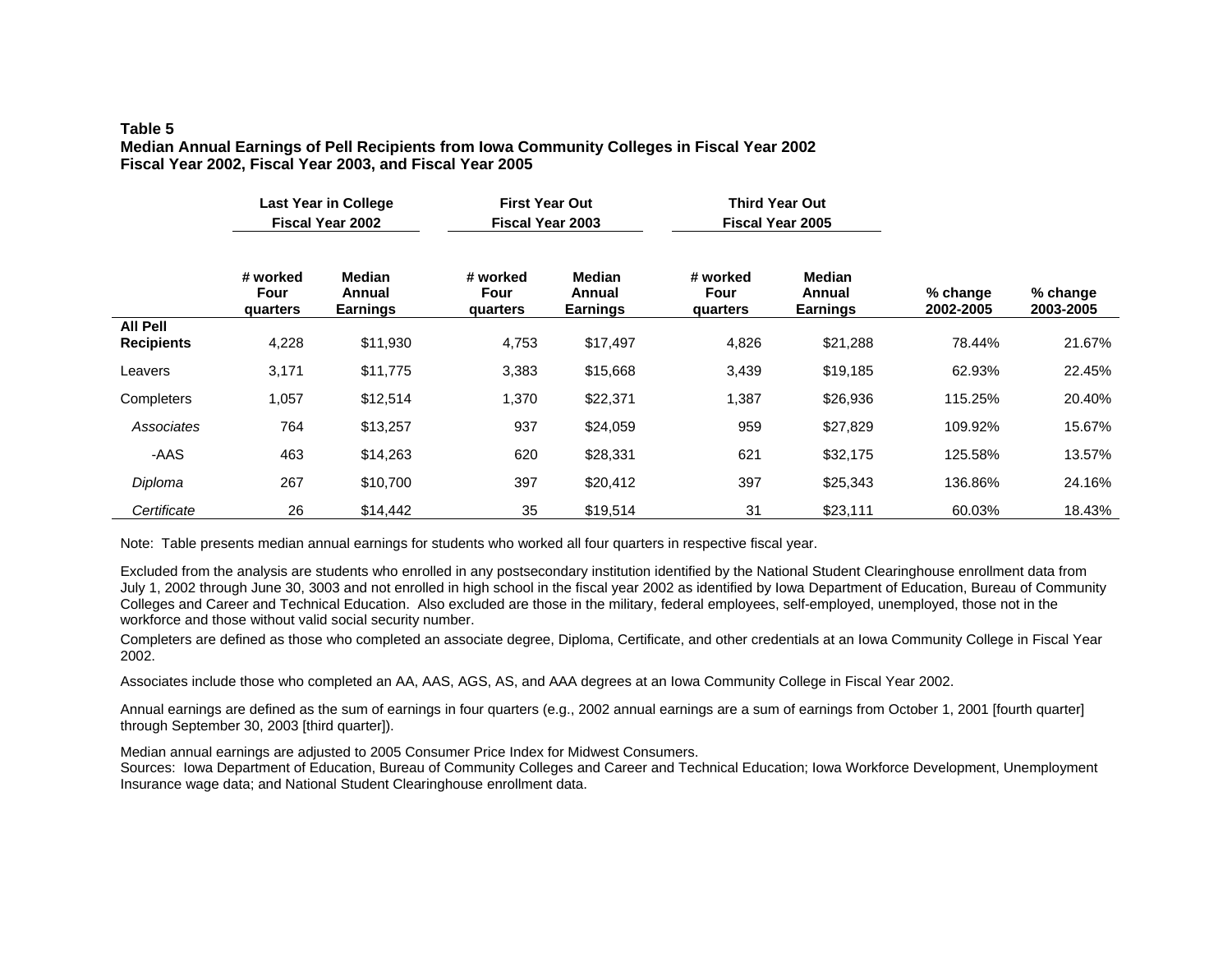**Table 5**
**Median Annual Earnings of Pell Recipients from Iowa Community Colleges in Fiscal Year 2002**
**Fiscal Year 2002, Fiscal Year 2003, and Fiscal Year 2005**

| | Last Year in College Fiscal Year 2002 | | First Year Out Fiscal Year 2003 | | Third Year Out Fiscal Year 2005 | | | |
|---|---|---|---|---|---|---|---|---|
| | **# worked Four quarters** | **Median Annual Earnings** | **# worked Four quarters** | **Median Annual Earnings** | **# worked Four quarters** | **Median Annual Earnings** | **% change 2002-2005** | **% change 2003-2005** |
| **All Pell Recipients** | 4,228 | $11,930 | 4,753 | $17,497 | 4,826 | $21,288 | 78.44% | 21.67% |
| Leavers | 3,171 | $11,775 | 3,383 | $15,668 | 3,439 | $19,185 | 62.93% | 22.45% |
| Completers | 1,057 | $12,514 | 1,370 | $22,371 | 1,387 | $26,936 | 115.25% | 20.40% |
| *Associates* | 764 | $13,257 | 937 | $24,059 | 959 | $27,829 | 109.92% | 15.67% |
| -AAS | 463 | $14,263 | 620 | $28,331 | 621 | $32,175 | 125.58% | 13.57% |
| *Diploma* | 267 | $10,700 | 397 | $20,412 | 397 | $25,343 | 136.86% | 24.16% |
| *Certificate* | 26 | $14,442 | 35 | $19,514 | 31 | $23,111 | 60.03% | 18.43% |

Note: Table presents median annual earnings for students who worked all four quarters in respective fiscal year.

Excluded from the analysis are students who enrolled in any postsecondary institution identified by the National Student Clearinghouse enrollment data from July 1, 2002 through June 30, 3003 and not enrolled in high school in the fiscal year 2002 as identified by Iowa Department of Education, Bureau of Community Colleges and Career and Technical Education. Also excluded are those in the military, federal employees, self-employed, unemployed, those not in the workforce and those without valid social security number.

Completers are defined as those who completed an associate degree, Diploma, Certificate, and other credentials at an Iowa Community College in Fiscal Year 2002.

Associates include those who completed an AA, AAS, AGS, AS, and AAA degrees at an Iowa Community College in Fiscal Year 2002.

Annual earnings are defined as the sum of earnings in four quarters (e.g., 2002 annual earnings are a sum of earnings from October 1, 2001 [fourth quarter] through September 30, 2003 [third quarter]).

Median annual earnings are adjusted to 2005 Consumer Price Index for Midwest Consumers.
Sources: Iowa Department of Education, Bureau of Community Colleges and Career and Technical Education; Iowa Workforce Development, Unemployment Insurance wage data; and National Student Clearinghouse enrollment data.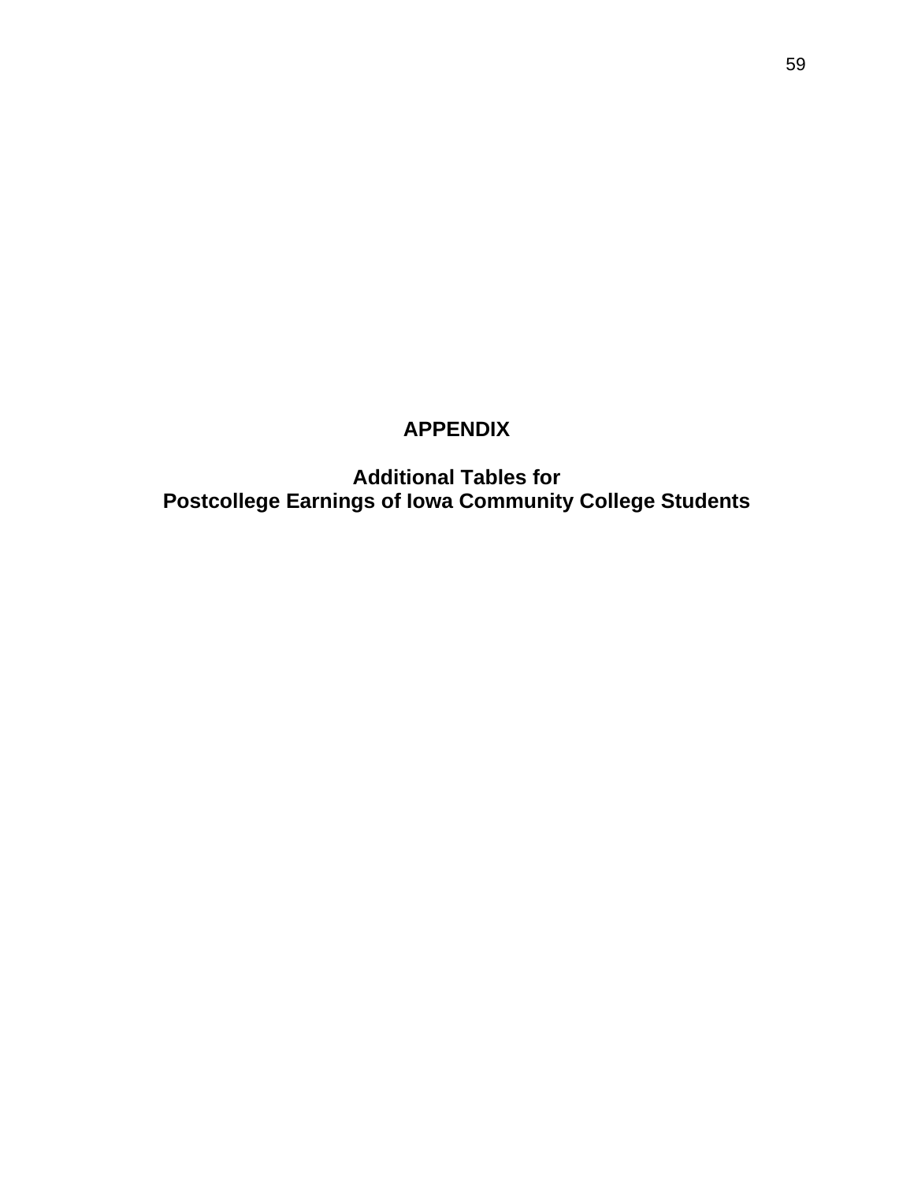# APPENDIX

## Additional Tables for Postcollege Earnings of Iowa Community College Students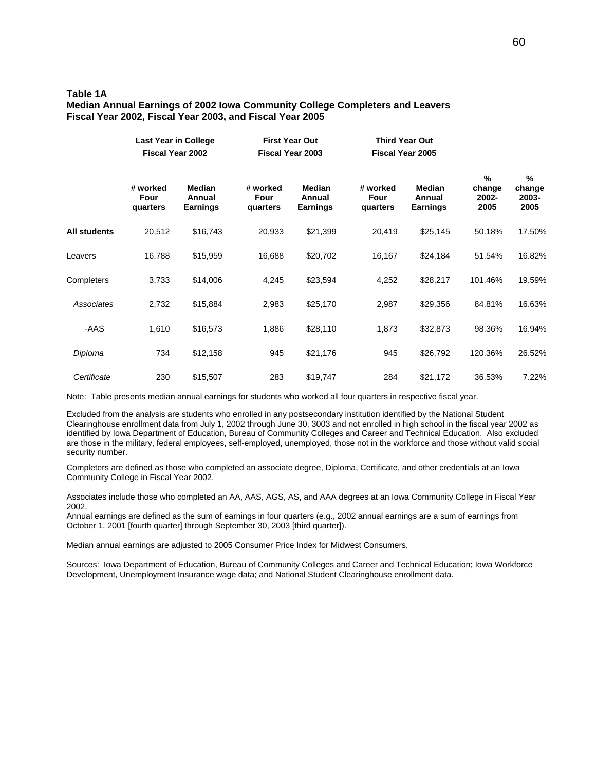**Table 1A**
**Median Annual Earnings of 2002 Iowa Community College Completers and Leavers**
**Fiscal Year 2002, Fiscal Year 2003, and Fiscal Year 2005**

| | Last Year in College Fiscal Year 2002 | | First Year Out Fiscal Year 2003 | | Third Year Out Fiscal Year 2005 | | | |
|---|---|---|---|---|---|---|---|---|
| | # worked Four quarters | Median Annual Earnings | # worked Four quarters | Median Annual Earnings | # worked Four quarters | Median Annual Earnings | % change 2002-2005 | % change 2003-2005 |
| **All students** | 20,512 | $16,743 | 20,933 | $21,399 | 20,419 | $25,145 | 50.18% | 17.50% |
| Leavers | 16,788 | $15,959 | 16,688 | $20,702 | 16,167 | $24,184 | 51.54% | 16.82% |
| Completers | 3,733 | $14,006 | 4,245 | $23,594 | 4,252 | $28,217 | 101.46% | 19.59% |
| *Associates* | 2,732 | $15,884 | 2,983 | $25,170 | 2,987 | $29,356 | 84.81% | 16.63% |
| -AAS | 1,610 | $16,573 | 1,886 | $28,110 | 1,873 | $32,873 | 98.36% | 16.94% |
| *Diploma* | 734 | $12,158 | 945 | $21,176 | 945 | $26,792 | 120.36% | 26.52% |
| *Certificate* | 230 | $15,507 | 283 | $19,747 | 284 | $21,172 | 36.53% | 7.22% |

Note: Table presents median annual earnings for students who worked all four quarters in respective fiscal year.

Excluded from the analysis are students who enrolled in any postsecondary institution identified by the National Student Clearinghouse enrollment data from July 1, 2002 through June 30, 3003 and not enrolled in high school in the fiscal year 2002 as identified by Iowa Department of Education, Bureau of Community Colleges and Career and Technical Education. Also excluded are those in the military, federal employees, self-employed, unemployed, those not in the workforce and those without valid social security number.

Completers are defined as those who completed an associate degree, Diploma, Certificate, and other credentials at an Iowa Community College in Fiscal Year 2002.

Associates include those who completed an AA, AAS, AGS, AS, and AAA degrees at an Iowa Community College in Fiscal Year 2002.
Annual earnings are defined as the sum of earnings in four quarters (e.g., 2002 annual earnings are a sum of earnings from October 1, 2001 [fourth quarter] through September 30, 2003 [third quarter]).

Median annual earnings are adjusted to 2005 Consumer Price Index for Midwest Consumers.

Sources: Iowa Department of Education, Bureau of Community Colleges and Career and Technical Education; Iowa Workforce Development, Unemployment Insurance wage data; and National Student Clearinghouse enrollment data.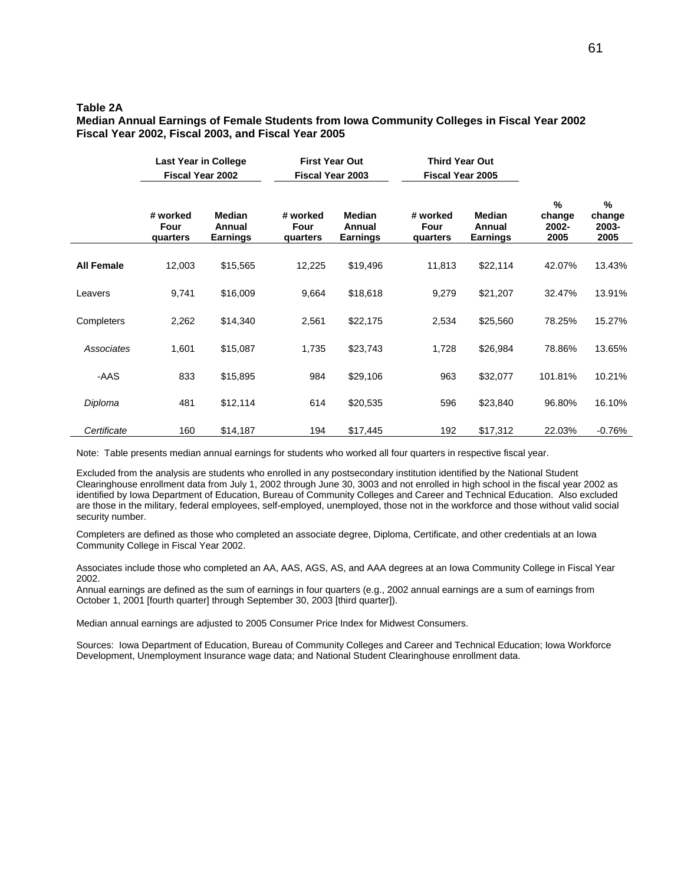**Table 2A**
**Median Annual Earnings of Female Students from Iowa Community Colleges in Fiscal Year 2002 Fiscal Year 2002, Fiscal 2003, and Fiscal Year 2005**

| | Last Year in College Fiscal Year 2002 | | First Year Out Fiscal Year 2003 | | Third Year Out Fiscal Year 2005 | | | |
|---|---|---|---|---|---|---|---|---|
| | **# worked Four quarters** | **Median Annual Earnings** | **# worked Four quarters** | **Median Annual Earnings** | **# worked Four quarters** | **Median Annual Earnings** | **% change 2002-2005** | **% change 2003-2005** |
| **All Female** | 12,003 | $15,565 | 12,225 | $19,496 | 11,813 | $22,114 | 42.07% | 13.43% |
| Leavers | 9,741 | $16,009 | 9,664 | $18,618 | 9,279 | $21,207 | 32.47% | 13.91% |
| Completers | 2,262 | $14,340 | 2,561 | $22,175 | 2,534 | $25,560 | 78.25% | 15.27% |
| *Associates* | 1,601 | $15,087 | 1,735 | $23,743 | 1,728 | $26,984 | 78.86% | 13.65% |
| -AAS | 833 | $15,895 | 984 | $29,106 | 963 | $32,077 | 101.81% | 10.21% |
| *Diploma* | 481 | $12,114 | 614 | $20,535 | 596 | $23,840 | 96.80% | 16.10% |
| *Certificate* | 160 | $14,187 | 194 | $17,445 | 192 | $17,312 | 22.03% | -0.76% |

Note: Table presents median annual earnings for students who worked all four quarters in respective fiscal year.

Excluded from the analysis are students who enrolled in any postsecondary institution identified by the National Student Clearinghouse enrollment data from July 1, 2002 through June 30, 3003 and not enrolled in high school in the fiscal year 2002 as identified by Iowa Department of Education, Bureau of Community Colleges and Career and Technical Education. Also excluded are those in the military, federal employees, self-employed, unemployed, those not in the workforce and those without valid social security number.

Completers are defined as those who completed an associate degree, Diploma, Certificate, and other credentials at an Iowa Community College in Fiscal Year 2002.

Associates include those who completed an AA, AAS, AGS, AS, and AAA degrees at an Iowa Community College in Fiscal Year 2002.
Annual earnings are defined as the sum of earnings in four quarters (e.g., 2002 annual earnings are a sum of earnings from October 1, 2001 [fourth quarter] through September 30, 2003 [third quarter]).

Median annual earnings are adjusted to 2005 Consumer Price Index for Midwest Consumers.

Sources: Iowa Department of Education, Bureau of Community Colleges and Career and Technical Education; Iowa Workforce Development, Unemployment Insurance wage data; and National Student Clearinghouse enrollment data.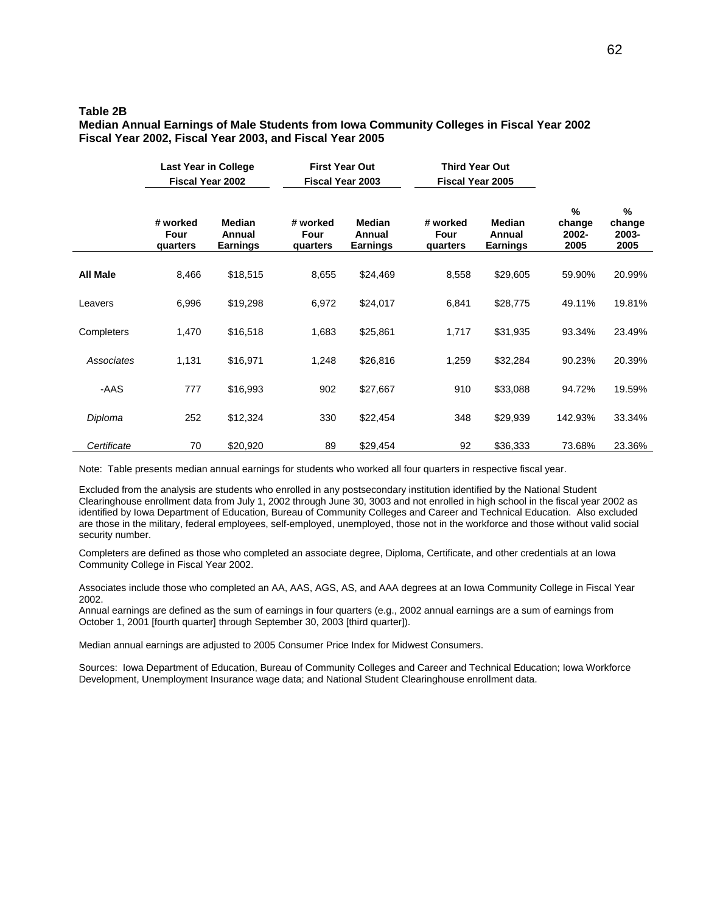**Table 2B**
**Median Annual Earnings of Male Students from Iowa Community Colleges in Fiscal Year 2002 Fiscal Year 2002, Fiscal Year 2003, and Fiscal Year 2005**

| | Last Year in College Fiscal Year 2002 | | First Year Out Fiscal Year 2003 | | Third Year Out Fiscal Year 2005 | | | |
|---|---|---|---|---|---|---|---|---|
| | **# worked Four quarters** | **Median Annual Earnings** | **# worked Four quarters** | **Median Annual Earnings** | **# worked Four quarters** | **Median Annual Earnings** | **% change 2002-2005** | **% change 2003-2005** |
| **All Male** | 8,466 | $18,515 | 8,655 | $24,469 | 8,558 | $29,605 | 59.90% | 20.99% |
| Leavers | 6,996 | $19,298 | 6,972 | $24,017 | 6,841 | $28,775 | 49.11% | 19.81% |
| Completers | 1,470 | $16,518 | 1,683 | $25,861 | 1,717 | $31,935 | 93.34% | 23.49% |
| *Associates* | 1,131 | $16,971 | 1,248 | $26,816 | 1,259 | $32,284 | 90.23% | 20.39% |
| -AAS | 777 | $16,993 | 902 | $27,667 | 910 | $33,088 | 94.72% | 19.59% |
| *Diploma* | 252 | $12,324 | 330 | $22,454 | 348 | $29,939 | 142.93% | 33.34% |
| *Certificate* | 70 | $20,920 | 89 | $29,454 | 92 | $36,333 | 73.68% | 23.36% |

Note: Table presents median annual earnings for students who worked all four quarters in respective fiscal year.

Excluded from the analysis are students who enrolled in any postsecondary institution identified by the National Student Clearinghouse enrollment data from July 1, 2002 through June 30, 3003 and not enrolled in high school in the fiscal year 2002 as identified by Iowa Department of Education, Bureau of Community Colleges and Career and Technical Education. Also excluded are those in the military, federal employees, self-employed, unemployed, those not in the workforce and those without valid social security number.

Completers are defined as those who completed an associate degree, Diploma, Certificate, and other credentials at an Iowa Community College in Fiscal Year 2002.

Associates include those who completed an AA, AAS, AGS, AS, and AAA degrees at an Iowa Community College in Fiscal Year 2002.
Annual earnings are defined as the sum of earnings in four quarters (e.g., 2002 annual earnings are a sum of earnings from October 1, 2001 [fourth quarter] through September 30, 2003 [third quarter]).

Median annual earnings are adjusted to 2005 Consumer Price Index for Midwest Consumers.

Sources: Iowa Department of Education, Bureau of Community Colleges and Career and Technical Education; Iowa Workforce Development, Unemployment Insurance wage data; and National Student Clearinghouse enrollment data.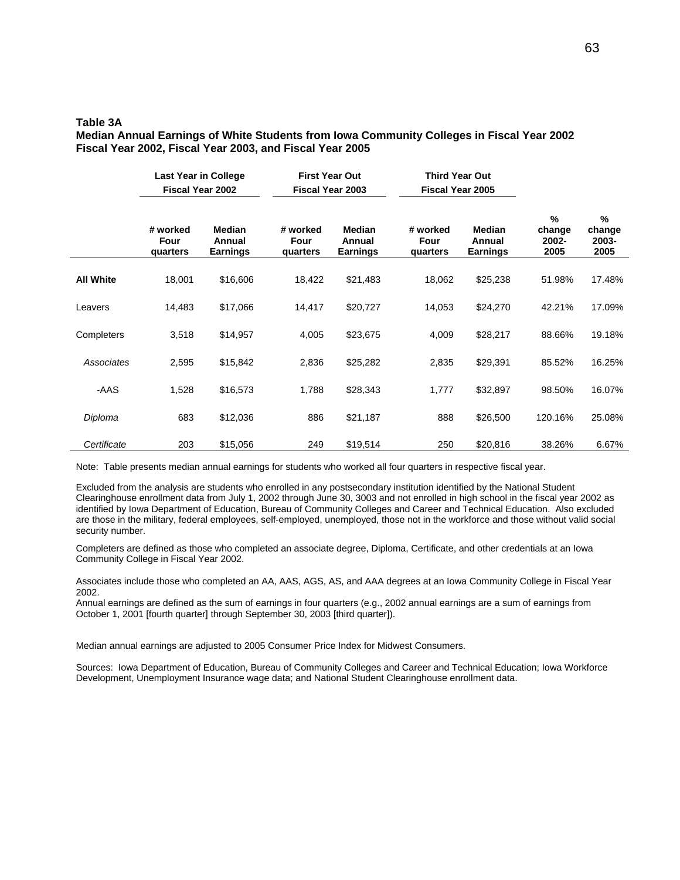**Table 3A**
**Median Annual Earnings of White Students from Iowa Community Colleges in Fiscal Year 2002 Fiscal Year 2002, Fiscal Year 2003, and Fiscal Year 2005**

| | Last Year in College Fiscal Year 2002 | | First Year Out Fiscal Year 2003 | | Third Year Out Fiscal Year 2005 | | | |
|---|---|---|---|---|---|---|---|---|
| | # worked Four quarters | Median Annual Earnings | # worked Four quarters | Median Annual Earnings | # worked Four quarters | Median Annual Earnings | % change 2002-2005 | % change 2003-2005 |
| **All White** | 18,001 | $16,606 | 18,422 | $21,483 | 18,062 | $25,238 | 51.98% | 17.48% |
| Leavers | 14,483 | $17,066 | 14,417 | $20,727 | 14,053 | $24,270 | 42.21% | 17.09% |
| Completers | 3,518 | $14,957 | 4,005 | $23,675 | 4,009 | $28,217 | 88.66% | 19.18% |
| *Associates* | 2,595 | $15,842 | 2,836 | $25,282 | 2,835 | $29,391 | 85.52% | 16.25% |
| -AAS | 1,528 | $16,573 | 1,788 | $28,343 | 1,777 | $32,897 | 98.50% | 16.07% |
| *Diploma* | 683 | $12,036 | 886 | $21,187 | 888 | $26,500 | 120.16% | 25.08% |
| *Certificate* | 203 | $15,056 | 249 | $19,514 | 250 | $20,816 | 38.26% | 6.67% |

Note: Table presents median annual earnings for students who worked all four quarters in respective fiscal year.

Excluded from the analysis are students who enrolled in any postsecondary institution identified by the National Student Clearinghouse enrollment data from July 1, 2002 through June 30, 3003 and not enrolled in high school in the fiscal year 2002 as identified by Iowa Department of Education, Bureau of Community Colleges and Career and Technical Education. Also excluded are those in the military, federal employees, self-employed, unemployed, those not in the workforce and those without valid social security number.

Completers are defined as those who completed an associate degree, Diploma, Certificate, and other credentials at an Iowa Community College in Fiscal Year 2002.

Associates include those who completed an AA, AAS, AGS, AS, and AAA degrees at an Iowa Community College in Fiscal Year 2002.
Annual earnings are defined as the sum of earnings in four quarters (e.g., 2002 annual earnings are a sum of earnings from October 1, 2001 [fourth quarter] through September 30, 2003 [third quarter]).

Median annual earnings are adjusted to 2005 Consumer Price Index for Midwest Consumers.

Sources: Iowa Department of Education, Bureau of Community Colleges and Career and Technical Education; Iowa Workforce Development, Unemployment Insurance wage data; and National Student Clearinghouse enrollment data.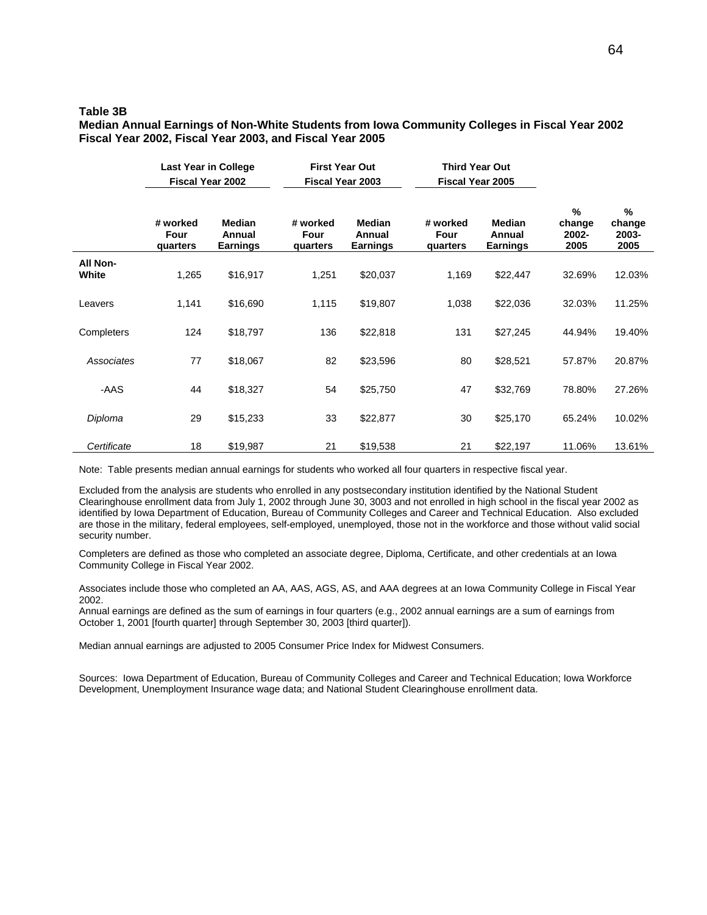**Table 3B**
**Median Annual Earnings of Non-White Students from Iowa Community Colleges in Fiscal Year 2002 Fiscal Year 2002, Fiscal Year 2003, and Fiscal Year 2005**

| | Last Year in College Fiscal Year 2002 | | First Year Out Fiscal Year 2003 | | Third Year Out Fiscal Year 2005 | | | |
|---|---|---|---|---|---|---|---|---|
| | # worked Four quarters | Median Annual Earnings | # worked Four quarters | Median Annual Earnings | # worked Four quarters | Median Annual Earnings | % change 2002-2005 | % change 2003-2005 |
| **All Non-White** | 1,265 | $16,917 | 1,251 | $20,037 | 1,169 | $22,447 | 32.69% | 12.03% |
| Leavers | 1,141 | $16,690 | 1,115 | $19,807 | 1,038 | $22,036 | 32.03% | 11.25% |
| Completers | 124 | $18,797 | 136 | $22,818 | 131 | $27,245 | 44.94% | 19.40% |
| *Associates* | 77 | $18,067 | 82 | $23,596 | 80 | $28,521 | 57.87% | 20.87% |
| -AAS | 44 | $18,327 | 54 | $25,750 | 47 | $32,769 | 78.80% | 27.26% |
| *Diploma* | 29 | $15,233 | 33 | $22,877 | 30 | $25,170 | 65.24% | 10.02% |
| *Certificate* | 18 | $19,987 | 21 | $19,538 | 21 | $22,197 | 11.06% | 13.61% |

Note: Table presents median annual earnings for students who worked all four quarters in respective fiscal year.

Excluded from the analysis are students who enrolled in any postsecondary institution identified by the National Student Clearinghouse enrollment data from July 1, 2002 through June 30, 3003 and not enrolled in high school in the fiscal year 2002 as identified by Iowa Department of Education, Bureau of Community Colleges and Career and Technical Education. Also excluded are those in the military, federal employees, self-employed, unemployed, those not in the workforce and those without valid social security number.

Completers are defined as those who completed an associate degree, Diploma, Certificate, and other credentials at an Iowa Community College in Fiscal Year 2002.

Associates include those who completed an AA, AAS, AGS, AS, and AAA degrees at an Iowa Community College in Fiscal Year 2002.
Annual earnings are defined as the sum of earnings in four quarters (e.g., 2002 annual earnings are a sum of earnings from October 1, 2001 [fourth quarter] through September 30, 2003 [third quarter]).

Median annual earnings are adjusted to 2005 Consumer Price Index for Midwest Consumers.

Sources: Iowa Department of Education, Bureau of Community Colleges and Career and Technical Education; Iowa Workforce Development, Unemployment Insurance wage data; and National Student Clearinghouse enrollment data.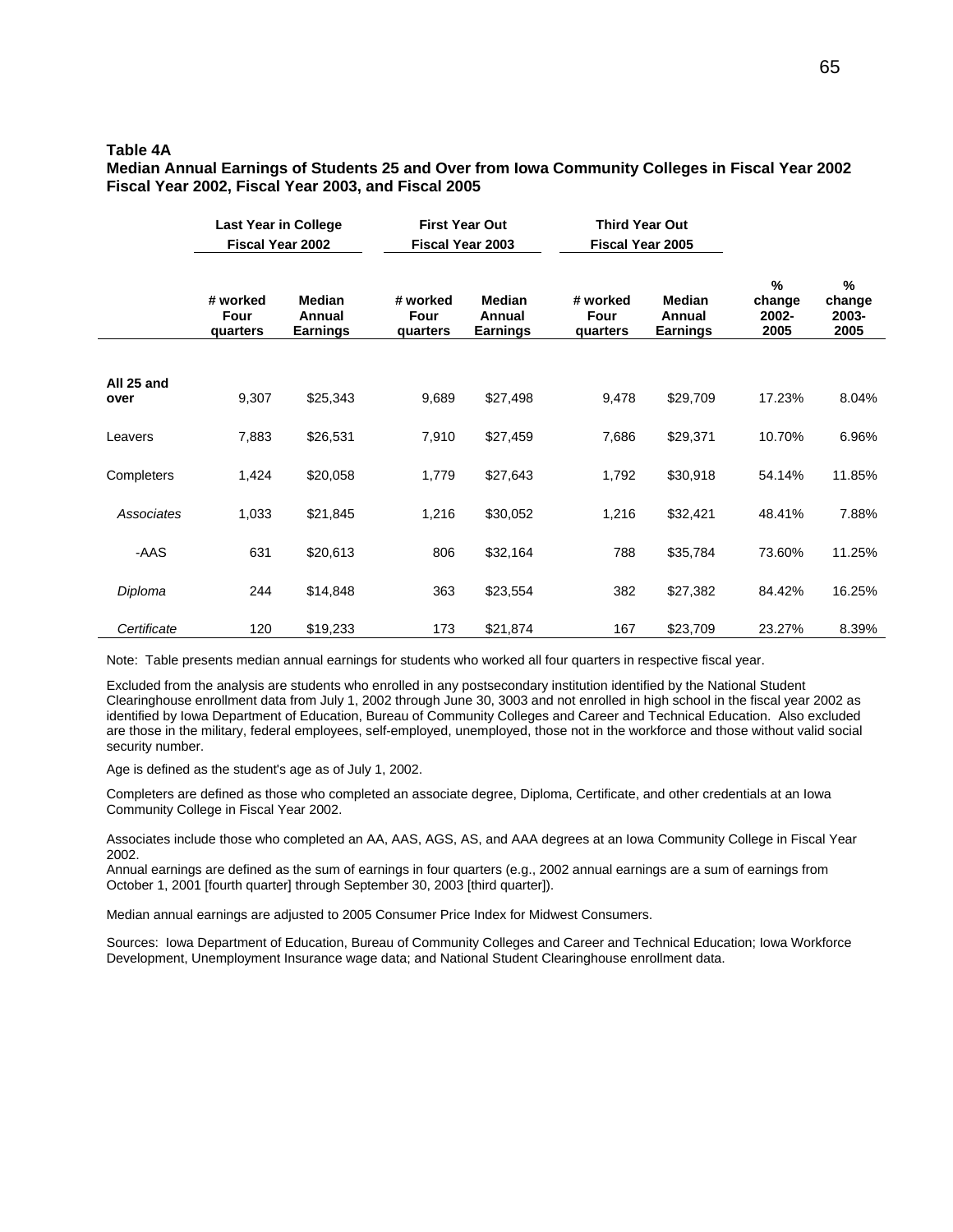**Table 4A**

**Median Annual Earnings of Students 25 and Over from Iowa Community Colleges in Fiscal Year 2002 Fiscal Year 2002, Fiscal Year 2003, and Fiscal 2005**

| | Last Year in College Fiscal Year 2002 | | First Year Out Fiscal Year 2003 | | Third Year Out Fiscal Year 2005 | | | |
|---|---|---|---|---|---|---|---|---|
| | # worked Four quarters | Median Annual Earnings | # worked Four quarters | Median Annual Earnings | # worked Four quarters | Median Annual Earnings | % change 2002-2005 | % change 2003-2005 |
| **All 25 and over** | 9,307 | $25,343 | 9,689 | $27,498 | 9,478 | $29,709 | 17.23% | 8.04% |
| Leavers | 7,883 | $26,531 | 7,910 | $27,459 | 7,686 | $29,371 | 10.70% | 6.96% |
| Completers | 1,424 | $20,058 | 1,779 | $27,643 | 1,792 | $30,918 | 54.14% | 11.85% |
| *Associates* | 1,033 | $21,845 | 1,216 | $30,052 | 1,216 | $32,421 | 48.41% | 7.88% |
| -AAS | 631 | $20,613 | 806 | $32,164 | 788 | $35,784 | 73.60% | 11.25% |
| *Diploma* | 244 | $14,848 | 363 | $23,554 | 382 | $27,382 | 84.42% | 16.25% |
| *Certificate* | 120 | $19,233 | 173 | $21,874 | 167 | $23,709 | 23.27% | 8.39% |

Note: Table presents median annual earnings for students who worked all four quarters in respective fiscal year.

Excluded from the analysis are students who enrolled in any postsecondary institution identified by the National Student Clearinghouse enrollment data from July 1, 2002 through June 30, 3003 and not enrolled in high school in the fiscal year 2002 as identified by Iowa Department of Education, Bureau of Community Colleges and Career and Technical Education. Also excluded are those in the military, federal employees, self-employed, unemployed, those not in the workforce and those without valid social security number.

Age is defined as the student's age as of July 1, 2002.

Completers are defined as those who completed an associate degree, Diploma, Certificate, and other credentials at an Iowa Community College in Fiscal Year 2002.

Associates include those who completed an AA, AAS, AGS, AS, and AAA degrees at an Iowa Community College in Fiscal Year 2002.
Annual earnings are defined as the sum of earnings in four quarters (e.g., 2002 annual earnings are a sum of earnings from October 1, 2001 [fourth quarter] through September 30, 2003 [third quarter]).

Median annual earnings are adjusted to 2005 Consumer Price Index for Midwest Consumers.

Sources: Iowa Department of Education, Bureau of Community Colleges and Career and Technical Education; Iowa Workforce Development, Unemployment Insurance wage data; and National Student Clearinghouse enrollment data.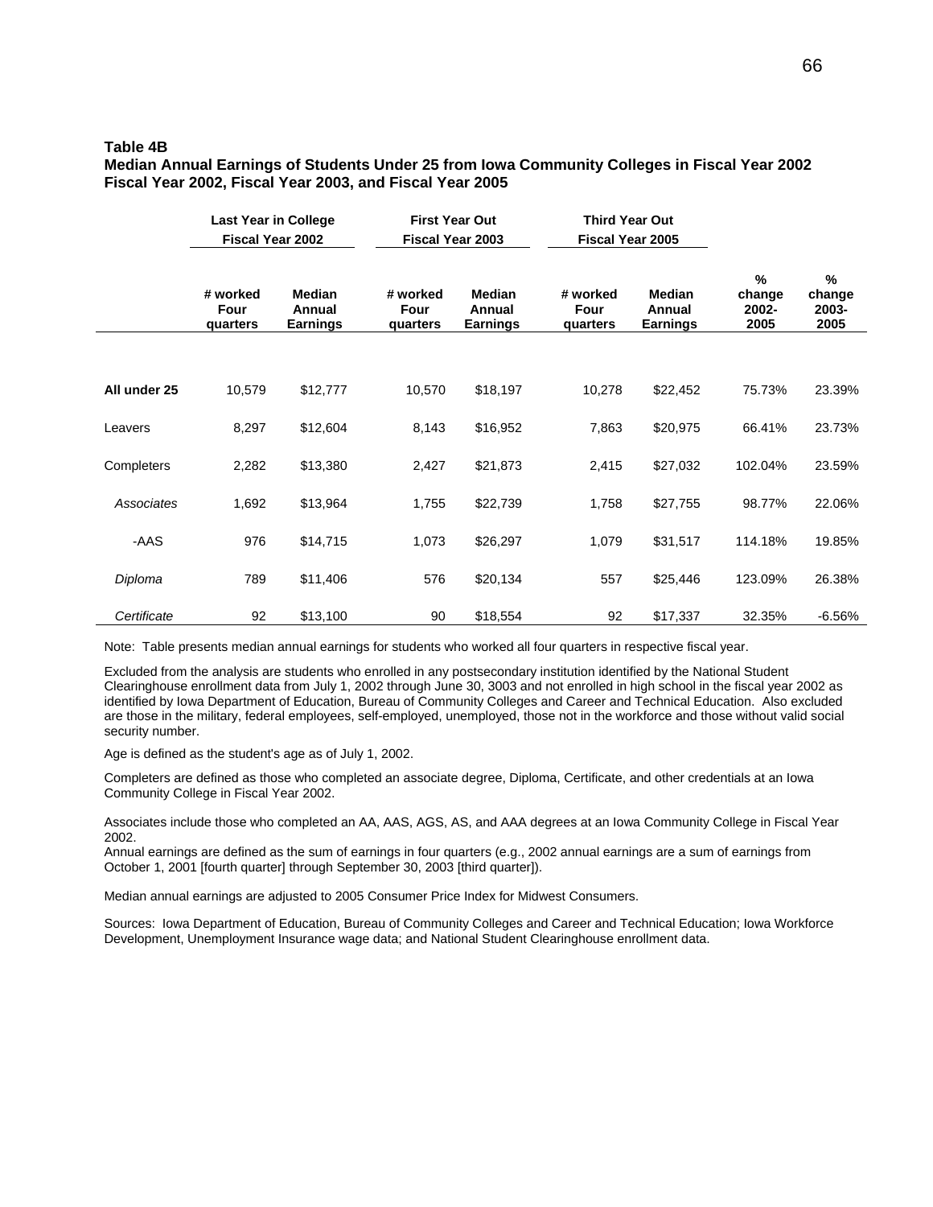**Table 4B**
**Median Annual Earnings of Students Under 25 from Iowa Community Colleges in Fiscal Year 2002 Fiscal Year 2002, Fiscal Year 2003, and Fiscal Year 2005**

| | Last Year in College Fiscal Year 2002 | | First Year Out Fiscal Year 2003 | | Third Year Out Fiscal Year 2005 | | | |
|---|---|---|---|---|---|---|---|---|
| | # worked Four quarters | Median Annual Earnings | # worked Four quarters | Median Annual Earnings | # worked Four quarters | Median Annual Earnings | % change 2002-2005 | % change 2003-2005 |
| **All under 25** | 10,579 | $12,777 | 10,570 | $18,197 | 10,278 | $22,452 | 75.73% | 23.39% |
| Leavers | 8,297 | $12,604 | 8,143 | $16,952 | 7,863 | $20,975 | 66.41% | 23.73% |
| Completers | 2,282 | $13,380 | 2,427 | $21,873 | 2,415 | $27,032 | 102.04% | 23.59% |
| *Associates* | 1,692 | $13,964 | 1,755 | $22,739 | 1,758 | $27,755 | 98.77% | 22.06% |
| -AAS | 976 | $14,715 | 1,073 | $26,297 | 1,079 | $31,517 | 114.18% | 19.85% |
| *Diploma* | 789 | $11,406 | 576 | $20,134 | 557 | $25,446 | 123.09% | 26.38% |
| *Certificate* | 92 | $13,100 | 90 | $18,554 | 92 | $17,337 | 32.35% | -6.56% |

Note: Table presents median annual earnings for students who worked all four quarters in respective fiscal year.

Excluded from the analysis are students who enrolled in any postsecondary institution identified by the National Student Clearinghouse enrollment data from July 1, 2002 through June 30, 3003 and not enrolled in high school in the fiscal year 2002 as identified by Iowa Department of Education, Bureau of Community Colleges and Career and Technical Education. Also excluded are those in the military, federal employees, self-employed, unemployed, those not in the workforce and those without valid social security number.

Age is defined as the student's age as of July 1, 2002.

Completers are defined as those who completed an associate degree, Diploma, Certificate, and other credentials at an Iowa Community College in Fiscal Year 2002.

Associates include those who completed an AA, AAS, AGS, AS, and AAA degrees at an Iowa Community College in Fiscal Year 2002.
Annual earnings are defined as the sum of earnings in four quarters (e.g., 2002 annual earnings are a sum of earnings from October 1, 2001 [fourth quarter] through September 30, 2003 [third quarter]).

Median annual earnings are adjusted to 2005 Consumer Price Index for Midwest Consumers.

Sources: Iowa Department of Education, Bureau of Community Colleges and Career and Technical Education; Iowa Workforce Development, Unemployment Insurance wage data; and National Student Clearinghouse enrollment data.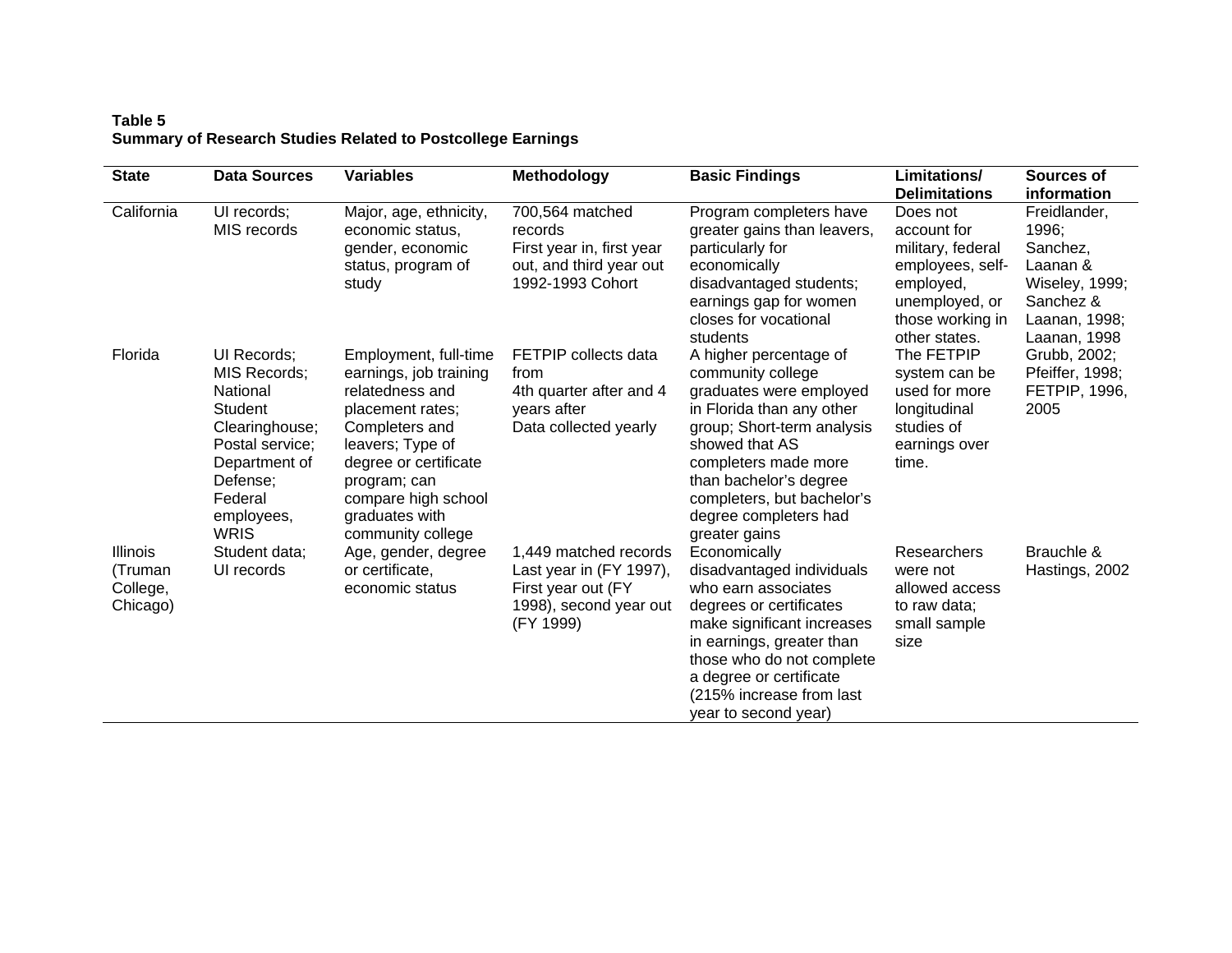**Table 5**
**Summary of Research Studies Related to Postcollege Earnings**

| State | Data Sources | Variables | Methodology | Basic Findings | Limitations/ Delimitations | Sources of information |
|---|---|---|---|---|---|---|
| California | UI records; MIS records | Major, age, ethnicity, economic status, gender, economic status, program of study | 700,564 matched records First year in, first year out, and third year out 1992-1993 Cohort | Program completers have greater gains than leavers, particularly for economically disadvantaged students; earnings gap for women closes for vocational students | Does not account for military, federal employees, self-employed, unemployed, or those working in other states. | Freidlander, 1996; Sanchez, Laanan & Wiseley, 1999; Sanchez & Laanan, 1998; Laanan, 1998 |
| Florida | UI Records; MIS Records; National Student Clearinghouse; Postal service; Department of Defense; Federal employees, WRIS | Employment, full-time earnings, job training relatedness and placement rates; Completers and leavers; Type of degree or certificate program; can compare high school graduates with community college | FETPIP collects data from 4th quarter after and 4 years after Data collected yearly | A higher percentage of community college graduates were employed in Florida than any other group; Short-term analysis showed that AS completers made more than bachelor's degree completers, but bachelor's degree completers had greater gains | The FETPIP system can be used for more longitudinal studies of earnings over time. | Grubb, 2002; Pfeiffer, 1998; FETPIP, 1996, 2005 |
| Illinois (Truman College, Chicago) | Student data; UI records | Age, gender, degree or certificate, economic status | 1,449 matched records Last year in (FY 1997), First year out (FY 1998), second year out (FY 1999) | Economically disadvantaged individuals who earn associates degrees or certificates make significant increases in earnings, greater than those who do not complete a degree or certificate (215% increase from last year to second year) | Researchers were not allowed access to raw data; small sample size | Brauchle & Hastings, 2002 |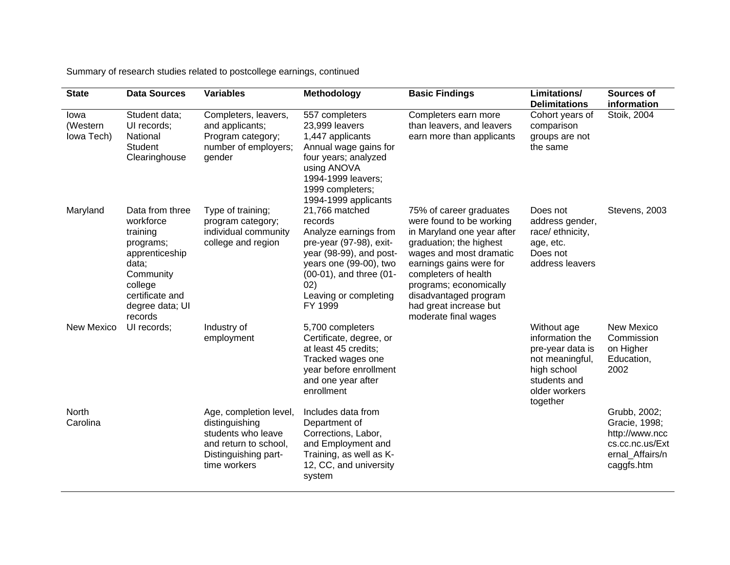Summary of research studies related to postcollege earnings, continued

| State | Data Sources | Variables | Methodology | Basic Findings | Limitations/ Delimitations | Sources of information |
|---|---|---|---|---|---|---|
| Iowa (Western Iowa Tech) | Student data; UI records; National Student Clearinghouse | Completers, leavers, and applicants; Program category; number of employers; gender | 557 completers 23,999 leavers 1,447 applicants Annual wage gains for four years; analyzed using ANOVA 1994-1999 leavers; 1999 completers; 1994-1999 applicants | Completers earn more than leavers, and leavers earn more than applicants | Cohort years of comparison groups are not the same | Stoik, 2004 |
| Maryland | Data from three workforce training programs; apprenticeship data; Community college certificate and degree data; UI records | Type of training; program category; individual community college and region | 21,766 matched records Analyze earnings from pre-year (97-98), exit-year (98-99), and post-years one (99-00), two (00-01), and three (01-02) Leaving or completing FY 1999 | 75% of career graduates were found to be working in Maryland one year after graduation; the highest wages and most dramatic earnings gains were for completers of health programs; economically disadvantaged program had great increase but moderate final wages | Does not address gender, race/ ethnicity, age, etc. Does not address leavers | Stevens, 2003 |
| New Mexico | UI records; | Industry of employment | 5,700 completers Certificate, degree, or at least 45 credits; Tracked wages one year before enrollment and one year after enrollment | | Without age information the pre-year data is not meaningful, high school students and older workers together | New Mexico Commission on Higher Education, 2002 |
| North Carolina | | Age, completion level, distinguishing students who leave and return to school, Distinguishing part-time workers | Includes data from Department of Corrections, Labor, and Employment and Training, as well as K-12, CC, and university system | | | Grubb, 2002; Gracie, 1998; http://www.nccs.cc.nc.us/External_Affairs/ncaggfs.htm |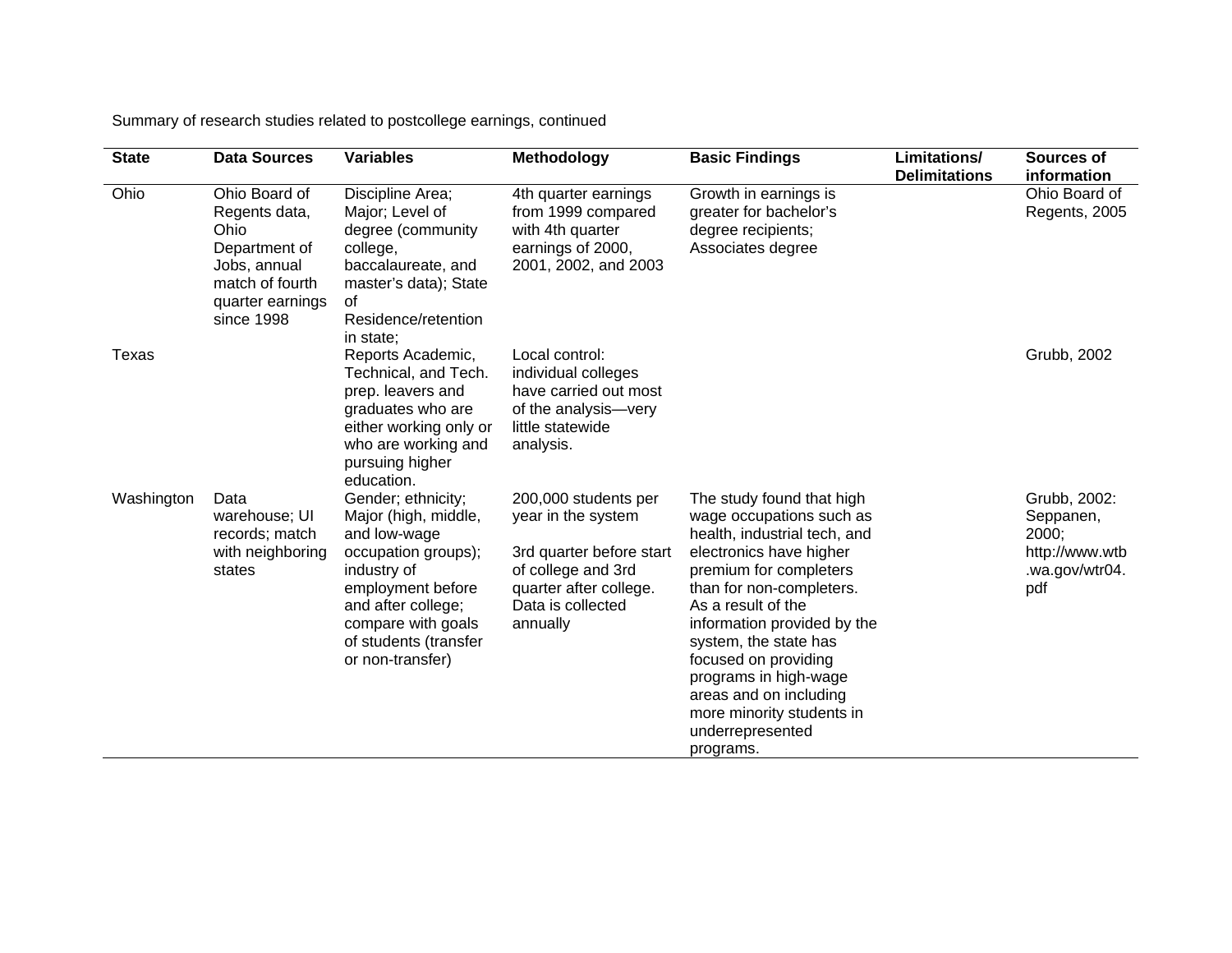Summary of research studies related to postcollege earnings, continued

| State | Data Sources | Variables | Methodology | Basic Findings | Limitations/ Delimitations | Sources of information |
|---|---|---|---|---|---|---|
| Ohio | Ohio Board of Regents data, Ohio Department of Jobs, annual match of fourth quarter earnings since 1998 | Discipline Area; Major; Level of degree (community college, baccalaureate, and master's data); State of Residence/retention in state; | 4th quarter earnings from 1999 compared with 4th quarter earnings of 2000, 2001, 2002, and 2003 | Growth in earnings is greater for bachelor's degree recipients; Associates degree | | Ohio Board of Regents, 2005 |
| Texas | | Reports Academic, Technical, and Tech. prep. leavers and graduates who are either working only or who are working and pursuing higher education. | Local control: individual colleges have carried out most of the analysis—very little statewide analysis. | | | Grubb, 2002 |
| Washington | Data warehouse; UI records; match with neighboring states | Gender; ethnicity; Major (high, middle, and low-wage occupation groups); industry of employment before and after college; compare with goals of students (transfer or non-transfer) | 200,000 students per year in the system<br><br>3rd quarter before start of college and 3rd quarter after college. Data is collected annually | The study found that high wage occupations such as health, industrial tech, and electronics have higher premium for completers than for non-completers. As a result of the information provided by the system, the state has focused on providing programs in high-wage areas and on including more minority students in underrepresented programs. | | Grubb, 2002: Seppanen, 2000; http://www.wtb.wa.gov/wtr04.pdf |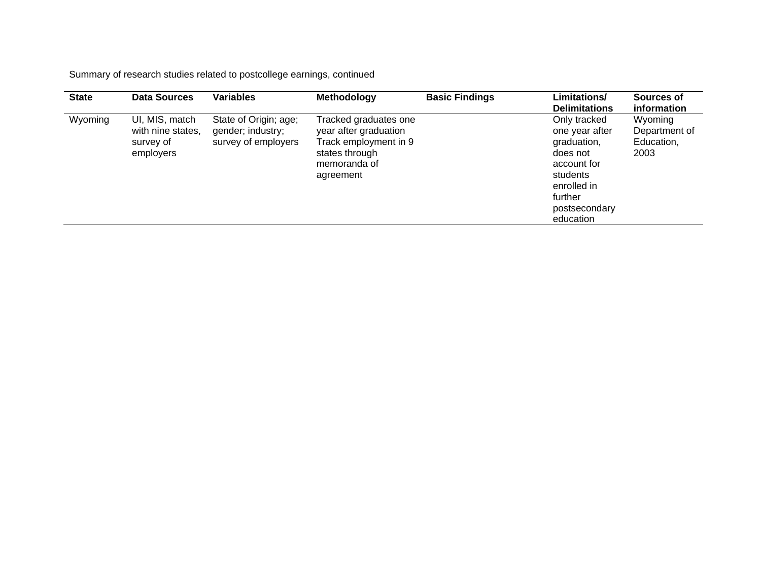Summary of research studies related to postcollege earnings, continued

| State | Data Sources | Variables | Methodology | Basic Findings | Limitations/ Delimitations | Sources of information |
|---|---|---|---|---|---|---|
| Wyoming | UI, MIS, match with nine states, survey of employers | State of Origin; age; gender; industry; survey of employers | Tracked graduates one year after graduation Track employment in 9 states through memoranda of agreement | | Only tracked one year after graduation, does not account for students enrolled in further postsecondary education | Wyoming Department of Education, 2003 |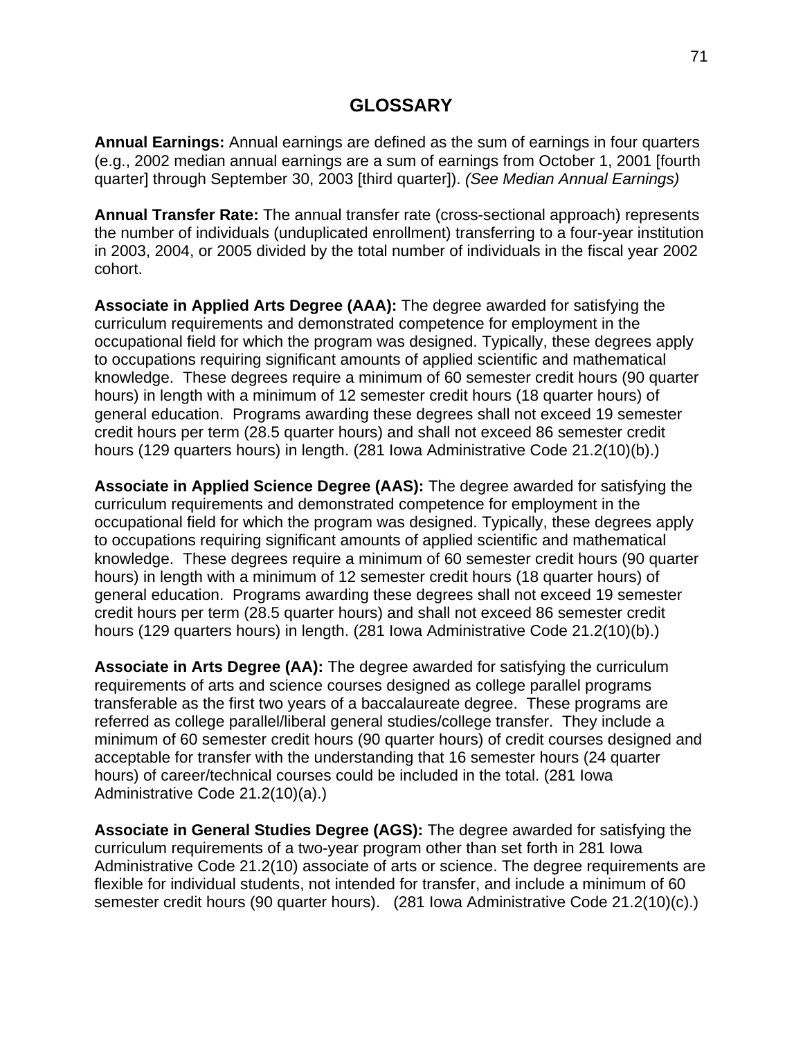# GLOSSARY

**Annual Earnings:** Annual earnings are defined as the sum of earnings in four quarters (e.g., 2002 median annual earnings are a sum of earnings from October 1, 2001 [fourth quarter] through September 30, 2003 [third quarter]). *(See Median Annual Earnings)*

**Annual Transfer Rate:** The annual transfer rate (cross-sectional approach) represents the number of individuals (unduplicated enrollment) transferring to a four-year institution in 2003, 2004, or 2005 divided by the total number of individuals in the fiscal year 2002 cohort.

**Associate in Applied Arts Degree (AAA):** The degree awarded for satisfying the curriculum requirements and demonstrated competence for employment in the occupational field for which the program was designed. Typically, these degrees apply to occupations requiring significant amounts of applied scientific and mathematical knowledge. These degrees require a minimum of 60 semester credit hours (90 quarter hours) in length with a minimum of 12 semester credit hours (18 quarter hours) of general education. Programs awarding these degrees shall not exceed 19 semester credit hours per term (28.5 quarter hours) and shall not exceed 86 semester credit hours (129 quarters hours) in length. (281 Iowa Administrative Code 21.2(10)(b).)

**Associate in Applied Science Degree (AAS):** The degree awarded for satisfying the curriculum requirements and demonstrated competence for employment in the occupational field for which the program was designed. Typically, these degrees apply to occupations requiring significant amounts of applied scientific and mathematical knowledge. These degrees require a minimum of 60 semester credit hours (90 quarter hours) in length with a minimum of 12 semester credit hours (18 quarter hours) of general education. Programs awarding these degrees shall not exceed 19 semester credit hours per term (28.5 quarter hours) and shall not exceed 86 semester credit hours (129 quarters hours) in length. (281 Iowa Administrative Code 21.2(10)(b).)

**Associate in Arts Degree (AA):** The degree awarded for satisfying the curriculum requirements of arts and science courses designed as college parallel programs transferable as the first two years of a baccalaureate degree. These programs are referred as college parallel/liberal general studies/college transfer. They include a minimum of 60 semester credit hours (90 quarter hours) of credit courses designed and acceptable for transfer with the understanding that 16 semester hours (24 quarter hours) of career/technical courses could be included in the total. (281 Iowa Administrative Code 21.2(10)(a).)

**Associate in General Studies Degree (AGS):** The degree awarded for satisfying the curriculum requirements of a two-year program other than set forth in 281 Iowa Administrative Code 21.2(10) associate of arts or science. The degree requirements are flexible for individual students, not intended for transfer, and include a minimum of 60 semester credit hours (90 quarter hours). (281 Iowa Administrative Code 21.2(10)(c).)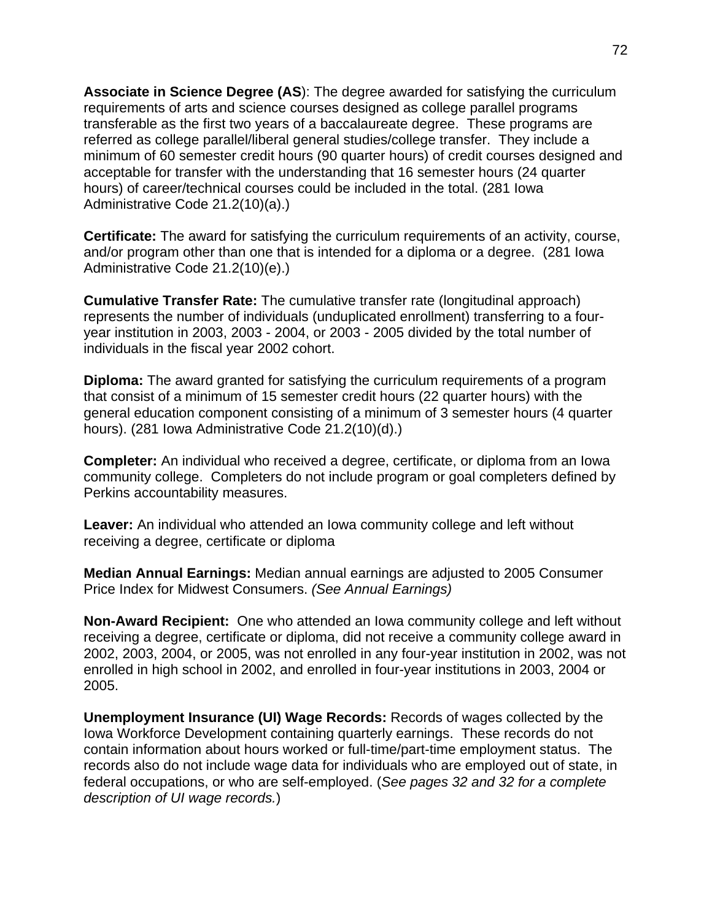**Associate in Science Degree (AS**): The degree awarded for satisfying the curriculum requirements of arts and science courses designed as college parallel programs transferable as the first two years of a baccalaureate degree. These programs are referred as college parallel/liberal general studies/college transfer. They include a minimum of 60 semester credit hours (90 quarter hours) of credit courses designed and acceptable for transfer with the understanding that 16 semester hours (24 quarter hours) of career/technical courses could be included in the total. (281 Iowa Administrative Code 21.2(10)(a).)

**Certificate:** The award for satisfying the curriculum requirements of an activity, course, and/or program other than one that is intended for a diploma or a degree. (281 Iowa Administrative Code 21.2(10)(e).)

**Cumulative Transfer Rate:** The cumulative transfer rate (longitudinal approach) represents the number of individuals (unduplicated enrollment) transferring to a four-year institution in 2003, 2003 - 2004, or 2003 - 2005 divided by the total number of individuals in the fiscal year 2002 cohort.

**Diploma:** The award granted for satisfying the curriculum requirements of a program that consist of a minimum of 15 semester credit hours (22 quarter hours) with the general education component consisting of a minimum of 3 semester hours (4 quarter hours). (281 Iowa Administrative Code 21.2(10)(d).)

**Completer:** An individual who received a degree, certificate, or diploma from an Iowa community college. Completers do not include program or goal completers defined by Perkins accountability measures.

**Leaver:** An individual who attended an Iowa community college and left without receiving a degree, certificate or diploma

**Median Annual Earnings:** Median annual earnings are adjusted to 2005 Consumer Price Index for Midwest Consumers. *(See Annual Earnings)*

**Non-Award Recipient:** One who attended an Iowa community college and left without receiving a degree, certificate or diploma, did not receive a community college award in 2002, 2003, 2004, or 2005, was not enrolled in any four-year institution in 2002, was not enrolled in high school in 2002, and enrolled in four-year institutions in 2003, 2004 or 2005.

**Unemployment Insurance (UI) Wage Records:** Records of wages collected by the Iowa Workforce Development containing quarterly earnings. These records do not contain information about hours worked or full-time/part-time employment status. The records also do not include wage data for individuals who are employed out of state, in federal occupations, or who are self-employed. (*See pages 32 and 32 for a complete description of UI wage records.*)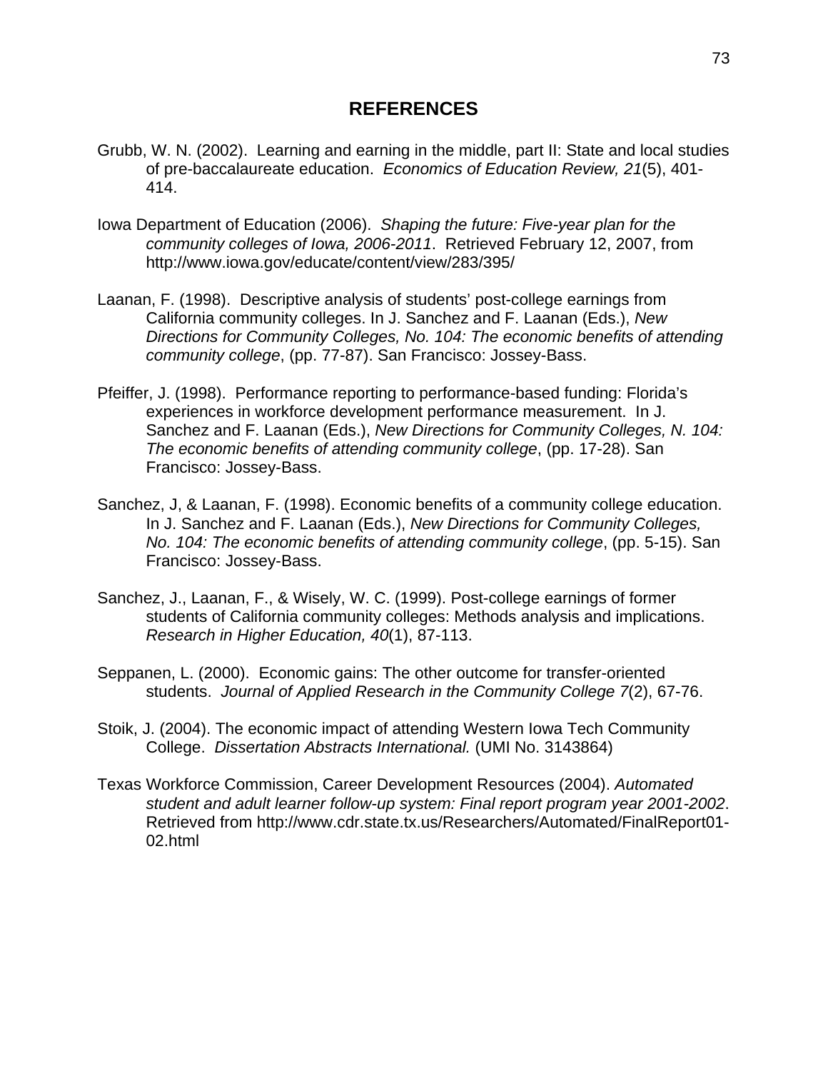# REFERENCES

Grubb, W. N. (2002). Learning and earning in the middle, part II: State and local studies of pre-baccalaureate education. *Economics of Education Review, 21*(5), 401-414.

Iowa Department of Education (2006). *Shaping the future: Five-year plan for the community colleges of Iowa, 2006-2011*. Retrieved February 12, 2007, from http://www.iowa.gov/educate/content/view/283/395/

Laanan, F. (1998). Descriptive analysis of students' post-college earnings from California community colleges. In J. Sanchez and F. Laanan (Eds.), *New Directions for Community Colleges, No. 104: The economic benefits of attending community college*, (pp. 77-87). San Francisco: Jossey-Bass.

Pfeiffer, J. (1998). Performance reporting to performance-based funding: Florida's experiences in workforce development performance measurement. In J. Sanchez and F. Laanan (Eds.), *New Directions for Community Colleges, N. 104: The economic benefits of attending community college*, (pp. 17-28). San Francisco: Jossey-Bass.

Sanchez, J, & Laanan, F. (1998). Economic benefits of a community college education. In J. Sanchez and F. Laanan (Eds.), *New Directions for Community Colleges, No. 104: The economic benefits of attending community college*, (pp. 5-15). San Francisco: Jossey-Bass.

Sanchez, J., Laanan, F., & Wisely, W. C. (1999). Post-college earnings of former students of California community colleges: Methods analysis and implications. *Research in Higher Education, 40*(1), 87-113.

Seppanen, L. (2000). Economic gains: The other outcome for transfer-oriented students. *Journal of Applied Research in the Community College 7*(2), 67-76.

Stoik, J. (2004). The economic impact of attending Western Iowa Tech Community College. *Dissertation Abstracts International.* (UMI No. 3143864)

Texas Workforce Commission, Career Development Resources (2004). *Automated student and adult learner follow-up system: Final report program year 2001-2002*. Retrieved from http://www.cdr.state.tx.us/Researchers/Automated/FinalReport01-02.html